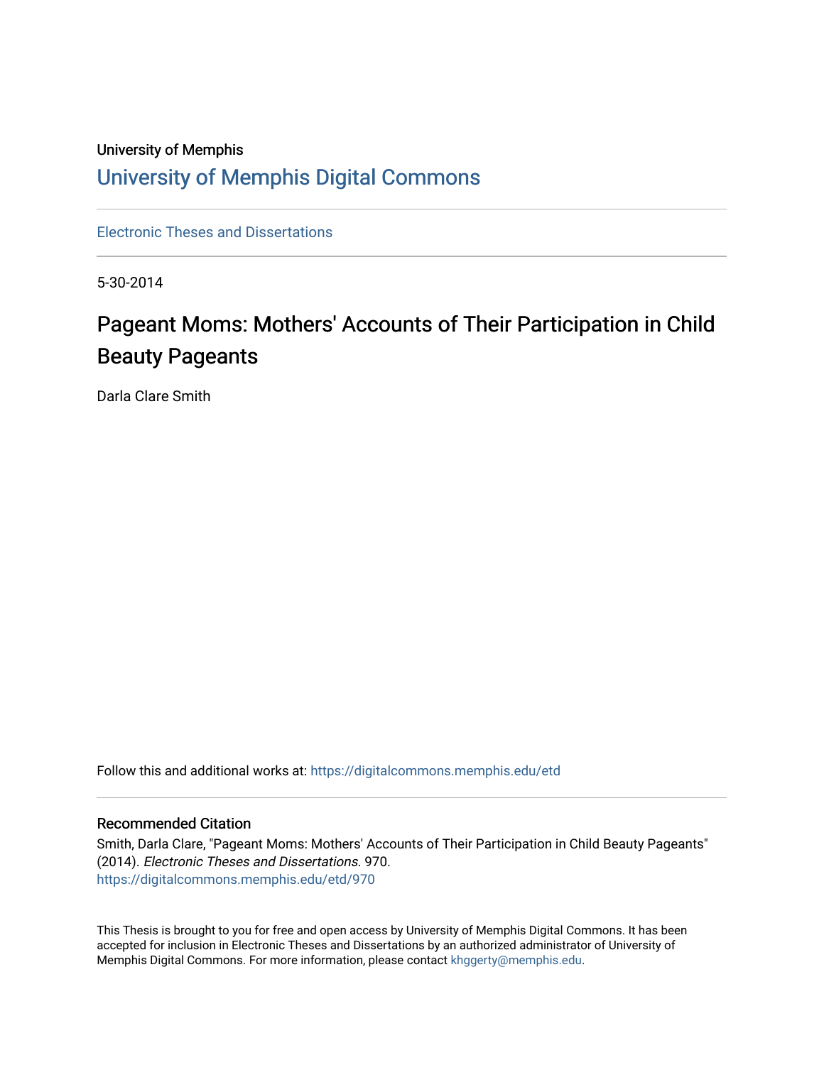University of Memphis

# University of Memphis Digital Commons

Electronic Theses and Dissertations

5-30-2014

## Pageant Moms: Mothers' Accounts of Their Participation in Child Beauty Pageants

Darla Clare Smith

Follow this and additional works at: https://digitalcommons.memphis.edu/etd

### Recommended Citation

Smith, Darla Clare, "Pageant Moms: Mothers' Accounts of Their Participation in Child Beauty Pageants" (2014). *Electronic Theses and Dissertations*. 970.
https://digitalcommons.memphis.edu/etd/970

This Thesis is brought to you for free and open access by University of Memphis Digital Commons. It has been accepted for inclusion in Electronic Theses and Dissertations by an authorized administrator of University of Memphis Digital Commons. For more information, please contact khggerty@memphis.edu.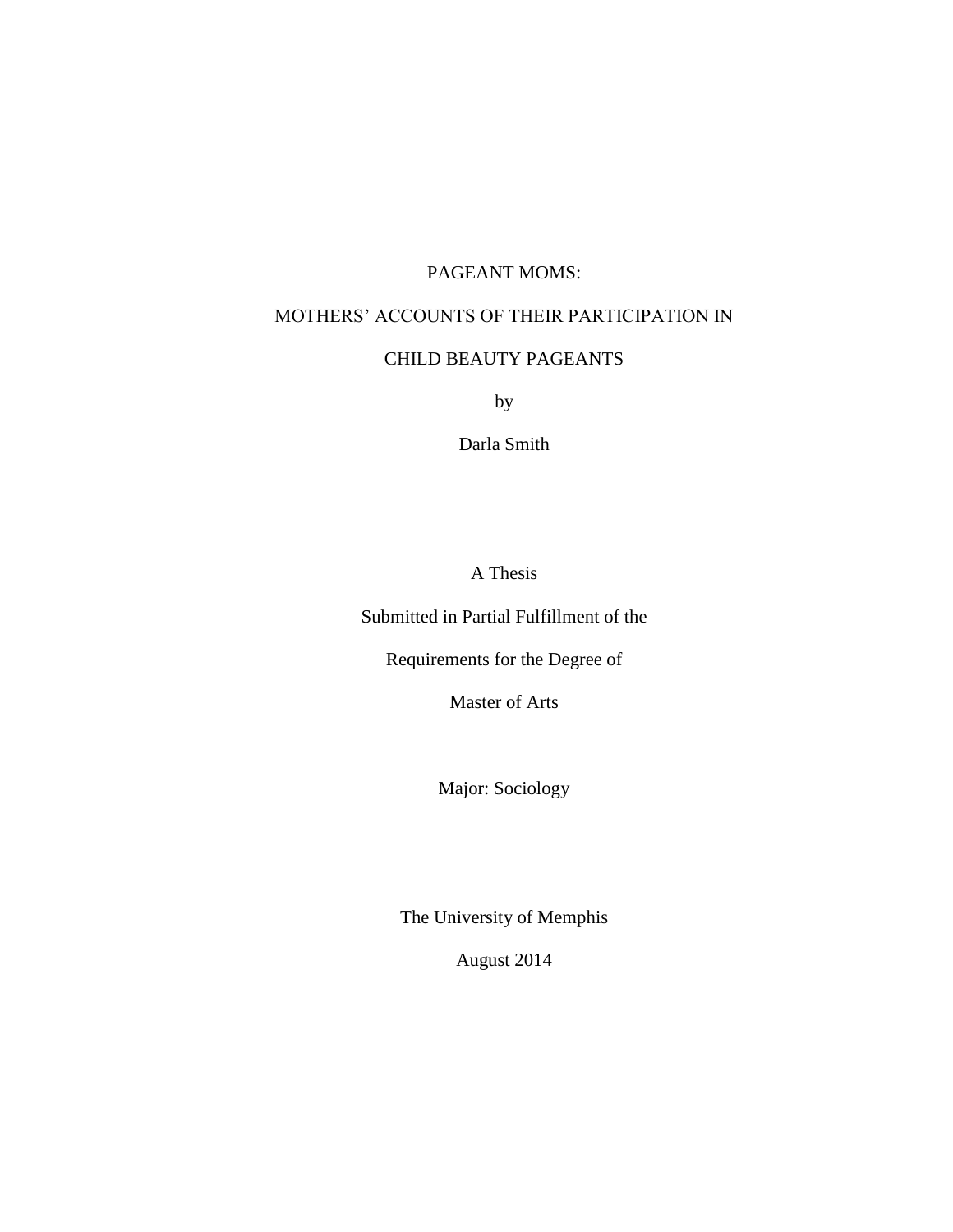# PAGEANT MOMS:

# MOTHERS' ACCOUNTS OF THEIR PARTICIPATION IN

# CHILD BEAUTY PAGEANTS

by

Darla Smith

A Thesis

Submitted in Partial Fulfillment of the

Requirements for the Degree of

Master of Arts

Major: Sociology

The University of Memphis

August 2014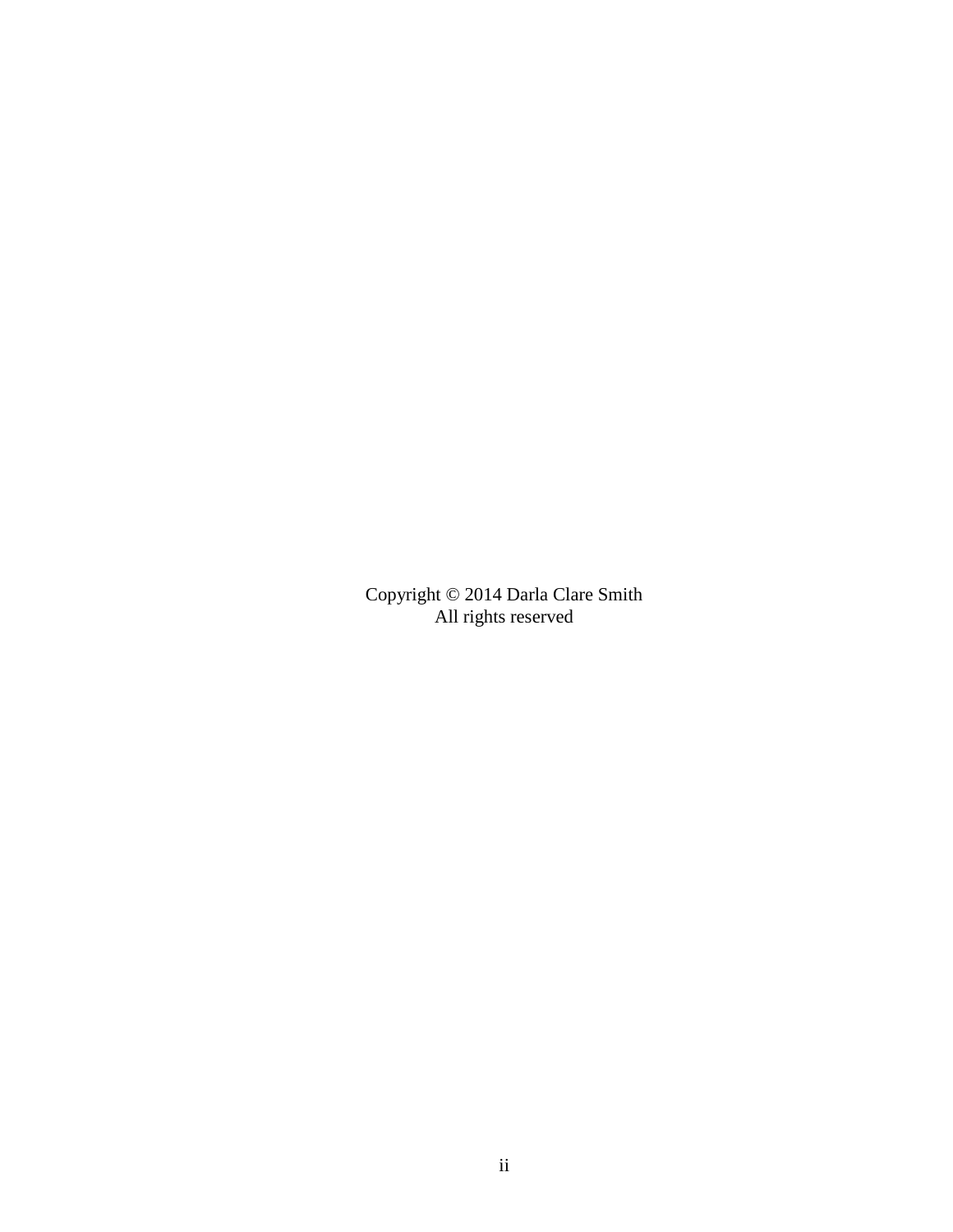Copyright © 2014 Darla Clare Smith
All rights reserved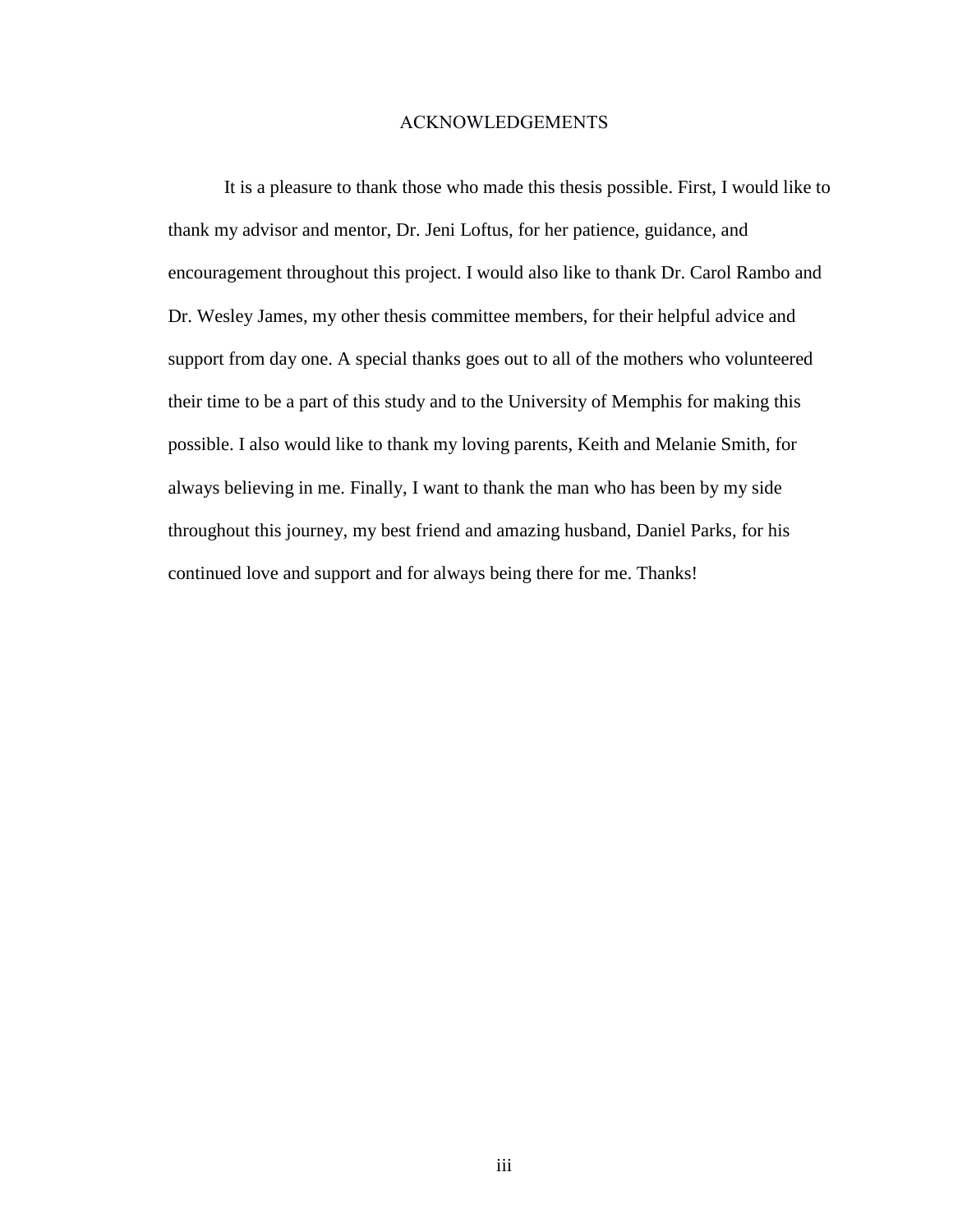# ACKNOWLEDGEMENTS

It is a pleasure to thank those who made this thesis possible. First, I would like to thank my advisor and mentor, Dr. Jeni Loftus, for her patience, guidance, and encouragement throughout this project. I would also like to thank Dr. Carol Rambo and Dr. Wesley James, my other thesis committee members, for their helpful advice and support from day one. A special thanks goes out to all of the mothers who volunteered their time to be a part of this study and to the University of Memphis for making this possible. I also would like to thank my loving parents, Keith and Melanie Smith, for always believing in me. Finally, I want to thank the man who has been by my side throughout this journey, my best friend and amazing husband, Daniel Parks, for his continued love and support and for always being there for me. Thanks!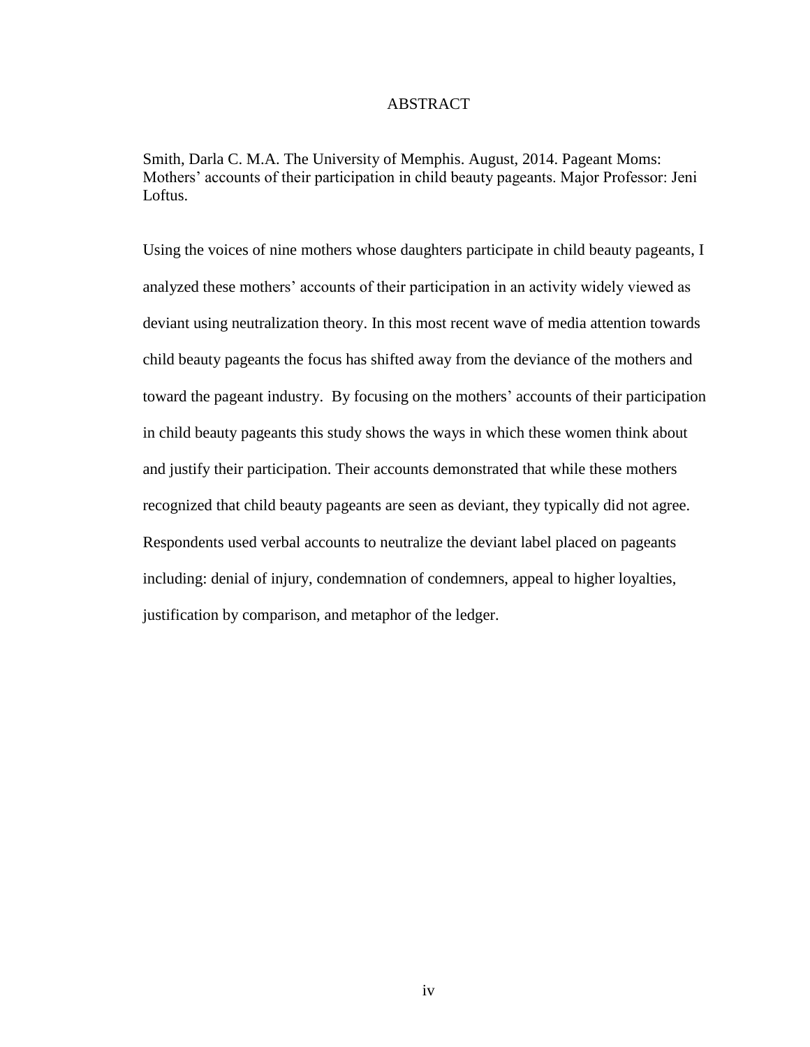# ABSTRACT

Smith, Darla C. M.A. The University of Memphis. August, 2014. Pageant Moms: Mothers' accounts of their participation in child beauty pageants. Major Professor: Jeni Loftus.

Using the voices of nine mothers whose daughters participate in child beauty pageants, I analyzed these mothers' accounts of their participation in an activity widely viewed as deviant using neutralization theory. In this most recent wave of media attention towards child beauty pageants the focus has shifted away from the deviance of the mothers and toward the pageant industry. By focusing on the mothers' accounts of their participation in child beauty pageants this study shows the ways in which these women think about and justify their participation. Their accounts demonstrated that while these mothers recognized that child beauty pageants are seen as deviant, they typically did not agree. Respondents used verbal accounts to neutralize the deviant label placed on pageants including: denial of injury, condemnation of condemners, appeal to higher loyalties, justification by comparison, and metaphor of the ledger.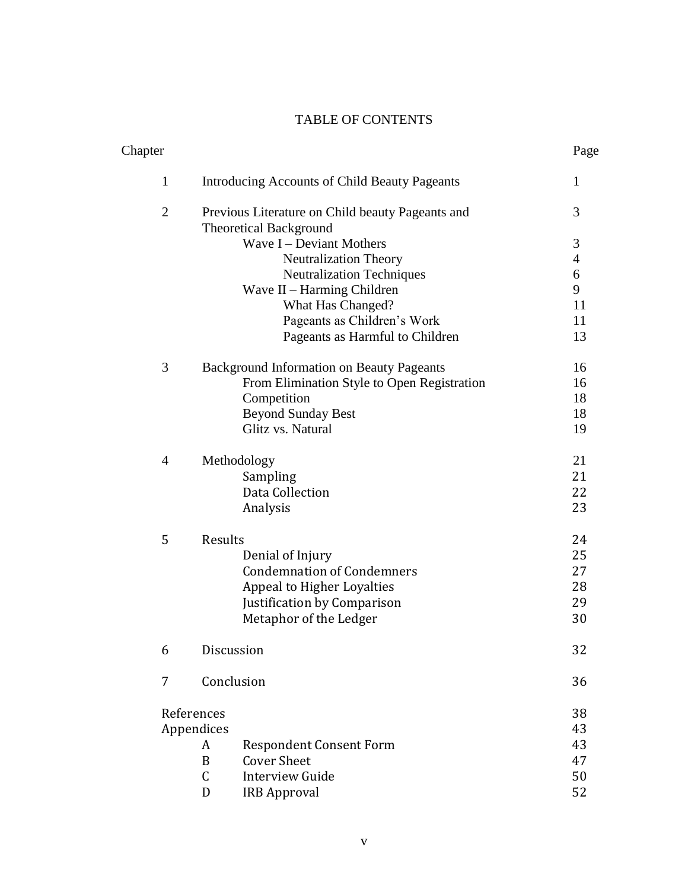# TABLE OF CONTENTS

| Chapter | | Page |
|---|---|---|
| 1 | Introducing Accounts of Child Beauty Pageants | 1 |
| 2 | Previous Literature on Child beauty Pageants and Theoretical Background | 3 |
| | Wave I – Deviant Mothers | 3 |
| | Neutralization Theory | 4 |
| | Neutralization Techniques | 6 |
| | Wave II – Harming Children | 9 |
| | What Has Changed? | 11 |
| | Pageants as Children's Work | 11 |
| | Pageants as Harmful to Children | 13 |
| 3 | Background Information on Beauty Pageants | 16 |
| | From Elimination Style to Open Registration | 16 |
| | Competition | 18 |
| | Beyond Sunday Best | 18 |
| | Glitz vs. Natural | 19 |
| 4 | Methodology | 21 |
| | Sampling | 21 |
| | Data Collection | 22 |
| | Analysis | 23 |
| 5 | Results | 24 |
| | Denial of Injury | 25 |
| | Condemnation of Condemners | 27 |
| | Appeal to Higher Loyalties | 28 |
| | Justification by Comparison | 29 |
| | Metaphor of the Ledger | 30 |
| 6 | Discussion | 32 |
| 7 | Conclusion | 36 |
| References | | 38 |
| Appendices | | 43 |
| | A Respondent Consent Form | 43 |
| | B Cover Sheet | 47 |
| | C Interview Guide | 50 |
| | D IRB Approval | 52 |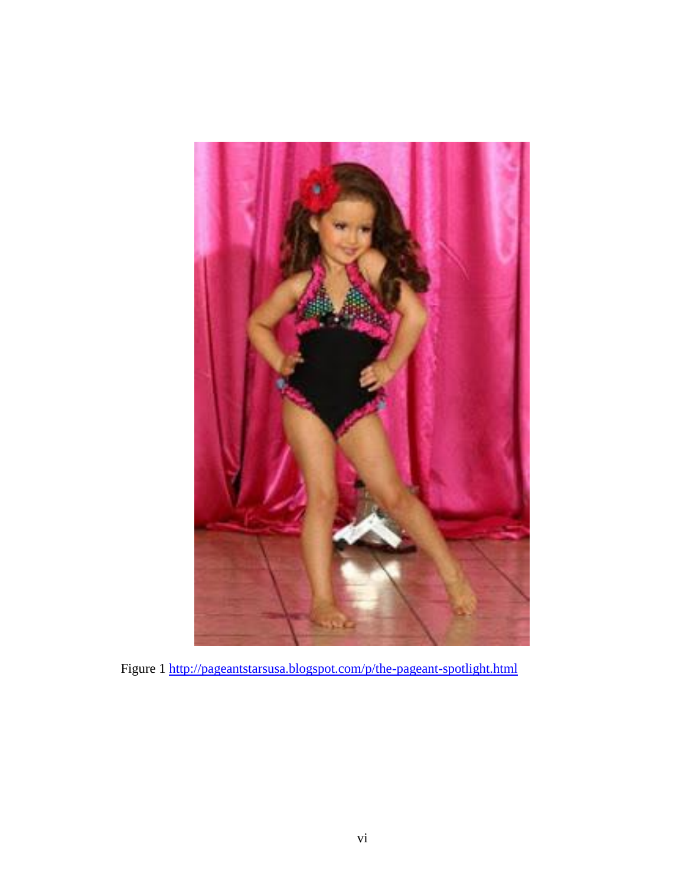Figure 1 http://pageantstarsusa.blogspot.com/p/the-pageant-spotlight.html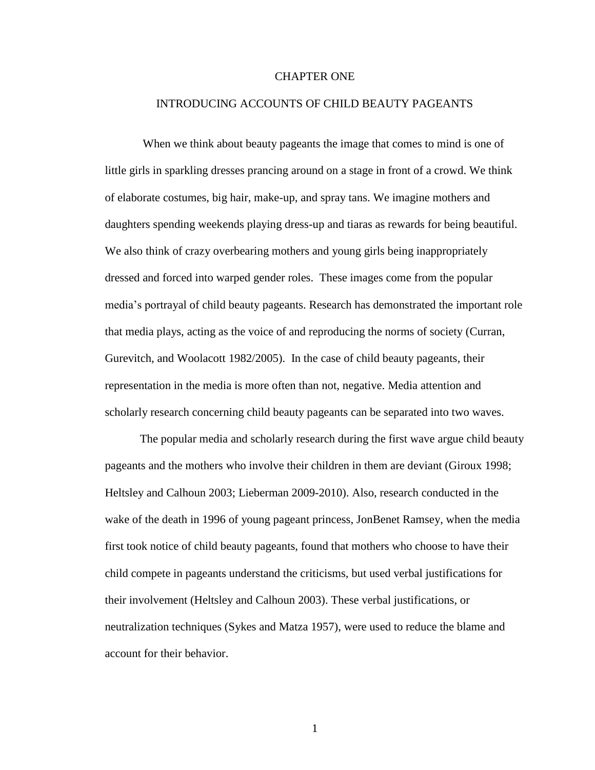# CHAPTER ONE

## INTRODUCING ACCOUNTS OF CHILD BEAUTY PAGEANTS

When we think about beauty pageants the image that comes to mind is one of little girls in sparkling dresses prancing around on a stage in front of a crowd. We think of elaborate costumes, big hair, make-up, and spray tans. We imagine mothers and daughters spending weekends playing dress-up and tiaras as rewards for being beautiful. We also think of crazy overbearing mothers and young girls being inappropriately dressed and forced into warped gender roles. These images come from the popular media's portrayal of child beauty pageants. Research has demonstrated the important role that media plays, acting as the voice of and reproducing the norms of society (Curran, Gurevitch, and Woolacott 1982/2005). In the case of child beauty pageants, their representation in the media is more often than not, negative. Media attention and scholarly research concerning child beauty pageants can be separated into two waves.

The popular media and scholarly research during the first wave argue child beauty pageants and the mothers who involve their children in them are deviant (Giroux 1998; Heltsley and Calhoun 2003; Lieberman 2009-2010). Also, research conducted in the wake of the death in 1996 of young pageant princess, JonBenet Ramsey, when the media first took notice of child beauty pageants, found that mothers who choose to have their child compete in pageants understand the criticisms, but used verbal justifications for their involvement (Heltsley and Calhoun 2003). These verbal justifications, or neutralization techniques (Sykes and Matza 1957), were used to reduce the blame and account for their behavior.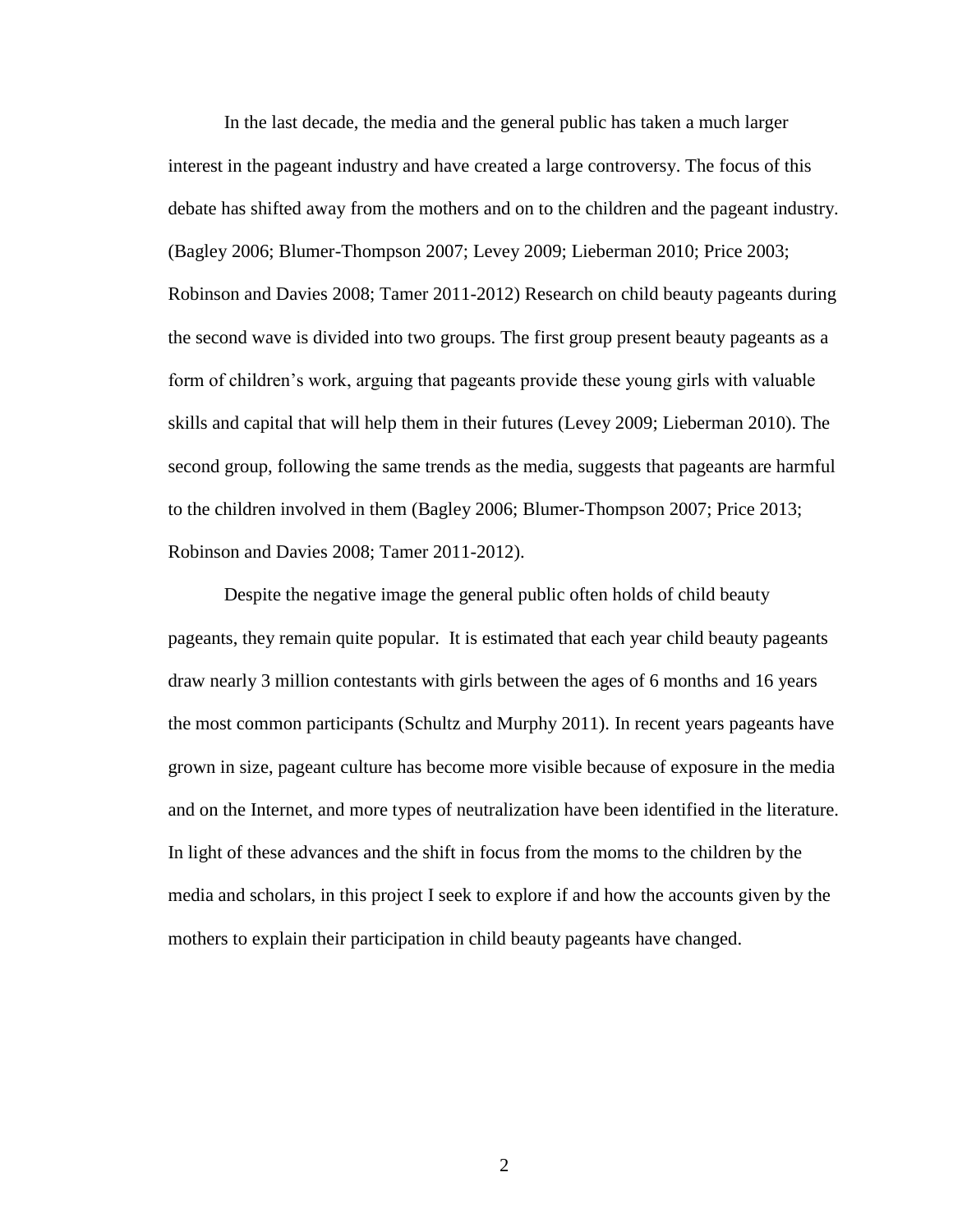In the last decade, the media and the general public has taken a much larger interest in the pageant industry and have created a large controversy. The focus of this debate has shifted away from the mothers and on to the children and the pageant industry. (Bagley 2006; Blumer-Thompson 2007; Levey 2009; Lieberman 2010; Price 2003; Robinson and Davies 2008; Tamer 2011-2012) Research on child beauty pageants during the second wave is divided into two groups. The first group present beauty pageants as a form of children's work, arguing that pageants provide these young girls with valuable skills and capital that will help them in their futures (Levey 2009; Lieberman 2010). The second group, following the same trends as the media, suggests that pageants are harmful to the children involved in them (Bagley 2006; Blumer-Thompson 2007; Price 2013; Robinson and Davies 2008; Tamer 2011-2012).

Despite the negative image the general public often holds of child beauty pageants, they remain quite popular. It is estimated that each year child beauty pageants draw nearly 3 million contestants with girls between the ages of 6 months and 16 years the most common participants (Schultz and Murphy 2011). In recent years pageants have grown in size, pageant culture has become more visible because of exposure in the media and on the Internet, and more types of neutralization have been identified in the literature. In light of these advances and the shift in focus from the moms to the children by the media and scholars, in this project I seek to explore if and how the accounts given by the mothers to explain their participation in child beauty pageants have changed.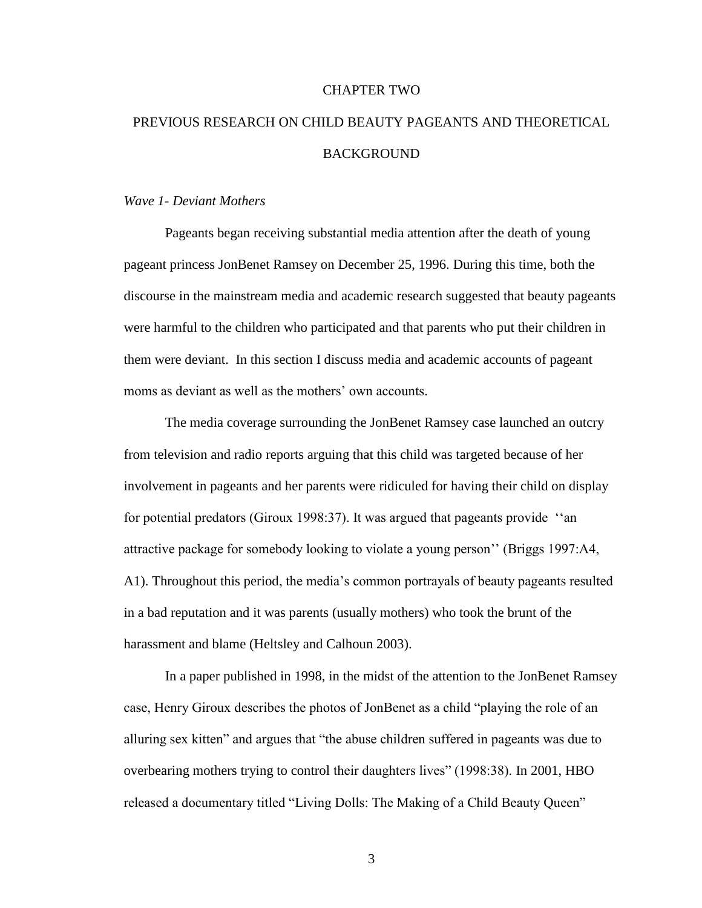# CHAPTER TWO

# PREVIOUS RESEARCH ON CHILD BEAUTY PAGEANTS AND THEORETICAL BACKGROUND

*Wave 1- Deviant Mothers*

Pageants began receiving substantial media attention after the death of young pageant princess JonBenet Ramsey on December 25, 1996. During this time, both the discourse in the mainstream media and academic research suggested that beauty pageants were harmful to the children who participated and that parents who put their children in them were deviant. In this section I discuss media and academic accounts of pageant moms as deviant as well as the mothers' own accounts.

The media coverage surrounding the JonBenet Ramsey case launched an outcry from television and radio reports arguing that this child was targeted because of her involvement in pageants and her parents were ridiculed for having their child on display for potential predators (Giroux 1998:37). It was argued that pageants provide ''an attractive package for somebody looking to violate a young person'' (Briggs 1997:A4, A1). Throughout this period, the media's common portrayals of beauty pageants resulted in a bad reputation and it was parents (usually mothers) who took the brunt of the harassment and blame (Heltsley and Calhoun 2003).

In a paper published in 1998, in the midst of the attention to the JonBenet Ramsey case, Henry Giroux describes the photos of JonBenet as a child "playing the role of an alluring sex kitten" and argues that "the abuse children suffered in pageants was due to overbearing mothers trying to control their daughters lives" (1998:38). In 2001, HBO released a documentary titled "Living Dolls: The Making of a Child Beauty Queen"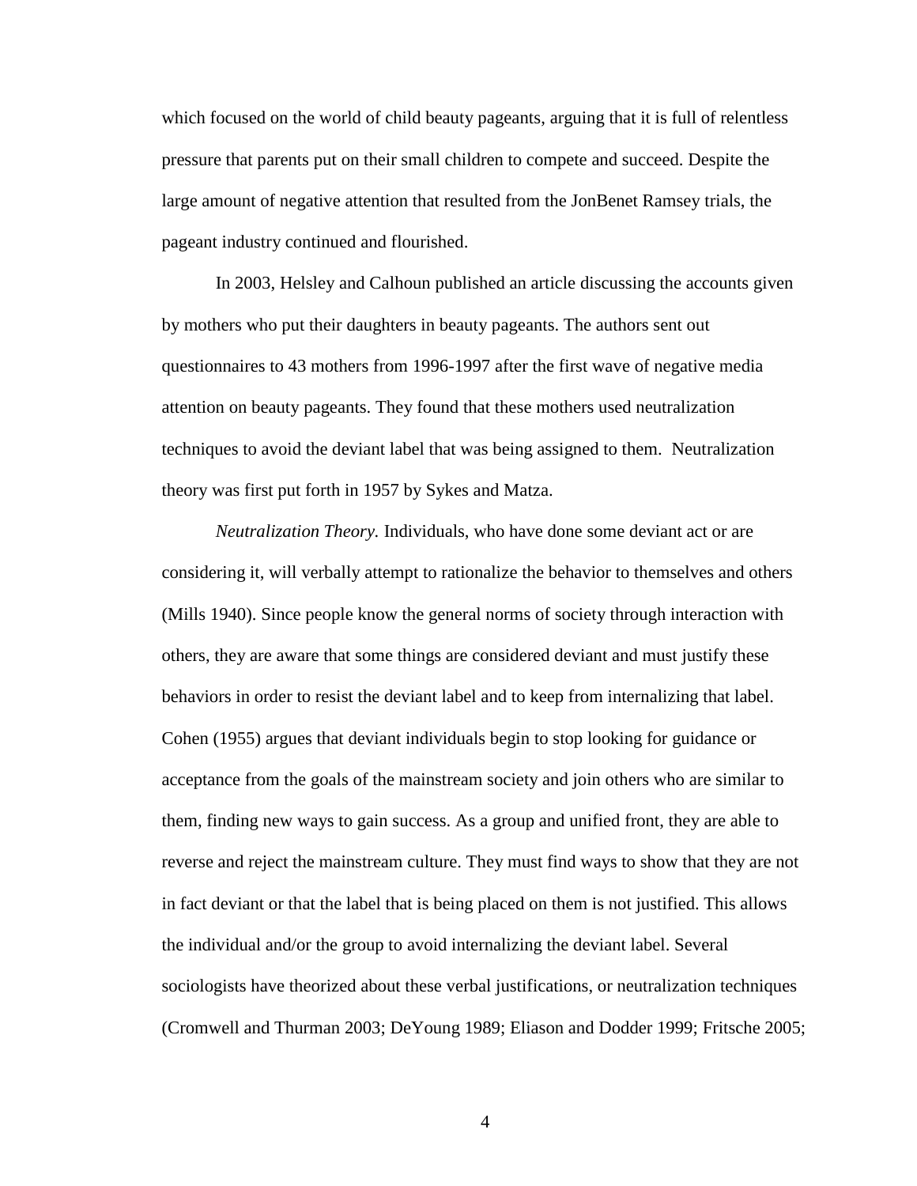which focused on the world of child beauty pageants, arguing that it is full of relentless pressure that parents put on their small children to compete and succeed. Despite the large amount of negative attention that resulted from the JonBenet Ramsey trials, the pageant industry continued and flourished.

In 2003, Helsley and Calhoun published an article discussing the accounts given by mothers who put their daughters in beauty pageants. The authors sent out questionnaires to 43 mothers from 1996-1997 after the first wave of negative media attention on beauty pageants. They found that these mothers used neutralization techniques to avoid the deviant label that was being assigned to them. Neutralization theory was first put forth in 1957 by Sykes and Matza.

*Neutralization Theory.* Individuals, who have done some deviant act or are considering it, will verbally attempt to rationalize the behavior to themselves and others (Mills 1940). Since people know the general norms of society through interaction with others, they are aware that some things are considered deviant and must justify these behaviors in order to resist the deviant label and to keep from internalizing that label. Cohen (1955) argues that deviant individuals begin to stop looking for guidance or acceptance from the goals of the mainstream society and join others who are similar to them, finding new ways to gain success. As a group and unified front, they are able to reverse and reject the mainstream culture. They must find ways to show that they are not in fact deviant or that the label that is being placed on them is not justified. This allows the individual and/or the group to avoid internalizing the deviant label. Several sociologists have theorized about these verbal justifications, or neutralization techniques (Cromwell and Thurman 2003; DeYoung 1989; Eliason and Dodder 1999; Fritsche 2005;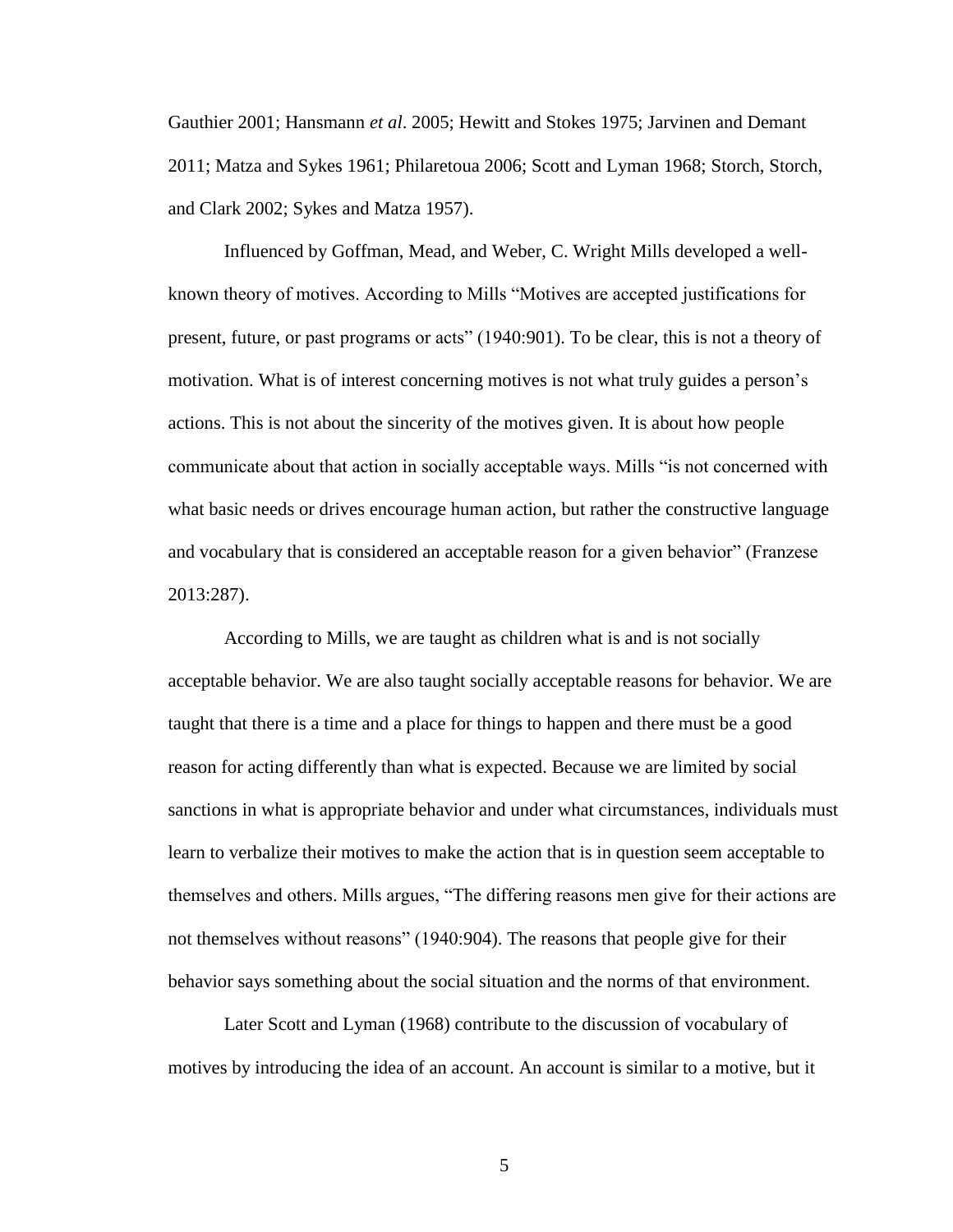Gauthier 2001; Hansmann *et al*. 2005; Hewitt and Stokes 1975; Jarvinen and Demant 2011; Matza and Sykes 1961; Philaretoua 2006; Scott and Lyman 1968; Storch, Storch, and Clark 2002; Sykes and Matza 1957).

Influenced by Goffman, Mead, and Weber, C. Wright Mills developed a well-known theory of motives. According to Mills "Motives are accepted justifications for present, future, or past programs or acts" (1940:901). To be clear, this is not a theory of motivation. What is of interest concerning motives is not what truly guides a person's actions. This is not about the sincerity of the motives given. It is about how people communicate about that action in socially acceptable ways. Mills "is not concerned with what basic needs or drives encourage human action, but rather the constructive language and vocabulary that is considered an acceptable reason for a given behavior" (Franzese 2013:287).

According to Mills, we are taught as children what is and is not socially acceptable behavior. We are also taught socially acceptable reasons for behavior. We are taught that there is a time and a place for things to happen and there must be a good reason for acting differently than what is expected. Because we are limited by social sanctions in what is appropriate behavior and under what circumstances, individuals must learn to verbalize their motives to make the action that is in question seem acceptable to themselves and others. Mills argues, "The differing reasons men give for their actions are not themselves without reasons" (1940:904). The reasons that people give for their behavior says something about the social situation and the norms of that environment.

Later Scott and Lyman (1968) contribute to the discussion of vocabulary of motives by introducing the idea of an account. An account is similar to a motive, but it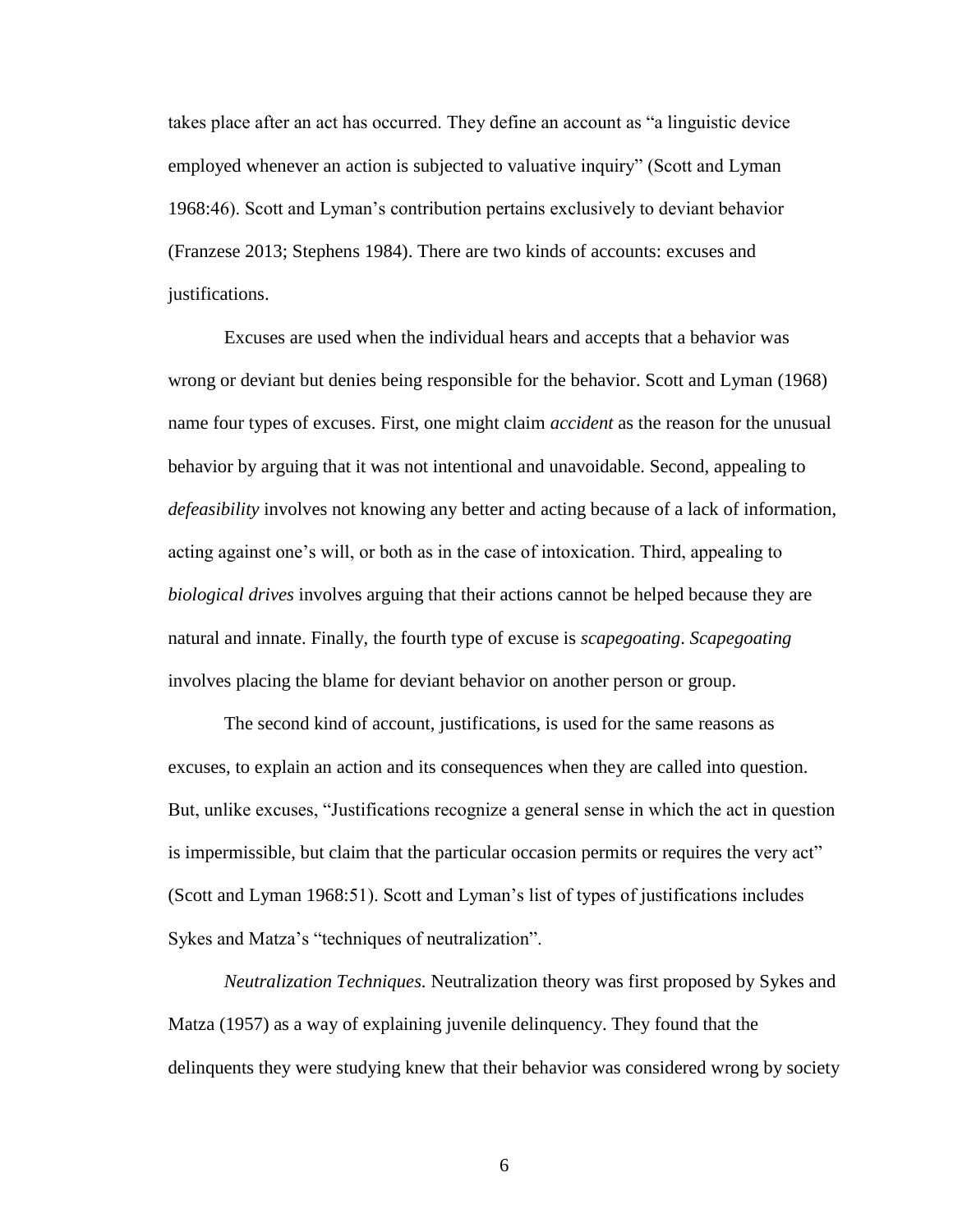takes place after an act has occurred. They define an account as "a linguistic device employed whenever an action is subjected to valuative inquiry" (Scott and Lyman 1968:46). Scott and Lyman's contribution pertains exclusively to deviant behavior (Franzese 2013; Stephens 1984). There are two kinds of accounts: excuses and justifications.

Excuses are used when the individual hears and accepts that a behavior was wrong or deviant but denies being responsible for the behavior. Scott and Lyman (1968) name four types of excuses. First, one might claim *accident* as the reason for the unusual behavior by arguing that it was not intentional and unavoidable. Second, appealing to *defeasibility* involves not knowing any better and acting because of a lack of information, acting against one's will, or both as in the case of intoxication. Third, appealing to *biological drives* involves arguing that their actions cannot be helped because they are natural and innate. Finally, the fourth type of excuse is *scapegoating*. *Scapegoating* involves placing the blame for deviant behavior on another person or group.

The second kind of account, justifications, is used for the same reasons as excuses, to explain an action and its consequences when they are called into question. But, unlike excuses, "Justifications recognize a general sense in which the act in question is impermissible, but claim that the particular occasion permits or requires the very act" (Scott and Lyman 1968:51). Scott and Lyman's list of types of justifications includes Sykes and Matza's "techniques of neutralization".

*Neutralization Techniques.* Neutralization theory was first proposed by Sykes and Matza (1957) as a way of explaining juvenile delinquency. They found that the delinquents they were studying knew that their behavior was considered wrong by society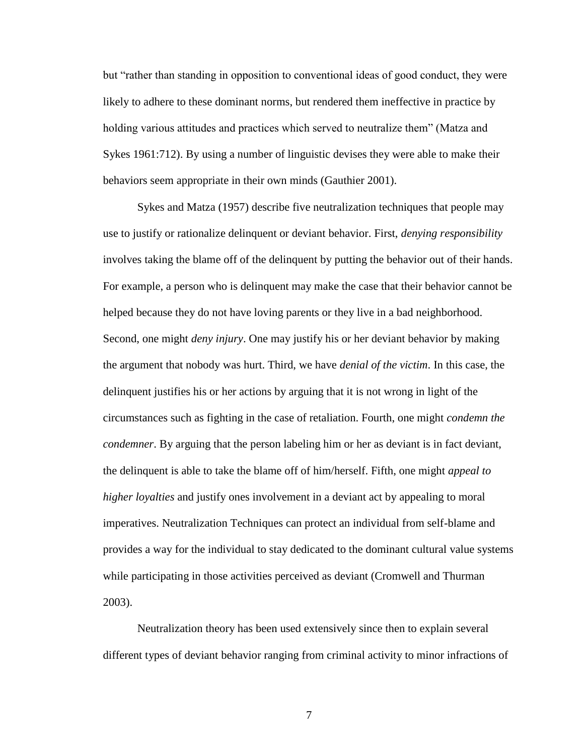but “rather than standing in opposition to conventional ideas of good conduct, they were likely to adhere to these dominant norms, but rendered them ineffective in practice by holding various attitudes and practices which served to neutralize them” (Matza and Sykes 1961:712). By using a number of linguistic devises they were able to make their behaviors seem appropriate in their own minds (Gauthier 2001).

Sykes and Matza (1957) describe five neutralization techniques that people may use to justify or rationalize delinquent or deviant behavior. First, *denying responsibility* involves taking the blame off of the delinquent by putting the behavior out of their hands. For example, a person who is delinquent may make the case that their behavior cannot be helped because they do not have loving parents or they live in a bad neighborhood. Second, one might *deny injury*. One may justify his or her deviant behavior by making the argument that nobody was hurt. Third, we have *denial of the victim*. In this case, the delinquent justifies his or her actions by arguing that it is not wrong in light of the circumstances such as fighting in the case of retaliation. Fourth, one might *condemn the condemner*. By arguing that the person labeling him or her as deviant is in fact deviant, the delinquent is able to take the blame off of him/herself. Fifth, one might *appeal to higher loyalties* and justify ones involvement in a deviant act by appealing to moral imperatives. Neutralization Techniques can protect an individual from self-blame and provides a way for the individual to stay dedicated to the dominant cultural value systems while participating in those activities perceived as deviant (Cromwell and Thurman 2003).

Neutralization theory has been used extensively since then to explain several different types of deviant behavior ranging from criminal activity to minor infractions of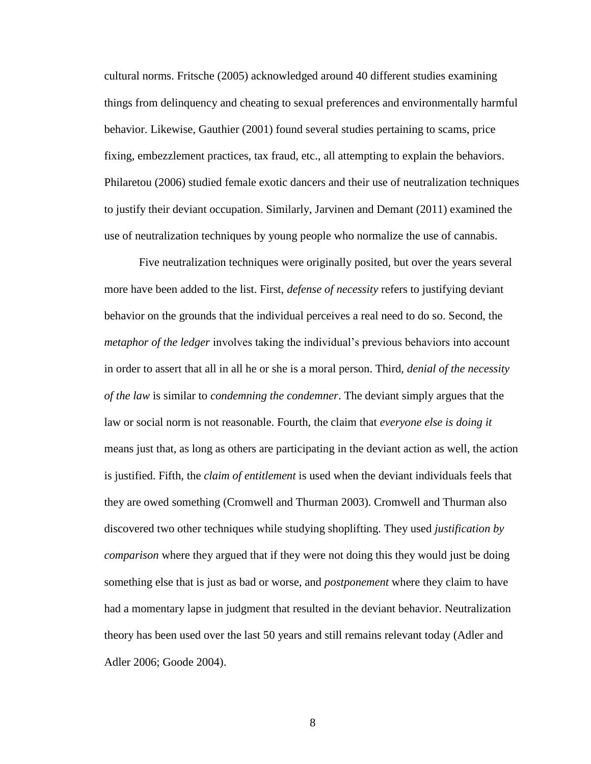cultural norms. Fritsche (2005) acknowledged around 40 different studies examining things from delinquency and cheating to sexual preferences and environmentally harmful behavior. Likewise, Gauthier (2001) found several studies pertaining to scams, price fixing, embezzlement practices, tax fraud, etc., all attempting to explain the behaviors. Philaretou (2006) studied female exotic dancers and their use of neutralization techniques to justify their deviant occupation. Similarly, Jarvinen and Demant (2011) examined the use of neutralization techniques by young people who normalize the use of cannabis.

Five neutralization techniques were originally posited, but over the years several more have been added to the list. First, *defense of necessity* refers to justifying deviant behavior on the grounds that the individual perceives a real need to do so. Second, the *metaphor of the ledger* involves taking the individual's previous behaviors into account in order to assert that all in all he or she is a moral person. Third, *denial of the necessity of the law* is similar to *condemning the condemner*. The deviant simply argues that the law or social norm is not reasonable. Fourth, the claim that *everyone else is doing it* means just that, as long as others are participating in the deviant action as well, the action is justified. Fifth, the *claim of entitlement* is used when the deviant individuals feels that they are owed something (Cromwell and Thurman 2003). Cromwell and Thurman also discovered two other techniques while studying shoplifting. They used *justification by comparison* where they argued that if they were not doing this they would just be doing something else that is just as bad or worse, and *postponement* where they claim to have had a momentary lapse in judgment that resulted in the deviant behavior. Neutralization theory has been used over the last 50 years and still remains relevant today (Adler and Adler 2006; Goode 2004).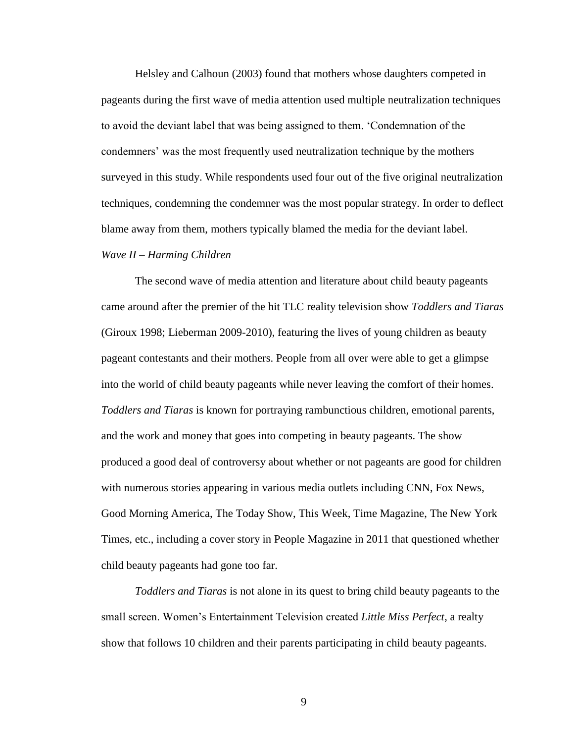Helsley and Calhoun (2003) found that mothers whose daughters competed in pageants during the first wave of media attention used multiple neutralization techniques to avoid the deviant label that was being assigned to them. 'Condemnation of the condemners' was the most frequently used neutralization technique by the mothers surveyed in this study. While respondents used four out of the five original neutralization techniques, condemning the condemner was the most popular strategy. In order to deflect blame away from them, mothers typically blamed the media for the deviant label.

*Wave II – Harming Children*

The second wave of media attention and literature about child beauty pageants came around after the premier of the hit TLC reality television show *Toddlers and Tiaras* (Giroux 1998; Lieberman 2009-2010), featuring the lives of young children as beauty pageant contestants and their mothers. People from all over were able to get a glimpse into the world of child beauty pageants while never leaving the comfort of their homes. *Toddlers and Tiaras* is known for portraying rambunctious children, emotional parents, and the work and money that goes into competing in beauty pageants. The show produced a good deal of controversy about whether or not pageants are good for children with numerous stories appearing in various media outlets including CNN, Fox News, Good Morning America, The Today Show, This Week, Time Magazine, The New York Times, etc., including a cover story in People Magazine in 2011 that questioned whether child beauty pageants had gone too far.

*Toddlers and Tiaras* is not alone in its quest to bring child beauty pageants to the small screen. Women's Entertainment Television created *Little Miss Perfect*, a realty show that follows 10 children and their parents participating in child beauty pageants.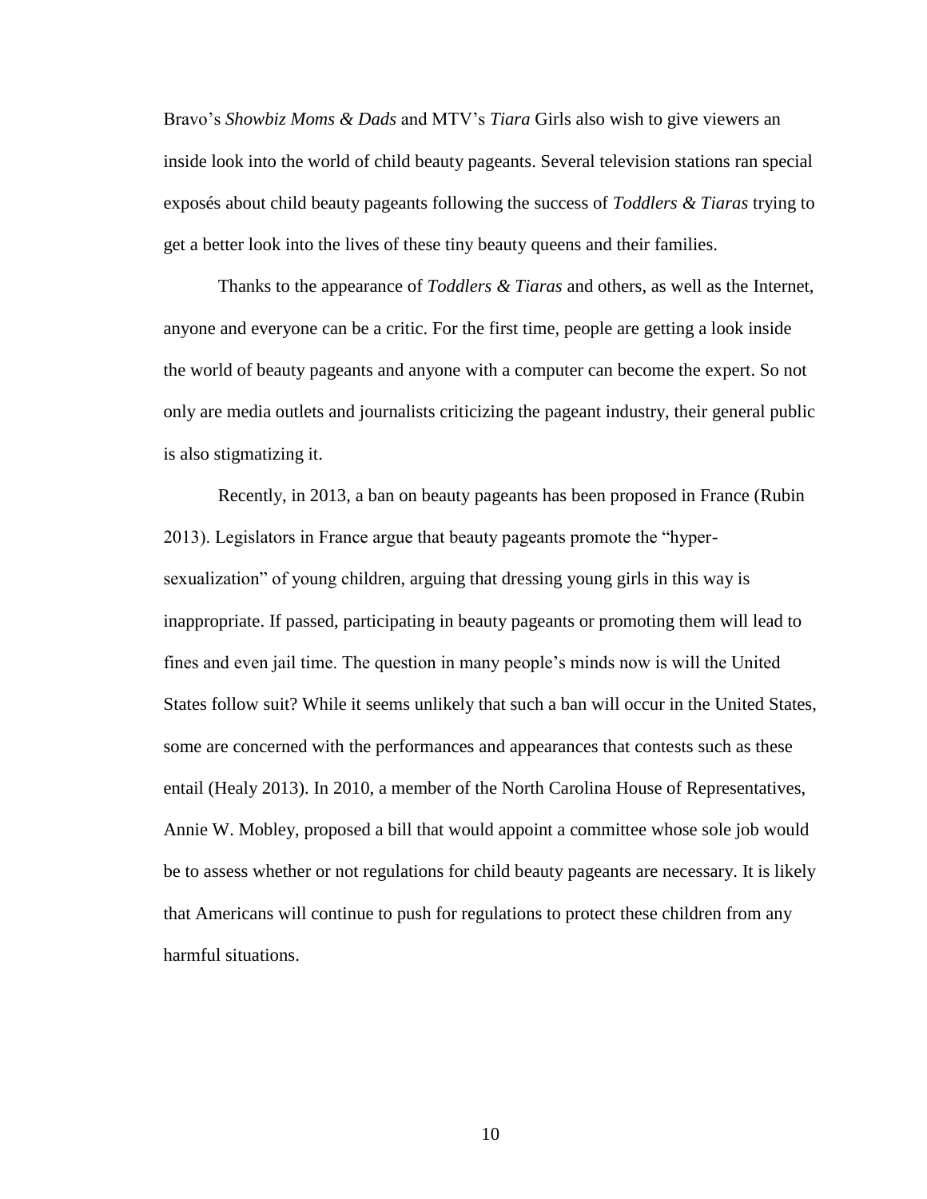Bravo's *Showbiz Moms & Dads* and MTV's *Tiara* Girls also wish to give viewers an inside look into the world of child beauty pageants. Several television stations ran special exposés about child beauty pageants following the success of *Toddlers & Tiaras* trying to get a better look into the lives of these tiny beauty queens and their families.

Thanks to the appearance of *Toddlers & Tiaras* and others, as well as the Internet, anyone and everyone can be a critic. For the first time, people are getting a look inside the world of beauty pageants and anyone with a computer can become the expert. So not only are media outlets and journalists criticizing the pageant industry, their general public is also stigmatizing it.

Recently, in 2013, a ban on beauty pageants has been proposed in France (Rubin 2013). Legislators in France argue that beauty pageants promote the "hyper-sexualization" of young children, arguing that dressing young girls in this way is inappropriate. If passed, participating in beauty pageants or promoting them will lead to fines and even jail time. The question in many people's minds now is will the United States follow suit? While it seems unlikely that such a ban will occur in the United States, some are concerned with the performances and appearances that contests such as these entail (Healy 2013). In 2010, a member of the North Carolina House of Representatives, Annie W. Mobley, proposed a bill that would appoint a committee whose sole job would be to assess whether or not regulations for child beauty pageants are necessary. It is likely that Americans will continue to push for regulations to protect these children from any harmful situations.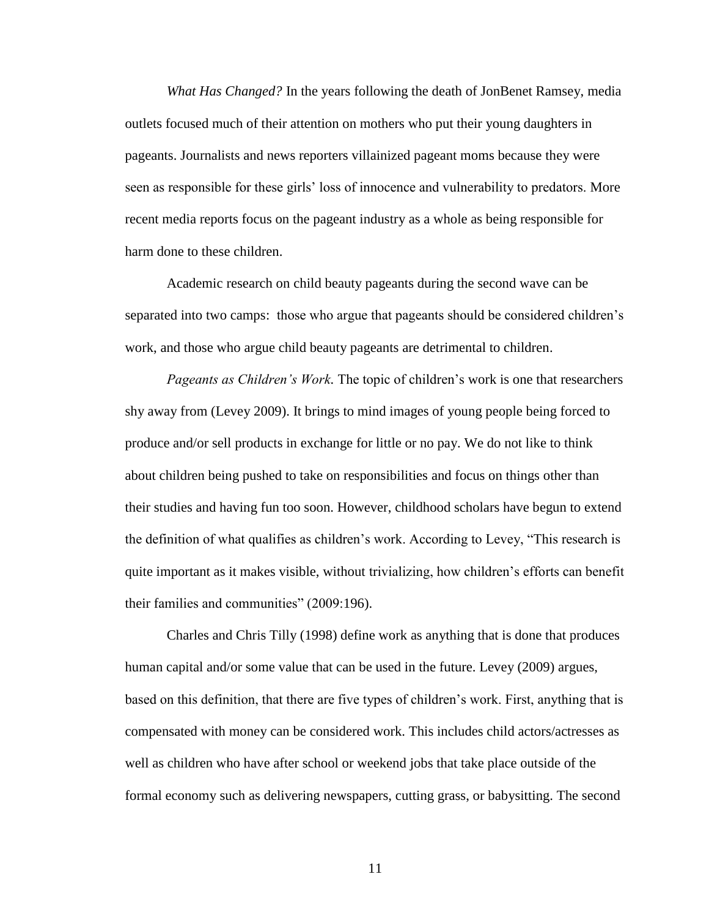*What Has Changed?* In the years following the death of JonBenet Ramsey, media outlets focused much of their attention on mothers who put their young daughters in pageants. Journalists and news reporters villainized pageant moms because they were seen as responsible for these girls' loss of innocence and vulnerability to predators. More recent media reports focus on the pageant industry as a whole as being responsible for harm done to these children.

Academic research on child beauty pageants during the second wave can be separated into two camps: those who argue that pageants should be considered children's work, and those who argue child beauty pageants are detrimental to children.

*Pageants as Children's Work.* The topic of children's work is one that researchers shy away from (Levey 2009). It brings to mind images of young people being forced to produce and/or sell products in exchange for little or no pay. We do not like to think about children being pushed to take on responsibilities and focus on things other than their studies and having fun too soon. However, childhood scholars have begun to extend the definition of what qualifies as children's work. According to Levey, "This research is quite important as it makes visible, without trivializing, how children's efforts can benefit their families and communities" (2009:196).

Charles and Chris Tilly (1998) define work as anything that is done that produces human capital and/or some value that can be used in the future. Levey (2009) argues, based on this definition, that there are five types of children's work. First, anything that is compensated with money can be considered work. This includes child actors/actresses as well as children who have after school or weekend jobs that take place outside of the formal economy such as delivering newspapers, cutting grass, or babysitting. The second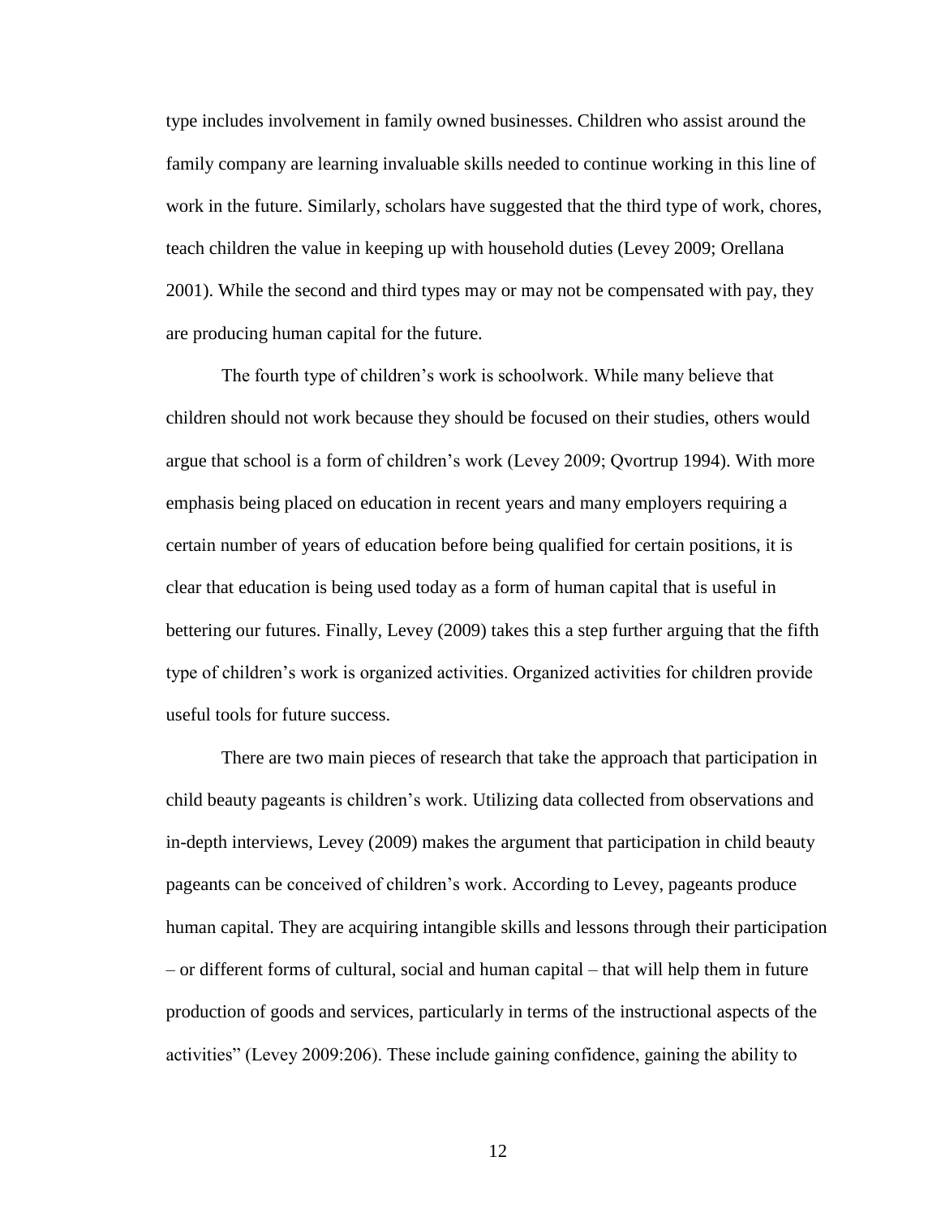type includes involvement in family owned businesses. Children who assist around the family company are learning invaluable skills needed to continue working in this line of work in the future. Similarly, scholars have suggested that the third type of work, chores, teach children the value in keeping up with household duties (Levey 2009; Orellana 2001). While the second and third types may or may not be compensated with pay, they are producing human capital for the future.

The fourth type of children's work is schoolwork. While many believe that children should not work because they should be focused on their studies, others would argue that school is a form of children's work (Levey 2009; Qvortrup 1994). With more emphasis being placed on education in recent years and many employers requiring a certain number of years of education before being qualified for certain positions, it is clear that education is being used today as a form of human capital that is useful in bettering our futures. Finally, Levey (2009) takes this a step further arguing that the fifth type of children's work is organized activities. Organized activities for children provide useful tools for future success.

There are two main pieces of research that take the approach that participation in child beauty pageants is children's work. Utilizing data collected from observations and in-depth interviews, Levey (2009) makes the argument that participation in child beauty pageants can be conceived of children's work. According to Levey, pageants produce human capital. They are acquiring intangible skills and lessons through their participation – or different forms of cultural, social and human capital – that will help them in future production of goods and services, particularly in terms of the instructional aspects of the activities" (Levey 2009:206). These include gaining confidence, gaining the ability to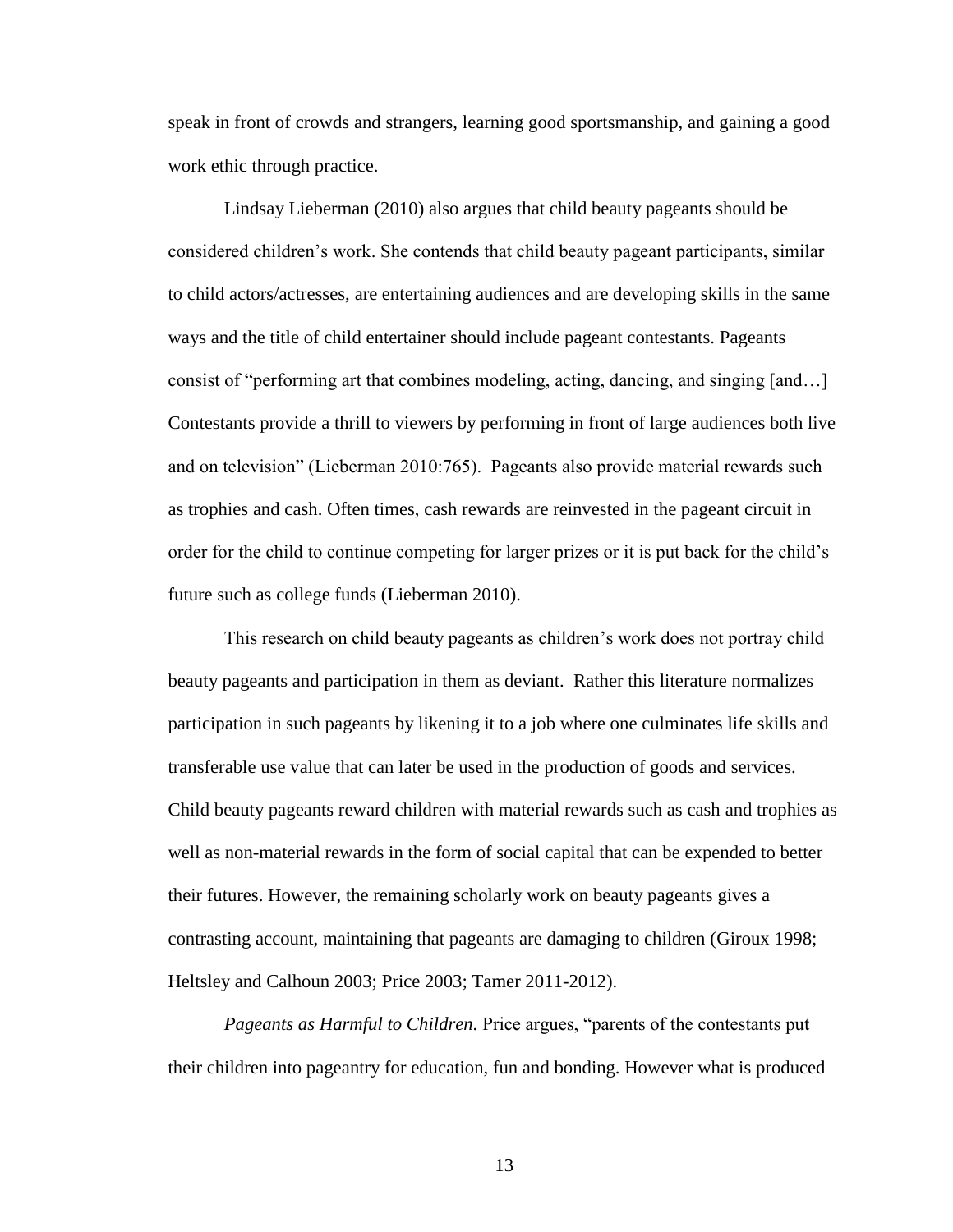speak in front of crowds and strangers, learning good sportsmanship, and gaining a good work ethic through practice.

Lindsay Lieberman (2010) also argues that child beauty pageants should be considered children's work. She contends that child beauty pageant participants, similar to child actors/actresses, are entertaining audiences and are developing skills in the same ways and the title of child entertainer should include pageant contestants. Pageants consist of "performing art that combines modeling, acting, dancing, and singing [and…] Contestants provide a thrill to viewers by performing in front of large audiences both live and on television" (Lieberman 2010:765). Pageants also provide material rewards such as trophies and cash. Often times, cash rewards are reinvested in the pageant circuit in order for the child to continue competing for larger prizes or it is put back for the child's future such as college funds (Lieberman 2010).

This research on child beauty pageants as children's work does not portray child beauty pageants and participation in them as deviant. Rather this literature normalizes participation in such pageants by likening it to a job where one culminates life skills and transferable use value that can later be used in the production of goods and services. Child beauty pageants reward children with material rewards such as cash and trophies as well as non-material rewards in the form of social capital that can be expended to better their futures. However, the remaining scholarly work on beauty pageants gives a contrasting account, maintaining that pageants are damaging to children (Giroux 1998; Heltsley and Calhoun 2003; Price 2003; Tamer 2011-2012).

*Pageants as Harmful to Children.* Price argues, "parents of the contestants put their children into pageantry for education, fun and bonding. However what is produced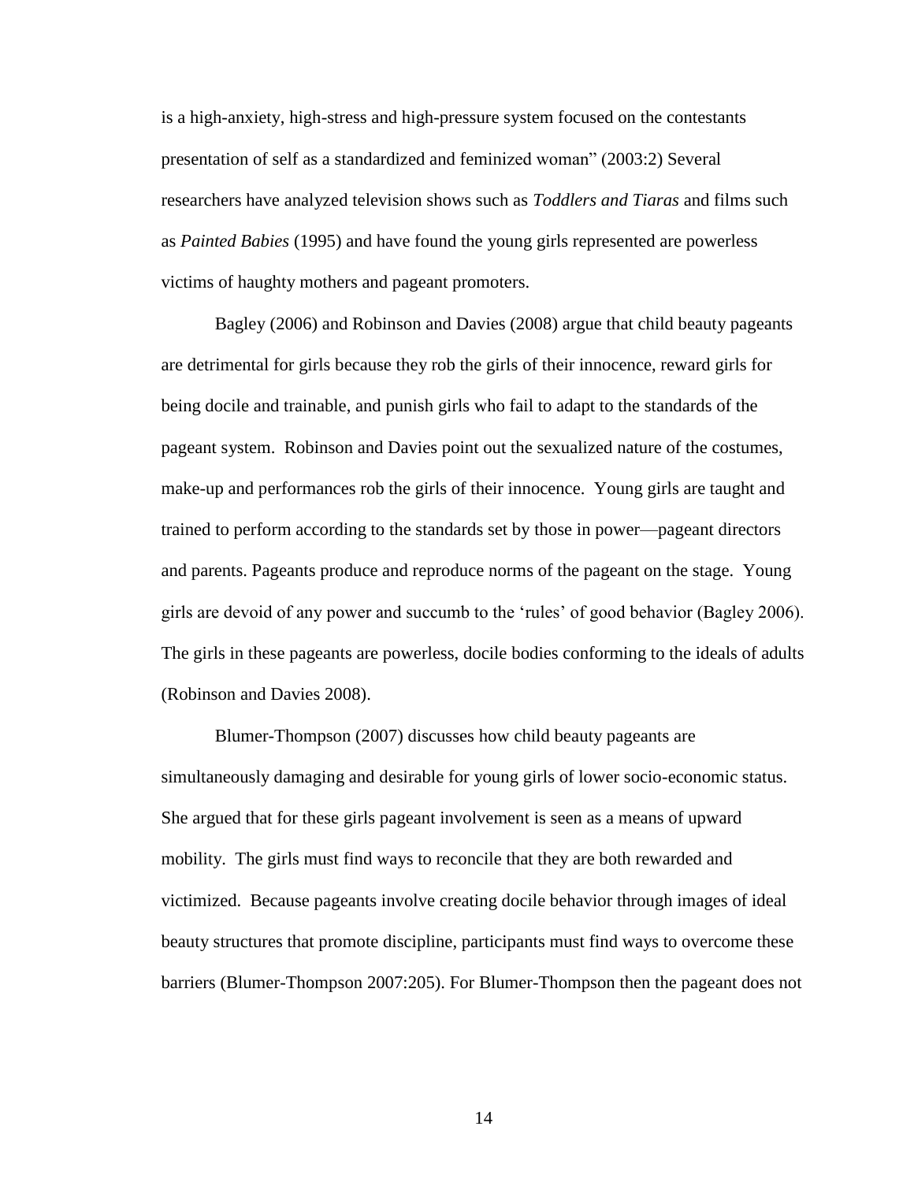is a high-anxiety, high-stress and high-pressure system focused on the contestants presentation of self as a standardized and feminized woman" (2003:2) Several researchers have analyzed television shows such as *Toddlers and Tiaras* and films such as *Painted Babies* (1995) and have found the young girls represented are powerless victims of haughty mothers and pageant promoters.

Bagley (2006) and Robinson and Davies (2008) argue that child beauty pageants are detrimental for girls because they rob the girls of their innocence, reward girls for being docile and trainable, and punish girls who fail to adapt to the standards of the pageant system. Robinson and Davies point out the sexualized nature of the costumes, make-up and performances rob the girls of their innocence. Young girls are taught and trained to perform according to the standards set by those in power—pageant directors and parents. Pageants produce and reproduce norms of the pageant on the stage. Young girls are devoid of any power and succumb to the 'rules' of good behavior (Bagley 2006). The girls in these pageants are powerless, docile bodies conforming to the ideals of adults (Robinson and Davies 2008).

Blumer-Thompson (2007) discusses how child beauty pageants are simultaneously damaging and desirable for young girls of lower socio-economic status. She argued that for these girls pageant involvement is seen as a means of upward mobility. The girls must find ways to reconcile that they are both rewarded and victimized. Because pageants involve creating docile behavior through images of ideal beauty structures that promote discipline, participants must find ways to overcome these barriers (Blumer-Thompson 2007:205). For Blumer-Thompson then the pageant does not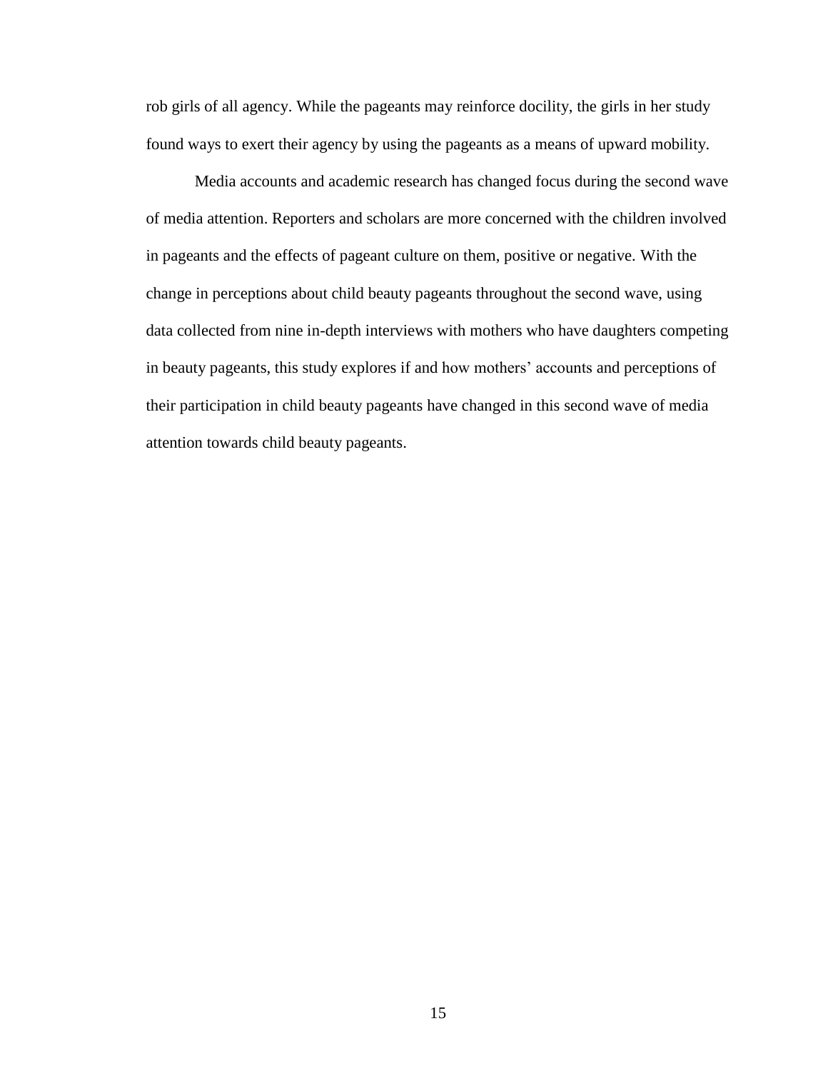rob girls of all agency. While the pageants may reinforce docility, the girls in her study found ways to exert their agency by using the pageants as a means of upward mobility.

Media accounts and academic research has changed focus during the second wave of media attention. Reporters and scholars are more concerned with the children involved in pageants and the effects of pageant culture on them, positive or negative. With the change in perceptions about child beauty pageants throughout the second wave, using data collected from nine in-depth interviews with mothers who have daughters competing in beauty pageants, this study explores if and how mothers' accounts and perceptions of their participation in child beauty pageants have changed in this second wave of media attention towards child beauty pageants.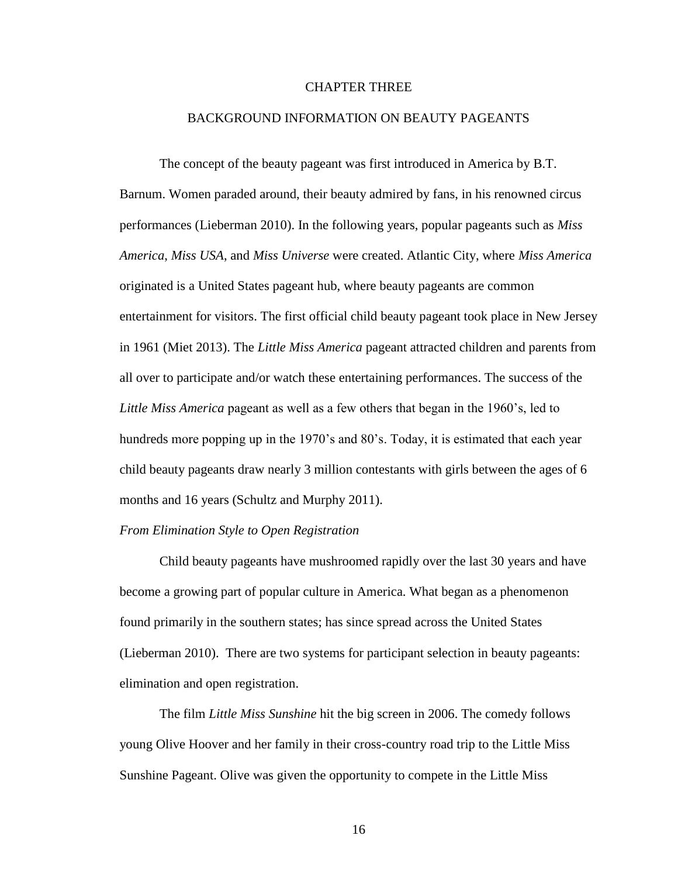# CHAPTER THREE

## BACKGROUND INFORMATION ON BEAUTY PAGEANTS

The concept of the beauty pageant was first introduced in America by B.T. Barnum. Women paraded around, their beauty admired by fans, in his renowned circus performances (Lieberman 2010). In the following years, popular pageants such as *Miss America*, *Miss USA*, and *Miss Universe* were created. Atlantic City, where *Miss America* originated is a United States pageant hub, where beauty pageants are common entertainment for visitors. The first official child beauty pageant took place in New Jersey in 1961 (Miet 2013). The *Little Miss America* pageant attracted children and parents from all over to participate and/or watch these entertaining performances. The success of the *Little Miss America* pageant as well as a few others that began in the 1960's, led to hundreds more popping up in the 1970's and 80's. Today, it is estimated that each year child beauty pageants draw nearly 3 million contestants with girls between the ages of 6 months and 16 years (Schultz and Murphy 2011).

### *From Elimination Style to Open Registration*

Child beauty pageants have mushroomed rapidly over the last 30 years and have become a growing part of popular culture in America. What began as a phenomenon found primarily in the southern states; has since spread across the United States (Lieberman 2010). There are two systems for participant selection in beauty pageants: elimination and open registration.

The film *Little Miss Sunshine* hit the big screen in 2006. The comedy follows young Olive Hoover and her family in their cross-country road trip to the Little Miss Sunshine Pageant. Olive was given the opportunity to compete in the Little Miss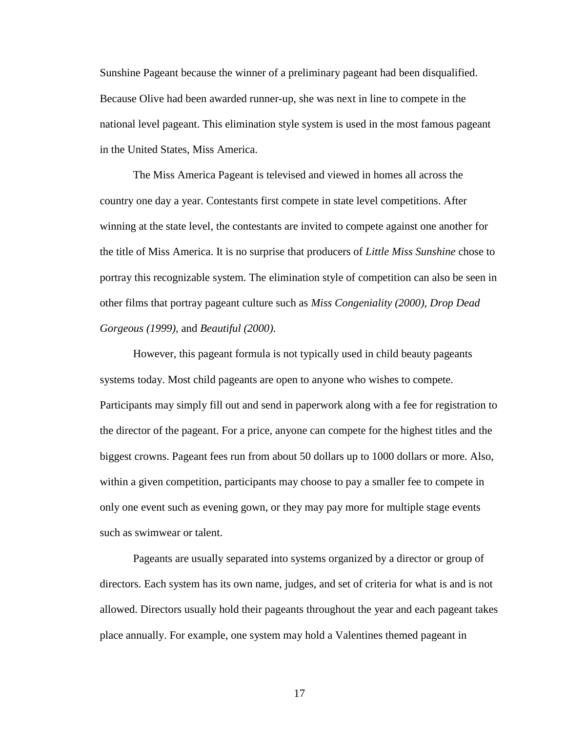Sunshine Pageant because the winner of a preliminary pageant had been disqualified. Because Olive had been awarded runner-up, she was next in line to compete in the national level pageant. This elimination style system is used in the most famous pageant in the United States, Miss America.

The Miss America Pageant is televised and viewed in homes all across the country one day a year. Contestants first compete in state level competitions. After winning at the state level, the contestants are invited to compete against one another for the title of Miss America. It is no surprise that producers of *Little Miss Sunshine* chose to portray this recognizable system. The elimination style of competition can also be seen in other films that portray pageant culture such as *Miss Congeniality (2000), Drop Dead Gorgeous (1999),* and *Beautiful (2000)*.

However, this pageant formula is not typically used in child beauty pageants systems today. Most child pageants are open to anyone who wishes to compete. Participants may simply fill out and send in paperwork along with a fee for registration to the director of the pageant. For a price, anyone can compete for the highest titles and the biggest crowns. Pageant fees run from about 50 dollars up to 1000 dollars or more. Also, within a given competition, participants may choose to pay a smaller fee to compete in only one event such as evening gown, or they may pay more for multiple stage events such as swimwear or talent.

Pageants are usually separated into systems organized by a director or group of directors. Each system has its own name, judges, and set of criteria for what is and is not allowed. Directors usually hold their pageants throughout the year and each pageant takes place annually. For example, one system may hold a Valentines themed pageant in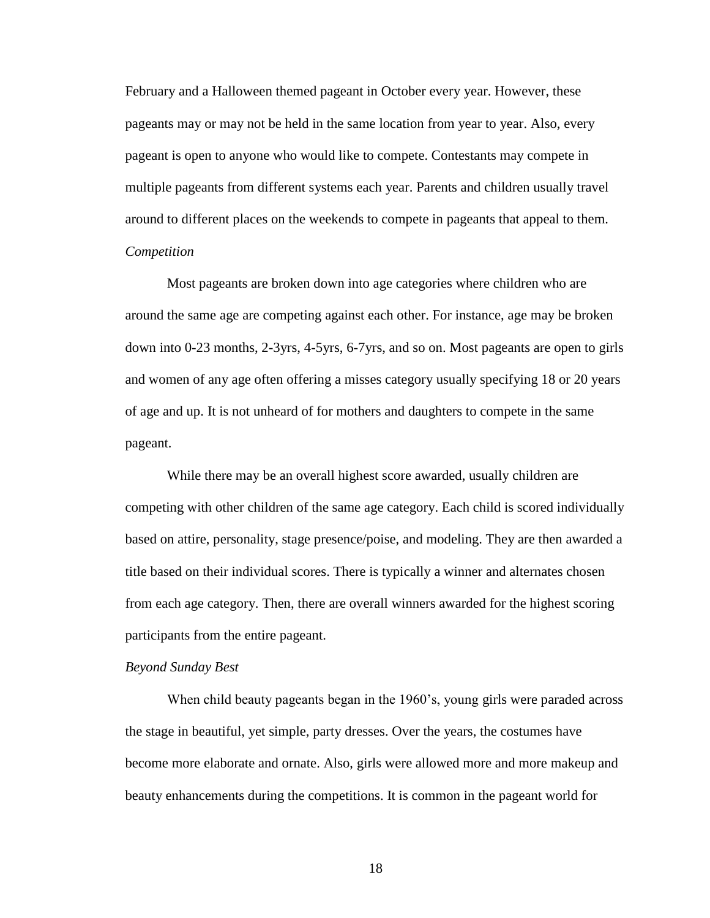February and a Halloween themed pageant in October every year. However, these pageants may or may not be held in the same location from year to year. Also, every pageant is open to anyone who would like to compete. Contestants may compete in multiple pageants from different systems each year. Parents and children usually travel around to different places on the weekends to compete in pageants that appeal to them.

*Competition*

Most pageants are broken down into age categories where children who are around the same age are competing against each other. For instance, age may be broken down into 0-23 months, 2-3yrs, 4-5yrs, 6-7yrs, and so on. Most pageants are open to girls and women of any age often offering a misses category usually specifying 18 or 20 years of age and up. It is not unheard of for mothers and daughters to compete in the same pageant.

While there may be an overall highest score awarded, usually children are competing with other children of the same age category. Each child is scored individually based on attire, personality, stage presence/poise, and modeling. They are then awarded a title based on their individual scores. There is typically a winner and alternates chosen from each age category. Then, there are overall winners awarded for the highest scoring participants from the entire pageant.

*Beyond Sunday Best*

When child beauty pageants began in the 1960's, young girls were paraded across the stage in beautiful, yet simple, party dresses. Over the years, the costumes have become more elaborate and ornate. Also, girls were allowed more and more makeup and beauty enhancements during the competitions. It is common in the pageant world for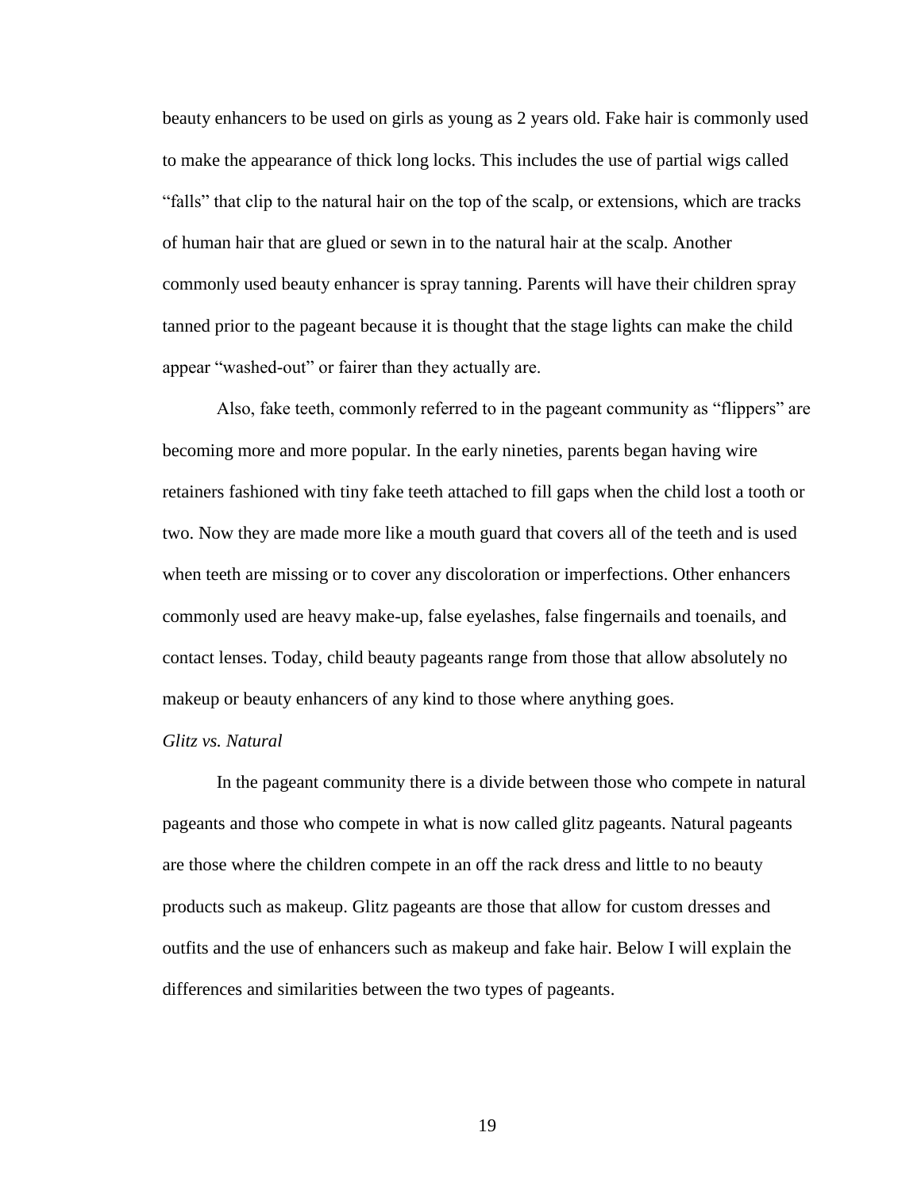beauty enhancers to be used on girls as young as 2 years old. Fake hair is commonly used to make the appearance of thick long locks. This includes the use of partial wigs called "falls" that clip to the natural hair on the top of the scalp, or extensions, which are tracks of human hair that are glued or sewn in to the natural hair at the scalp. Another commonly used beauty enhancer is spray tanning. Parents will have their children spray tanned prior to the pageant because it is thought that the stage lights can make the child appear "washed-out" or fairer than they actually are.

Also, fake teeth, commonly referred to in the pageant community as "flippers" are becoming more and more popular. In the early nineties, parents began having wire retainers fashioned with tiny fake teeth attached to fill gaps when the child lost a tooth or two. Now they are made more like a mouth guard that covers all of the teeth and is used when teeth are missing or to cover any discoloration or imperfections. Other enhancers commonly used are heavy make-up, false eyelashes, false fingernails and toenails, and contact lenses. Today, child beauty pageants range from those that allow absolutely no makeup or beauty enhancers of any kind to those where anything goes.

*Glitz vs. Natural*

In the pageant community there is a divide between those who compete in natural pageants and those who compete in what is now called glitz pageants. Natural pageants are those where the children compete in an off the rack dress and little to no beauty products such as makeup. Glitz pageants are those that allow for custom dresses and outfits and the use of enhancers such as makeup and fake hair. Below I will explain the differences and similarities between the two types of pageants.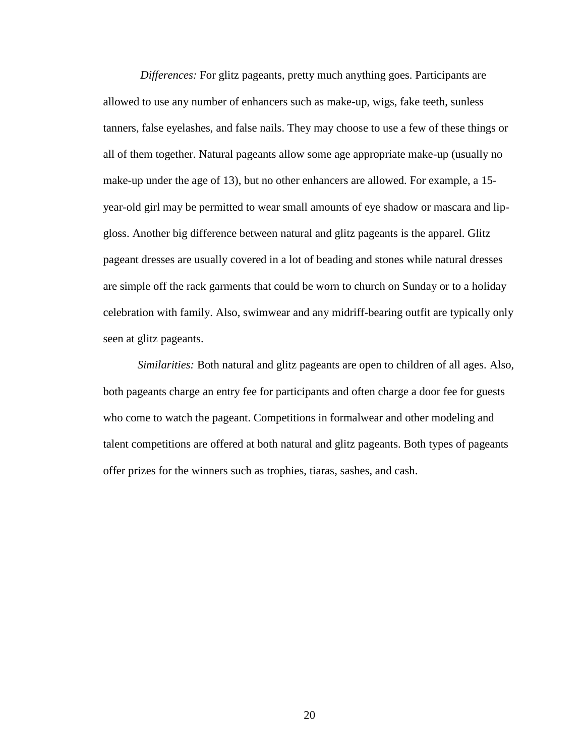*Differences:* For glitz pageants, pretty much anything goes. Participants are allowed to use any number of enhancers such as make-up, wigs, fake teeth, sunless tanners, false eyelashes, and false nails. They may choose to use a few of these things or all of them together. Natural pageants allow some age appropriate make-up (usually no make-up under the age of 13), but no other enhancers are allowed. For example, a 15-year-old girl may be permitted to wear small amounts of eye shadow or mascara and lip-gloss. Another big difference between natural and glitz pageants is the apparel. Glitz pageant dresses are usually covered in a lot of beading and stones while natural dresses are simple off the rack garments that could be worn to church on Sunday or to a holiday celebration with family. Also, swimwear and any midriff-bearing outfit are typically only seen at glitz pageants.

*Similarities:* Both natural and glitz pageants are open to children of all ages. Also, both pageants charge an entry fee for participants and often charge a door fee for guests who come to watch the pageant. Competitions in formalwear and other modeling and talent competitions are offered at both natural and glitz pageants. Both types of pageants offer prizes for the winners such as trophies, tiaras, sashes, and cash.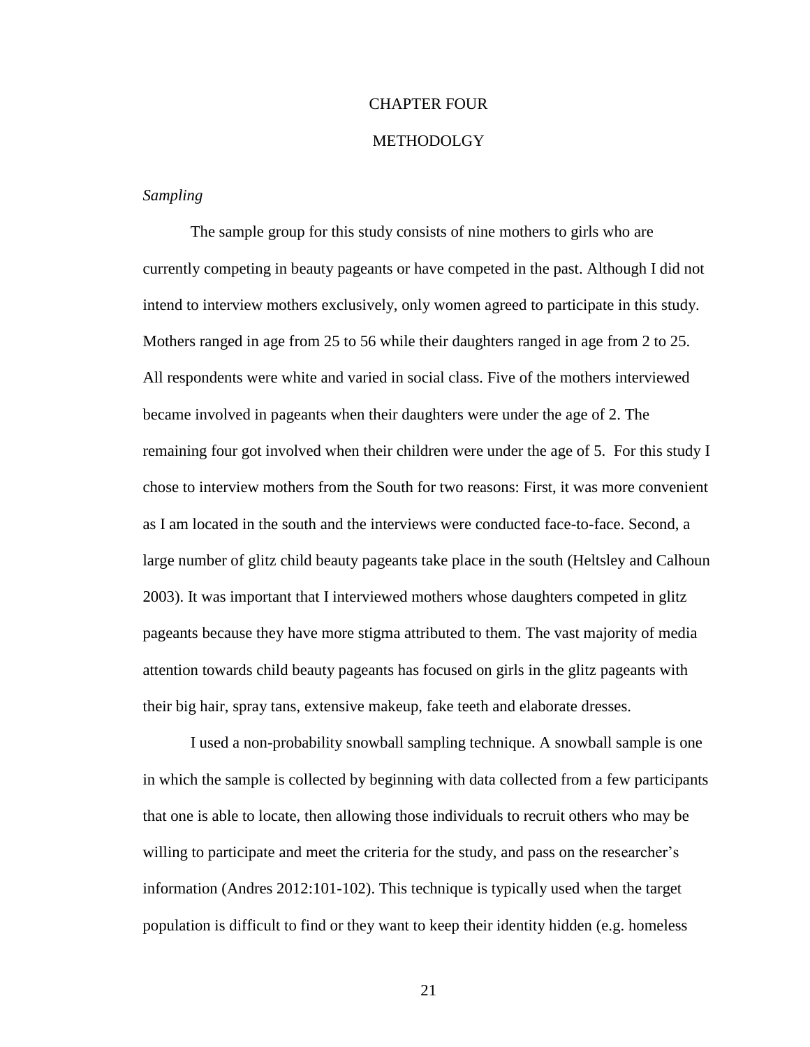# CHAPTER FOUR

# METHODOLGY

*Sampling*

The sample group for this study consists of nine mothers to girls who are currently competing in beauty pageants or have competed in the past. Although I did not intend to interview mothers exclusively, only women agreed to participate in this study. Mothers ranged in age from 25 to 56 while their daughters ranged in age from 2 to 25. All respondents were white and varied in social class. Five of the mothers interviewed became involved in pageants when their daughters were under the age of 2. The remaining four got involved when their children were under the age of 5. For this study I chose to interview mothers from the South for two reasons: First, it was more convenient as I am located in the south and the interviews were conducted face-to-face. Second, a large number of glitz child beauty pageants take place in the south (Heltsley and Calhoun 2003). It was important that I interviewed mothers whose daughters competed in glitz pageants because they have more stigma attributed to them. The vast majority of media attention towards child beauty pageants has focused on girls in the glitz pageants with their big hair, spray tans, extensive makeup, fake teeth and elaborate dresses.

I used a non-probability snowball sampling technique. A snowball sample is one in which the sample is collected by beginning with data collected from a few participants that one is able to locate, then allowing those individuals to recruit others who may be willing to participate and meet the criteria for the study, and pass on the researcher's information (Andres 2012:101-102). This technique is typically used when the target population is difficult to find or they want to keep their identity hidden (e.g. homeless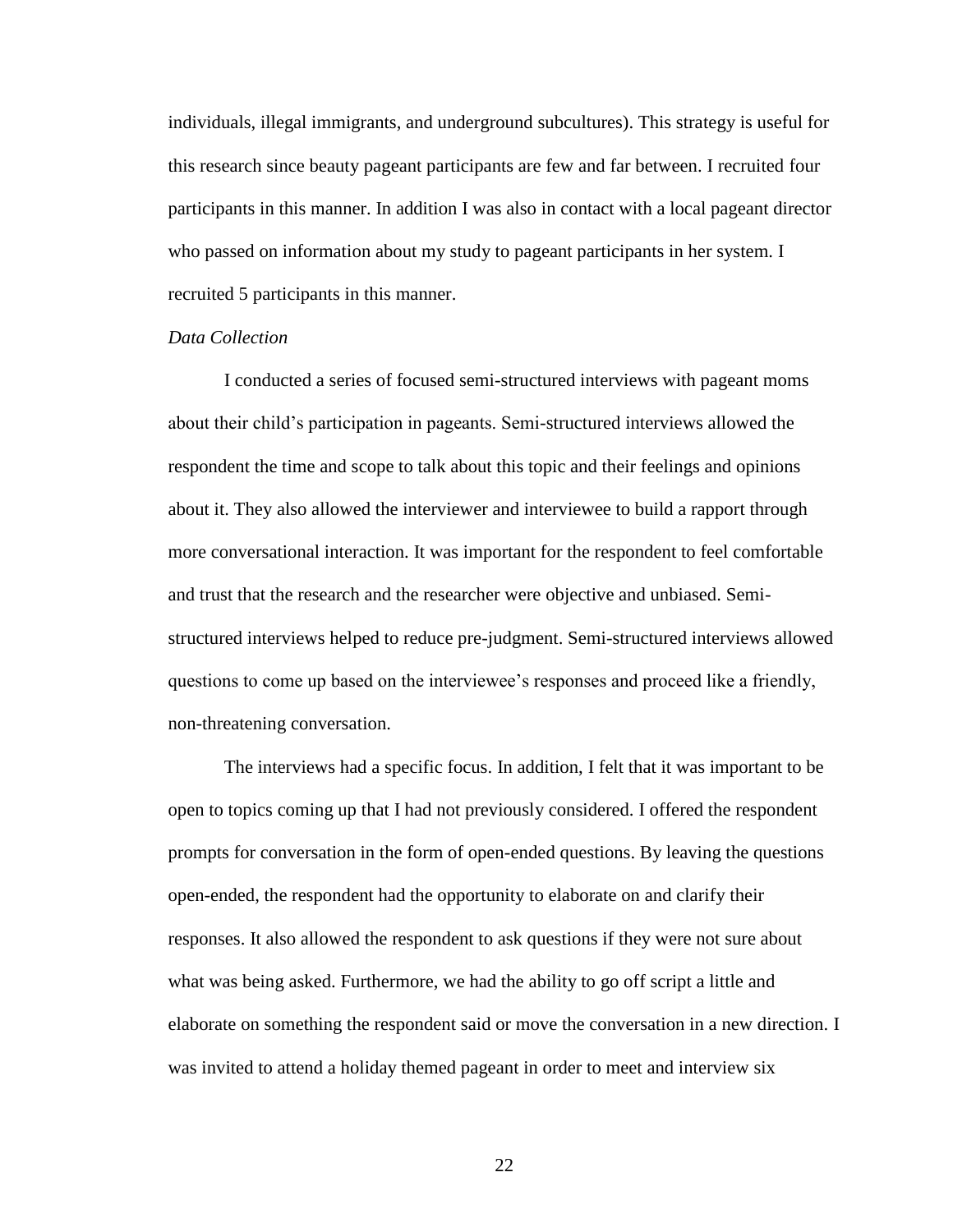individuals, illegal immigrants, and underground subcultures). This strategy is useful for this research since beauty pageant participants are few and far between. I recruited four participants in this manner. In addition I was also in contact with a local pageant director who passed on information about my study to pageant participants in her system. I recruited 5 participants in this manner.

*Data Collection*

I conducted a series of focused semi-structured interviews with pageant moms about their child's participation in pageants. Semi-structured interviews allowed the respondent the time and scope to talk about this topic and their feelings and opinions about it. They also allowed the interviewer and interviewee to build a rapport through more conversational interaction. It was important for the respondent to feel comfortable and trust that the research and the researcher were objective and unbiased. Semi-structured interviews helped to reduce pre-judgment. Semi-structured interviews allowed questions to come up based on the interviewee's responses and proceed like a friendly, non-threatening conversation.

The interviews had a specific focus. In addition, I felt that it was important to be open to topics coming up that I had not previously considered. I offered the respondent prompts for conversation in the form of open-ended questions. By leaving the questions open-ended, the respondent had the opportunity to elaborate on and clarify their responses. It also allowed the respondent to ask questions if they were not sure about what was being asked. Furthermore, we had the ability to go off script a little and elaborate on something the respondent said or move the conversation in a new direction. I was invited to attend a holiday themed pageant in order to meet and interview six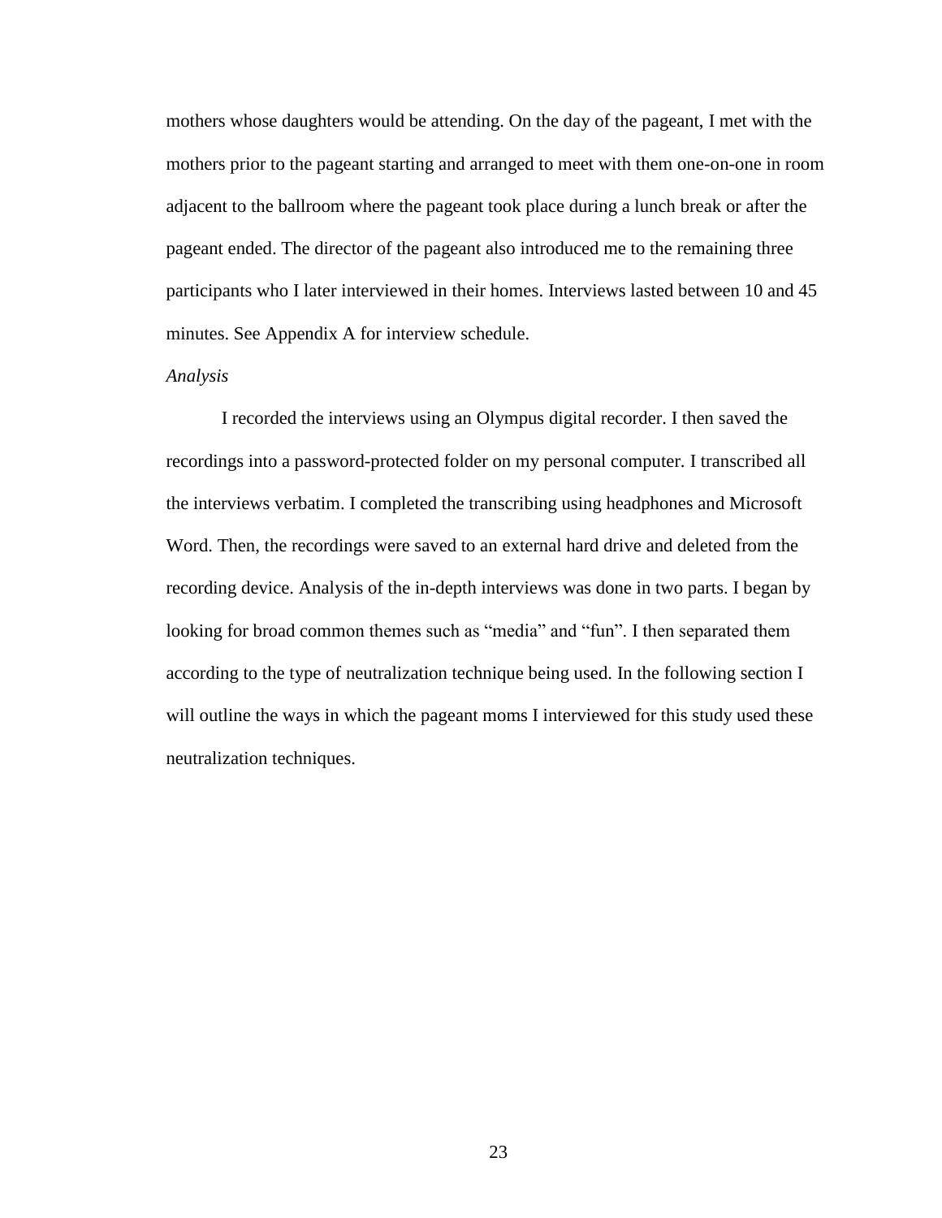mothers whose daughters would be attending. On the day of the pageant, I met with the mothers prior to the pageant starting and arranged to meet with them one-on-one in room adjacent to the ballroom where the pageant took place during a lunch break or after the pageant ended. The director of the pageant also introduced me to the remaining three participants who I later interviewed in their homes. Interviews lasted between 10 and 45 minutes. See Appendix A for interview schedule.

*Analysis*

I recorded the interviews using an Olympus digital recorder. I then saved the recordings into a password-protected folder on my personal computer. I transcribed all the interviews verbatim. I completed the transcribing using headphones and Microsoft Word. Then, the recordings were saved to an external hard drive and deleted from the recording device. Analysis of the in-depth interviews was done in two parts. I began by looking for broad common themes such as "media" and "fun". I then separated them according to the type of neutralization technique being used. In the following section I will outline the ways in which the pageant moms I interviewed for this study used these neutralization techniques.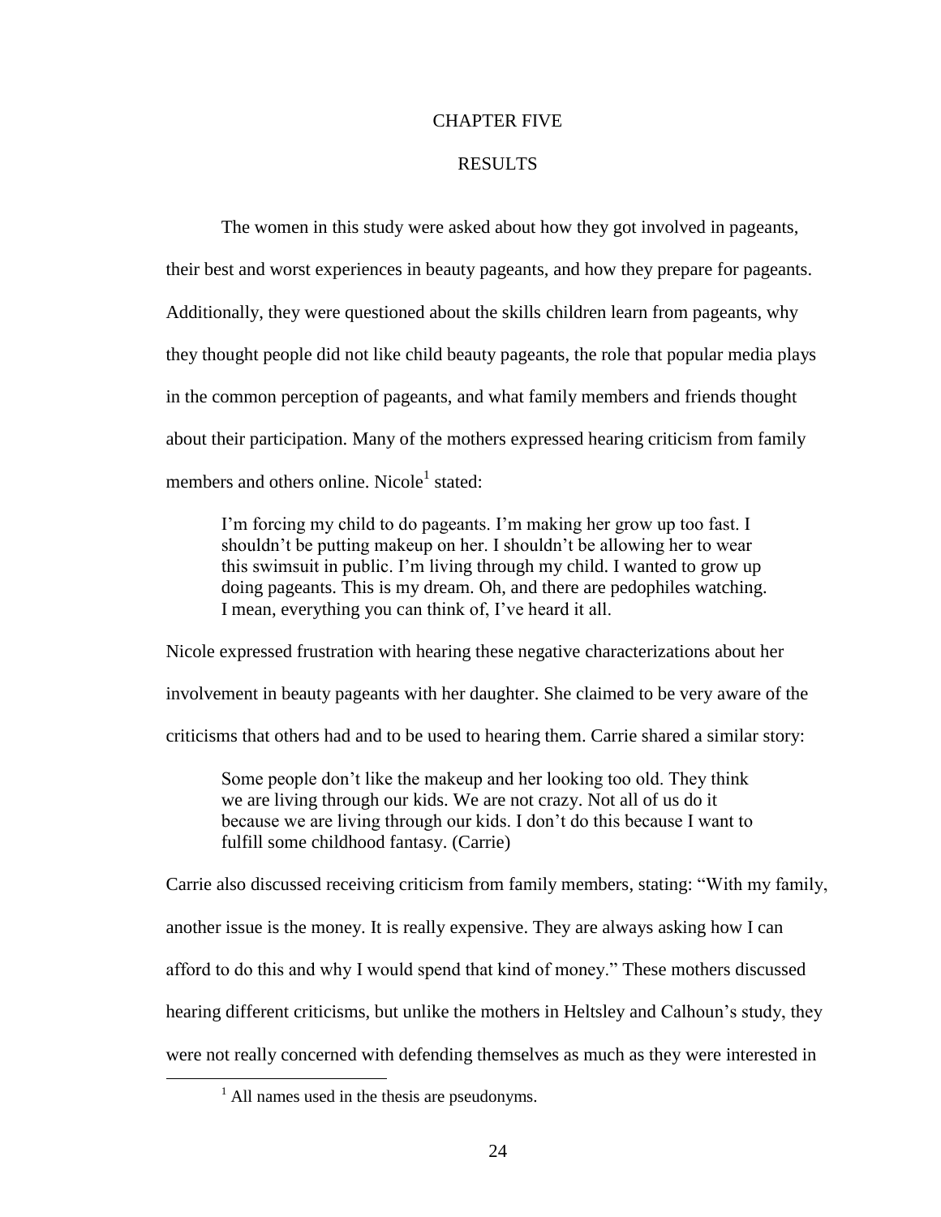# CHAPTER FIVE

## RESULTS

The women in this study were asked about how they got involved in pageants, their best and worst experiences in beauty pageants, and how they prepare for pageants. Additionally, they were questioned about the skills children learn from pageants, why they thought people did not like child beauty pageants, the role that popular media plays in the common perception of pageants, and what family members and friends thought about their participation. Many of the mothers expressed hearing criticism from family members and others online. Nicole[1] stated:

> I'm forcing my child to do pageants. I'm making her grow up too fast. I shouldn't be putting makeup on her. I shouldn't be allowing her to wear this swimsuit in public. I'm living through my child. I wanted to grow up doing pageants. This is my dream. Oh, and there are pedophiles watching. I mean, everything you can think of, I've heard it all.

Nicole expressed frustration with hearing these negative characterizations about her involvement in beauty pageants with her daughter. She claimed to be very aware of the criticisms that others had and to be used to hearing them. Carrie shared a similar story:

> Some people don't like the makeup and her looking too old. They think we are living through our kids. We are not crazy. Not all of us do it because we are living through our kids. I don't do this because I want to fulfill some childhood fantasy. (Carrie)

Carrie also discussed receiving criticism from family members, stating: "With my family, another issue is the money. It is really expensive. They are always asking how I can afford to do this and why I would spend that kind of money." These mothers discussed hearing different criticisms, but unlike the mothers in Heltsley and Calhoun's study, they were not really concerned with defending themselves as much as they were interested in

[1] All names used in the thesis are pseudonyms.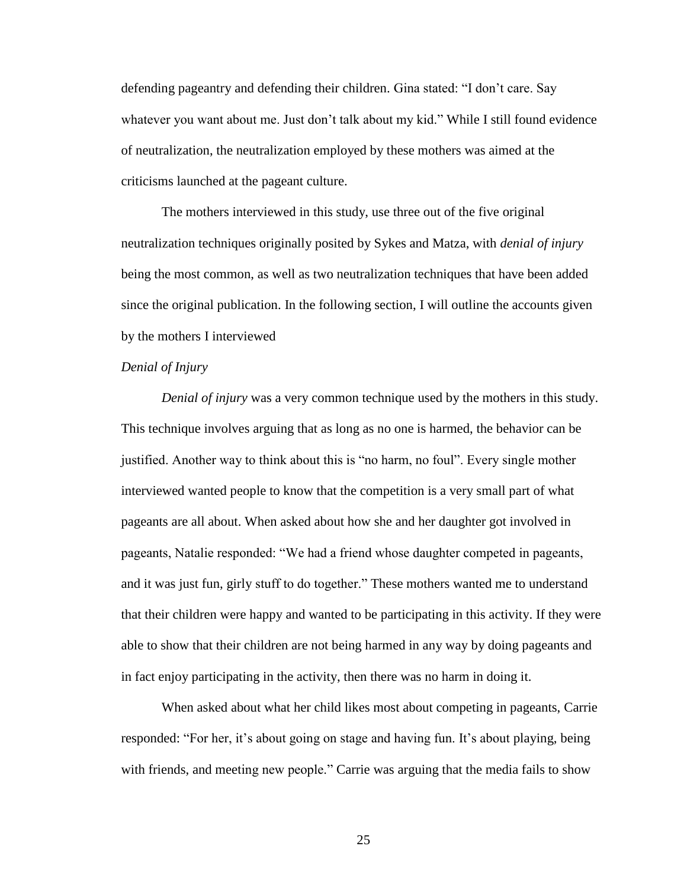defending pageantry and defending their children. Gina stated: "I don't care. Say whatever you want about me. Just don't talk about my kid." While I still found evidence of neutralization, the neutralization employed by these mothers was aimed at the criticisms launched at the pageant culture.

The mothers interviewed in this study, use three out of the five original neutralization techniques originally posited by Sykes and Matza, with *denial of injury* being the most common, as well as two neutralization techniques that have been added since the original publication. In the following section, I will outline the accounts given by the mothers I interviewed

*Denial of Injury*

*Denial of injury* was a very common technique used by the mothers in this study. This technique involves arguing that as long as no one is harmed, the behavior can be justified. Another way to think about this is "no harm, no foul". Every single mother interviewed wanted people to know that the competition is a very small part of what pageants are all about. When asked about how she and her daughter got involved in pageants, Natalie responded: "We had a friend whose daughter competed in pageants, and it was just fun, girly stuff to do together." These mothers wanted me to understand that their children were happy and wanted to be participating in this activity. If they were able to show that their children are not being harmed in any way by doing pageants and in fact enjoy participating in the activity, then there was no harm in doing it.

When asked about what her child likes most about competing in pageants, Carrie responded: "For her, it's about going on stage and having fun. It's about playing, being with friends, and meeting new people." Carrie was arguing that the media fails to show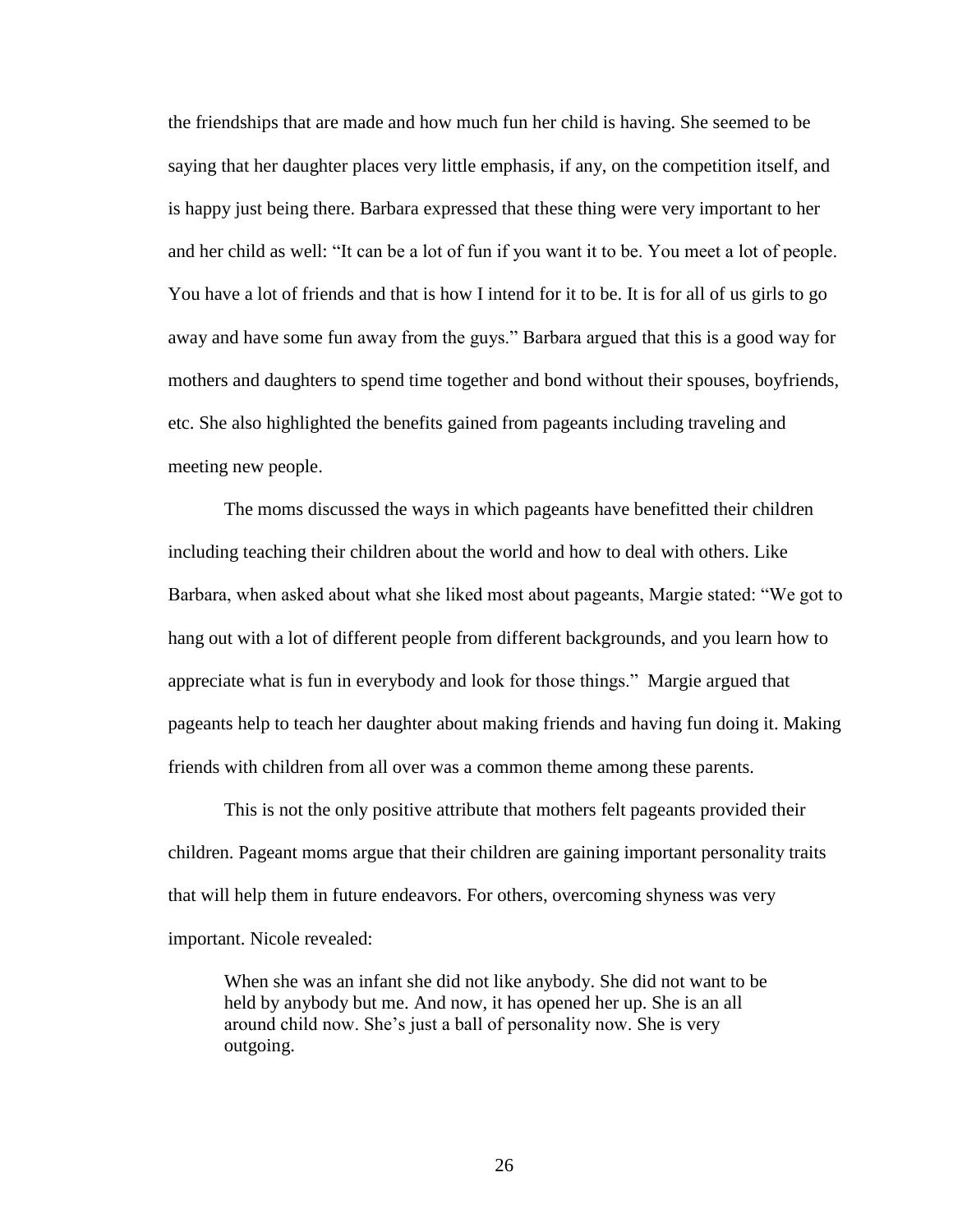the friendships that are made and how much fun her child is having. She seemed to be saying that her daughter places very little emphasis, if any, on the competition itself, and is happy just being there. Barbara expressed that these thing were very important to her and her child as well: "It can be a lot of fun if you want it to be. You meet a lot of people. You have a lot of friends and that is how I intend for it to be. It is for all of us girls to go away and have some fun away from the guys." Barbara argued that this is a good way for mothers and daughters to spend time together and bond without their spouses, boyfriends, etc. She also highlighted the benefits gained from pageants including traveling and meeting new people.

The moms discussed the ways in which pageants have benefitted their children including teaching their children about the world and how to deal with others. Like Barbara, when asked about what she liked most about pageants, Margie stated: "We got to hang out with a lot of different people from different backgrounds, and you learn how to appreciate what is fun in everybody and look for those things." Margie argued that pageants help to teach her daughter about making friends and having fun doing it. Making friends with children from all over was a common theme among these parents.

This is not the only positive attribute that mothers felt pageants provided their children. Pageant moms argue that their children are gaining important personality traits that will help them in future endeavors. For others, overcoming shyness was very important. Nicole revealed:

> When she was an infant she did not like anybody. She did not want to be held by anybody but me. And now, it has opened her up. She is an all around child now. She's just a ball of personality now. She is very outgoing.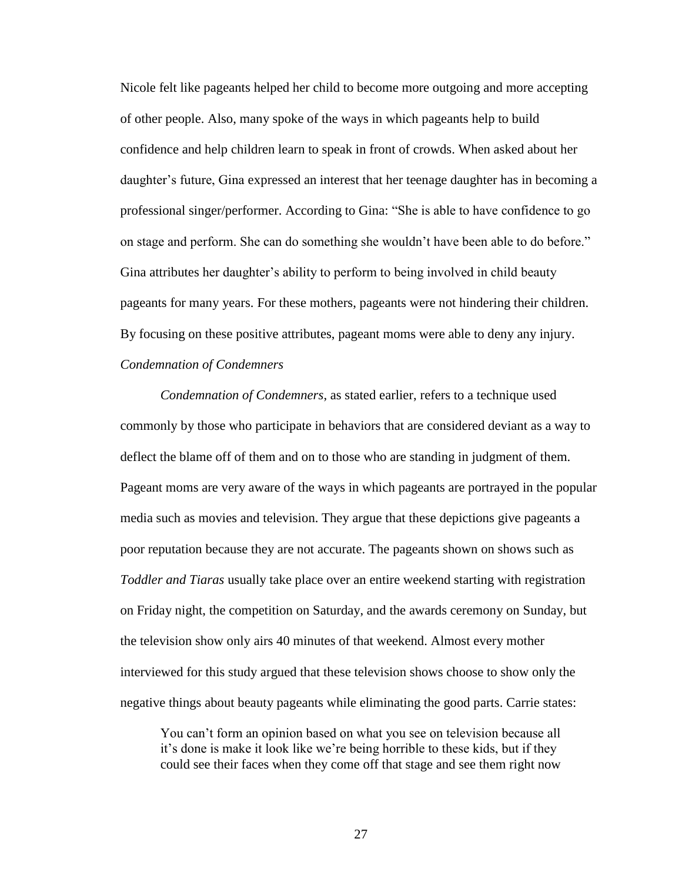Nicole felt like pageants helped her child to become more outgoing and more accepting of other people. Also, many spoke of the ways in which pageants help to build confidence and help children learn to speak in front of crowds. When asked about her daughter's future, Gina expressed an interest that her teenage daughter has in becoming a professional singer/performer. According to Gina: "She is able to have confidence to go on stage and perform. She can do something she wouldn't have been able to do before." Gina attributes her daughter's ability to perform to being involved in child beauty pageants for many years. For these mothers, pageants were not hindering their children. By focusing on these positive attributes, pageant moms were able to deny any injury.

*Condemnation of Condemners*

*Condemnation of Condemners*, as stated earlier, refers to a technique used commonly by those who participate in behaviors that are considered deviant as a way to deflect the blame off of them and on to those who are standing in judgment of them. Pageant moms are very aware of the ways in which pageants are portrayed in the popular media such as movies and television. They argue that these depictions give pageants a poor reputation because they are not accurate. The pageants shown on shows such as *Toddler and Tiaras* usually take place over an entire weekend starting with registration on Friday night, the competition on Saturday, and the awards ceremony on Sunday, but the television show only airs 40 minutes of that weekend. Almost every mother interviewed for this study argued that these television shows choose to show only the negative things about beauty pageants while eliminating the good parts. Carrie states:

> You can't form an opinion based on what you see on television because all it's done is make it look like we're being horrible to these kids, but if they could see their faces when they come off that stage and see them right now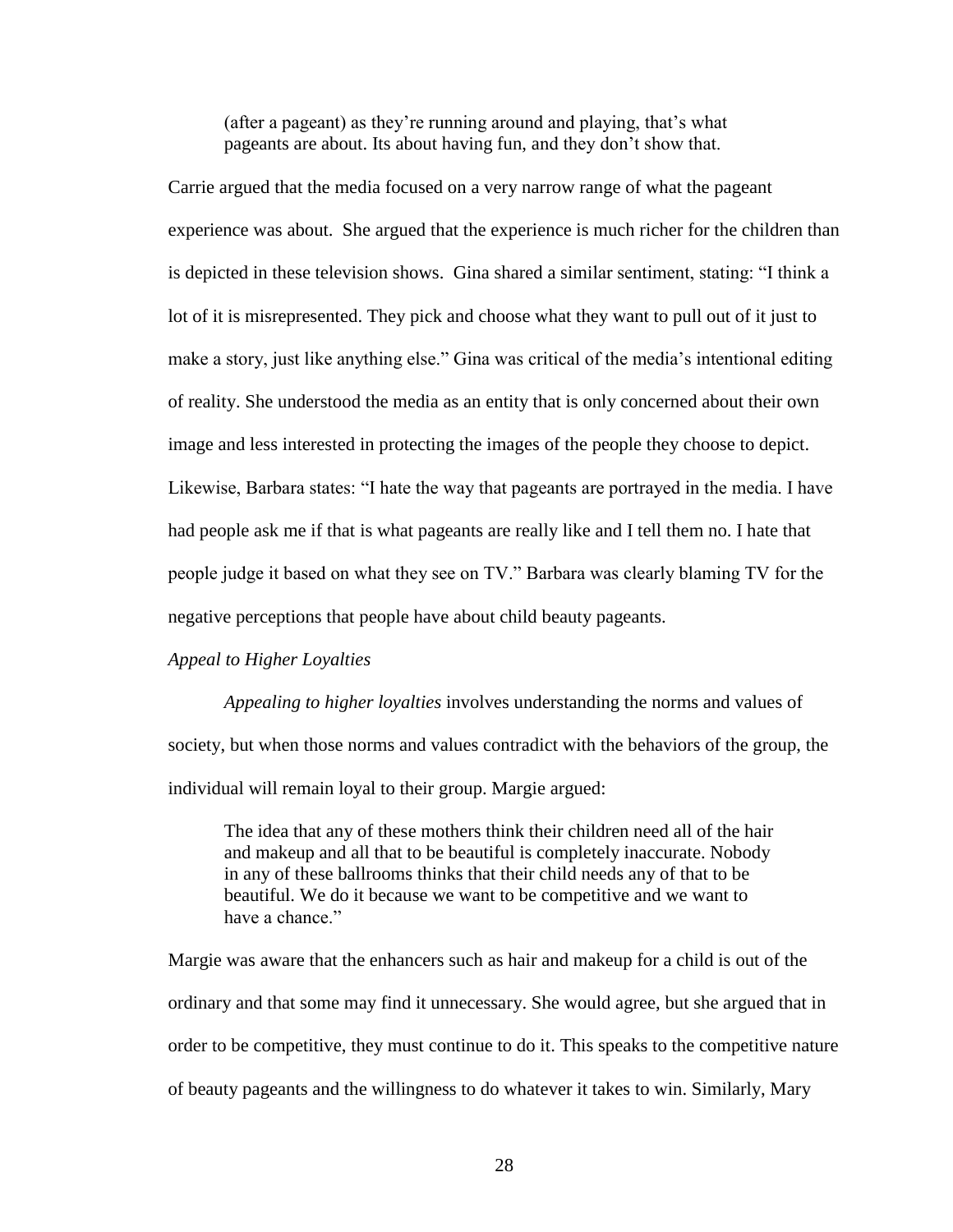> (after a pageant) as they're running around and playing, that's what pageants are about. Its about having fun, and they don't show that.

Carrie argued that the media focused on a very narrow range of what the pageant experience was about. She argued that the experience is much richer for the children than is depicted in these television shows. Gina shared a similar sentiment, stating: "I think a lot of it is misrepresented. They pick and choose what they want to pull out of it just to make a story, just like anything else." Gina was critical of the media's intentional editing of reality. She understood the media as an entity that is only concerned about their own image and less interested in protecting the images of the people they choose to depict. Likewise, Barbara states: "I hate the way that pageants are portrayed in the media. I have had people ask me if that is what pageants are really like and I tell them no. I hate that people judge it based on what they see on TV." Barbara was clearly blaming TV for the negative perceptions that people have about child beauty pageants.

*Appeal to Higher Loyalties*

*Appealing to higher loyalties* involves understanding the norms and values of society, but when those norms and values contradict with the behaviors of the group, the individual will remain loyal to their group. Margie argued:

> The idea that any of these mothers think their children need all of the hair and makeup and all that to be beautiful is completely inaccurate. Nobody in any of these ballrooms thinks that their child needs any of that to be beautiful. We do it because we want to be competitive and we want to have a chance."

Margie was aware that the enhancers such as hair and makeup for a child is out of the ordinary and that some may find it unnecessary. She would agree, but she argued that in order to be competitive, they must continue to do it. This speaks to the competitive nature of beauty pageants and the willingness to do whatever it takes to win. Similarly, Mary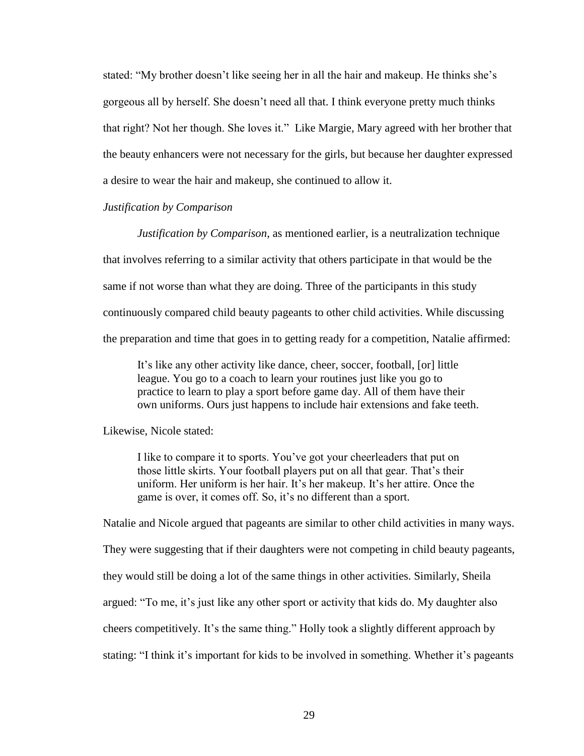stated: “My brother doesn’t like seeing her in all the hair and makeup. He thinks she’s gorgeous all by herself. She doesn’t need all that. I think everyone pretty much thinks that right? Not her though. She loves it.” Like Margie, Mary agreed with her brother that the beauty enhancers were not necessary for the girls, but because her daughter expressed a desire to wear the hair and makeup, she continued to allow it.

*Justification by Comparison*

*Justification by Comparison*, as mentioned earlier, is a neutralization technique that involves referring to a similar activity that others participate in that would be the same if not worse than what they are doing. Three of the participants in this study continuously compared child beauty pageants to other child activities. While discussing the preparation and time that goes in to getting ready for a competition, Natalie affirmed:

> It’s like any other activity like dance, cheer, soccer, football, [or] little league. You go to a coach to learn your routines just like you go to practice to learn to play a sport before game day. All of them have their own uniforms. Ours just happens to include hair extensions and fake teeth.

Likewise, Nicole stated:

> I like to compare it to sports. You’ve got your cheerleaders that put on those little skirts. Your football players put on all that gear. That’s their uniform. Her uniform is her hair. It’s her makeup. It’s her attire. Once the game is over, it comes off. So, it’s no different than a sport.

Natalie and Nicole argued that pageants are similar to other child activities in many ways. They were suggesting that if their daughters were not competing in child beauty pageants, they would still be doing a lot of the same things in other activities. Similarly, Sheila argued: “To me, it’s just like any other sport or activity that kids do. My daughter also cheers competitively. It’s the same thing.” Holly took a slightly different approach by stating: “I think it’s important for kids to be involved in something. Whether it’s pageants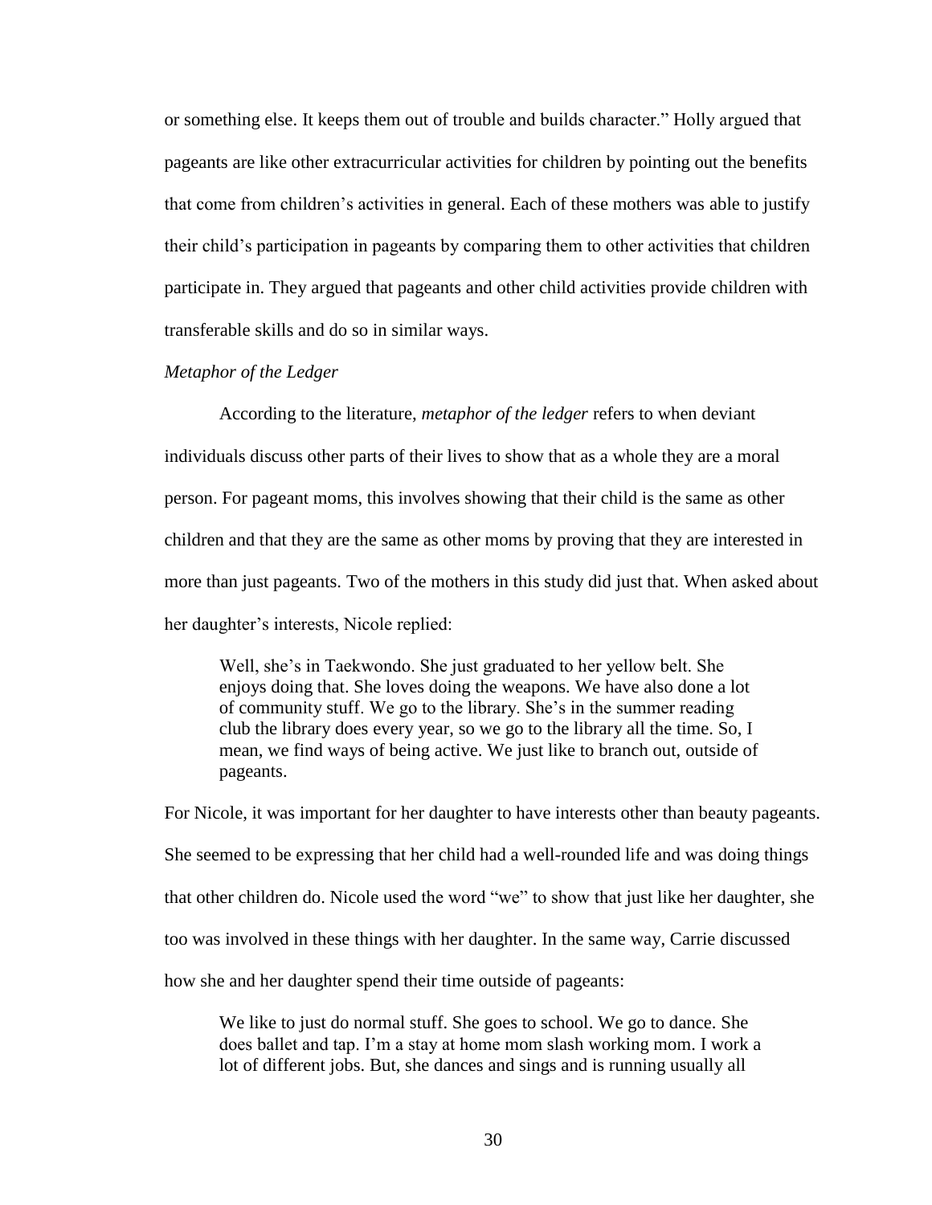or something else. It keeps them out of trouble and builds character." Holly argued that pageants are like other extracurricular activities for children by pointing out the benefits that come from children's activities in general. Each of these mothers was able to justify their child's participation in pageants by comparing them to other activities that children participate in. They argued that pageants and other child activities provide children with transferable skills and do so in similar ways.

### *Metaphor of the Ledger*

According to the literature, *metaphor of the ledger* refers to when deviant individuals discuss other parts of their lives to show that as a whole they are a moral person. For pageant moms, this involves showing that their child is the same as other children and that they are the same as other moms by proving that they are interested in more than just pageants. Two of the mothers in this study did just that. When asked about her daughter's interests, Nicole replied:

> Well, she's in Taekwondo. She just graduated to her yellow belt. She enjoys doing that. She loves doing the weapons. We have also done a lot of community stuff. We go to the library. She's in the summer reading club the library does every year, so we go to the library all the time. So, I mean, we find ways of being active. We just like to branch out, outside of pageants.

For Nicole, it was important for her daughter to have interests other than beauty pageants. She seemed to be expressing that her child had a well-rounded life and was doing things that other children do. Nicole used the word "we" to show that just like her daughter, she too was involved in these things with her daughter. In the same way, Carrie discussed how she and her daughter spend their time outside of pageants:

> We like to just do normal stuff. She goes to school. We go to dance. She does ballet and tap. I'm a stay at home mom slash working mom. I work a lot of different jobs. But, she dances and sings and is running usually all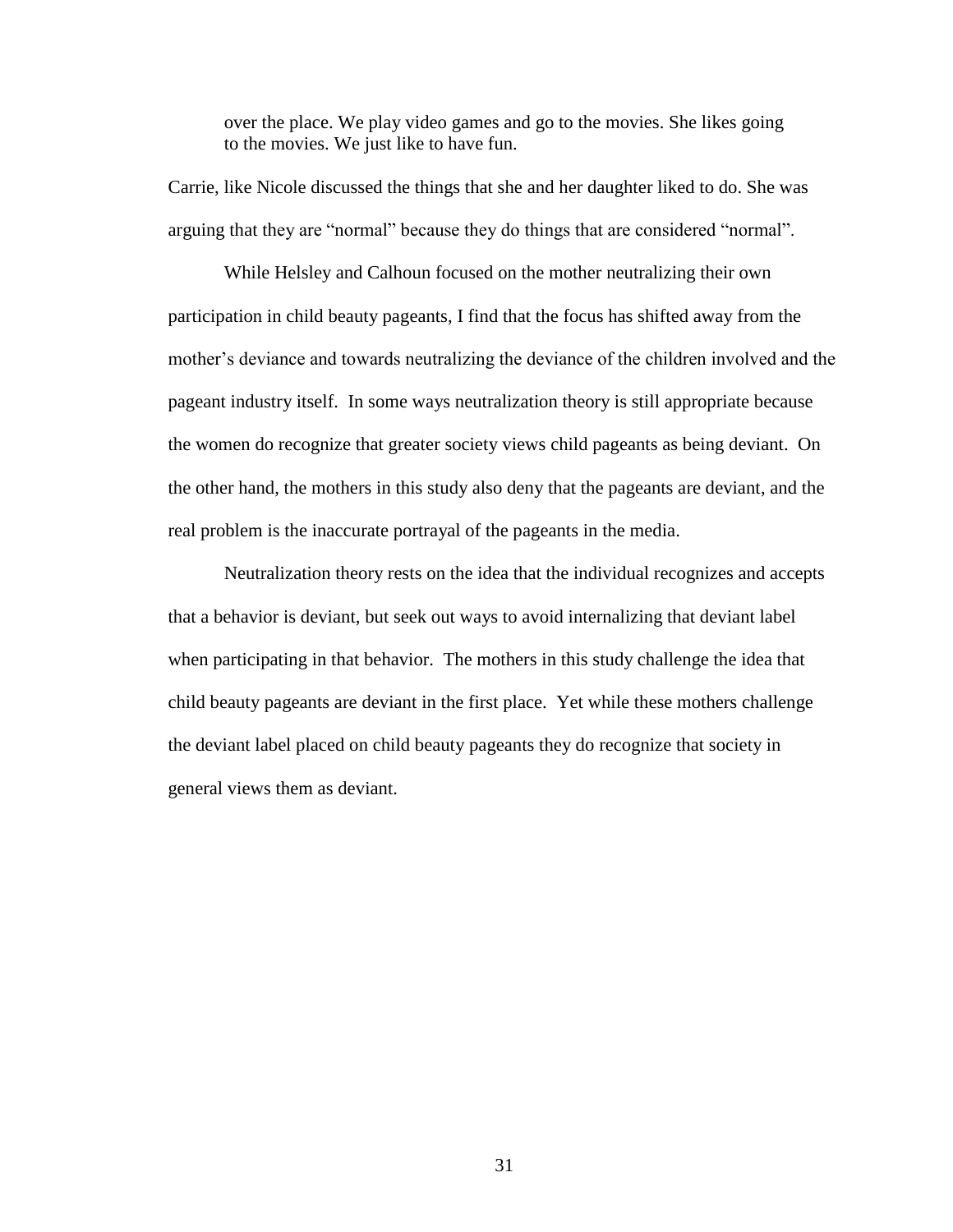> over the place. We play video games and go to the movies. She likes going to the movies. We just like to have fun.

Carrie, like Nicole discussed the things that she and her daughter liked to do. She was arguing that they are "normal" because they do things that are considered "normal".

While Helsley and Calhoun focused on the mother neutralizing their own participation in child beauty pageants, I find that the focus has shifted away from the mother's deviance and towards neutralizing the deviance of the children involved and the pageant industry itself. In some ways neutralization theory is still appropriate because the women do recognize that greater society views child pageants as being deviant. On the other hand, the mothers in this study also deny that the pageants are deviant, and the real problem is the inaccurate portrayal of the pageants in the media.

Neutralization theory rests on the idea that the individual recognizes and accepts that a behavior is deviant, but seek out ways to avoid internalizing that deviant label when participating in that behavior. The mothers in this study challenge the idea that child beauty pageants are deviant in the first place. Yet while these mothers challenge the deviant label placed on child beauty pageants they do recognize that society in general views them as deviant.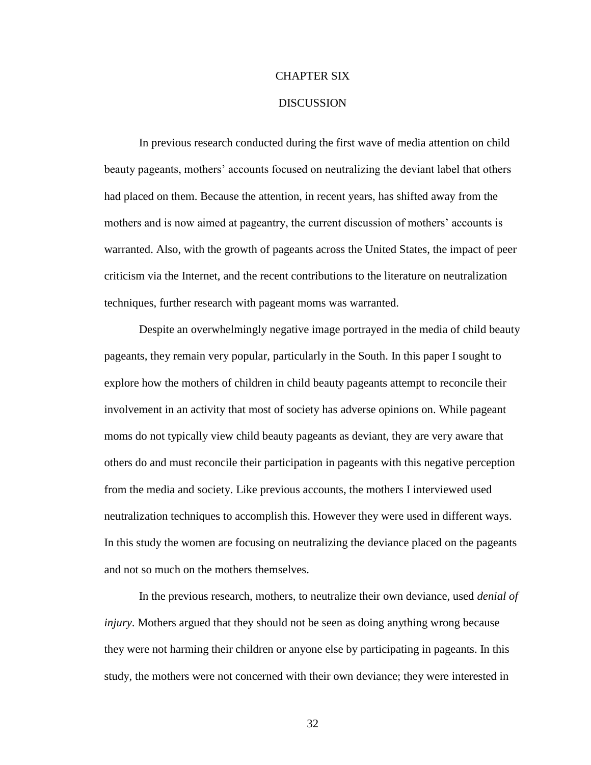# CHAPTER SIX

# DISCUSSION

In previous research conducted during the first wave of media attention on child beauty pageants, mothers' accounts focused on neutralizing the deviant label that others had placed on them. Because the attention, in recent years, has shifted away from the mothers and is now aimed at pageantry, the current discussion of mothers' accounts is warranted. Also, with the growth of pageants across the United States, the impact of peer criticism via the Internet, and the recent contributions to the literature on neutralization techniques, further research with pageant moms was warranted.

Despite an overwhelmingly negative image portrayed in the media of child beauty pageants, they remain very popular, particularly in the South. In this paper I sought to explore how the mothers of children in child beauty pageants attempt to reconcile their involvement in an activity that most of society has adverse opinions on. While pageant moms do not typically view child beauty pageants as deviant, they are very aware that others do and must reconcile their participation in pageants with this negative perception from the media and society. Like previous accounts, the mothers I interviewed used neutralization techniques to accomplish this. However they were used in different ways. In this study the women are focusing on neutralizing the deviance placed on the pageants and not so much on the mothers themselves.

In the previous research, mothers, to neutralize their own deviance, used *denial of injury*. Mothers argued that they should not be seen as doing anything wrong because they were not harming their children or anyone else by participating in pageants. In this study, the mothers were not concerned with their own deviance; they were interested in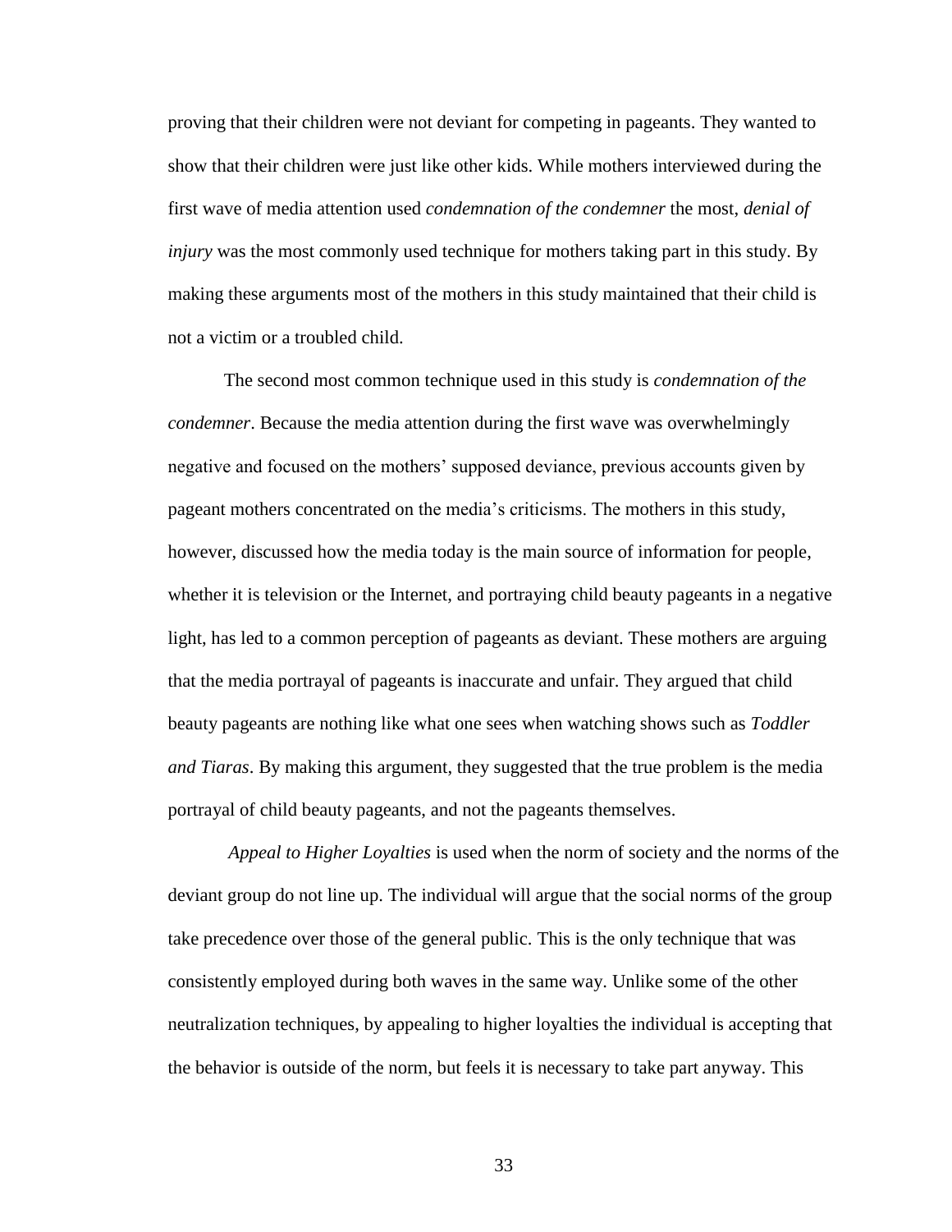proving that their children were not deviant for competing in pageants. They wanted to show that their children were just like other kids. While mothers interviewed during the first wave of media attention used *condemnation of the condemner* the most, *denial of injury* was the most commonly used technique for mothers taking part in this study. By making these arguments most of the mothers in this study maintained that their child is not a victim or a troubled child.

The second most common technique used in this study is *condemnation of the condemner*. Because the media attention during the first wave was overwhelmingly negative and focused on the mothers' supposed deviance, previous accounts given by pageant mothers concentrated on the media's criticisms. The mothers in this study, however, discussed how the media today is the main source of information for people, whether it is television or the Internet, and portraying child beauty pageants in a negative light, has led to a common perception of pageants as deviant. These mothers are arguing that the media portrayal of pageants is inaccurate and unfair. They argued that child beauty pageants are nothing like what one sees when watching shows such as *Toddler and Tiaras*. By making this argument, they suggested that the true problem is the media portrayal of child beauty pageants, and not the pageants themselves.

*Appeal to Higher Loyalties* is used when the norm of society and the norms of the deviant group do not line up. The individual will argue that the social norms of the group take precedence over those of the general public. This is the only technique that was consistently employed during both waves in the same way. Unlike some of the other neutralization techniques, by appealing to higher loyalties the individual is accepting that the behavior is outside of the norm, but feels it is necessary to take part anyway. This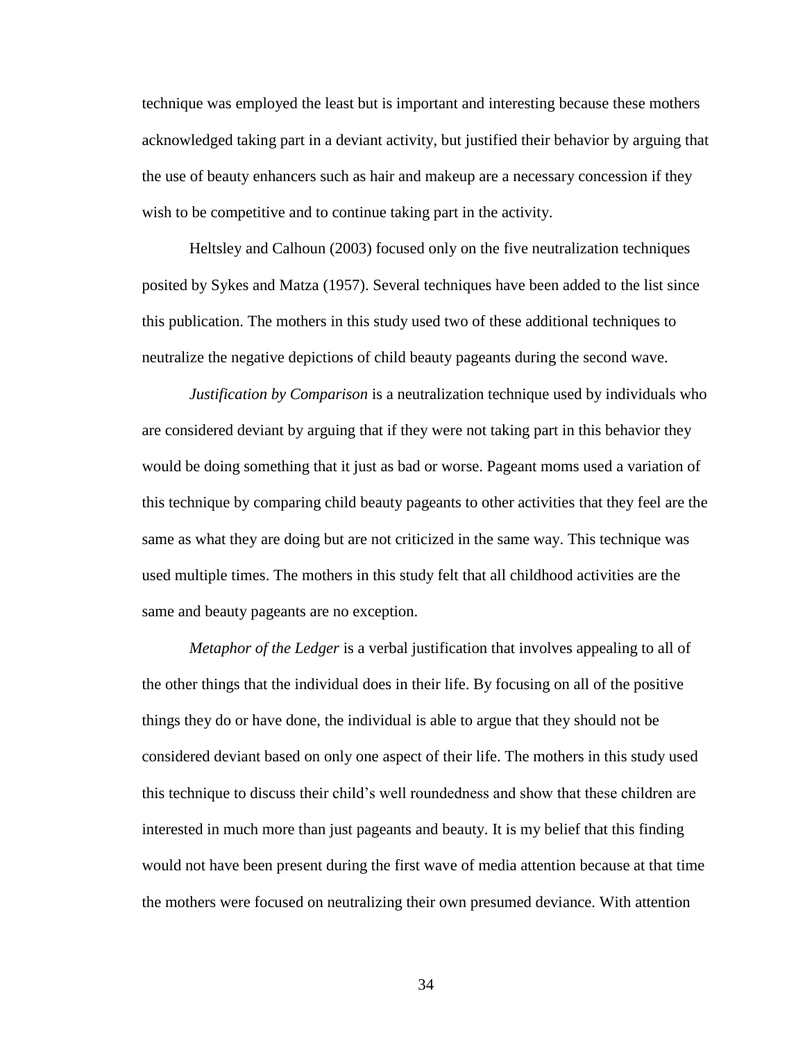technique was employed the least but is important and interesting because these mothers acknowledged taking part in a deviant activity, but justified their behavior by arguing that the use of beauty enhancers such as hair and makeup are a necessary concession if they wish to be competitive and to continue taking part in the activity.

Heltsley and Calhoun (2003) focused only on the five neutralization techniques posited by Sykes and Matza (1957). Several techniques have been added to the list since this publication. The mothers in this study used two of these additional techniques to neutralize the negative depictions of child beauty pageants during the second wave.

*Justification by Comparison* is a neutralization technique used by individuals who are considered deviant by arguing that if they were not taking part in this behavior they would be doing something that it just as bad or worse. Pageant moms used a variation of this technique by comparing child beauty pageants to other activities that they feel are the same as what they are doing but are not criticized in the same way. This technique was used multiple times. The mothers in this study felt that all childhood activities are the same and beauty pageants are no exception.

*Metaphor of the Ledger* is a verbal justification that involves appealing to all of the other things that the individual does in their life. By focusing on all of the positive things they do or have done, the individual is able to argue that they should not be considered deviant based on only one aspect of their life. The mothers in this study used this technique to discuss their child's well roundedness and show that these children are interested in much more than just pageants and beauty. It is my belief that this finding would not have been present during the first wave of media attention because at that time the mothers were focused on neutralizing their own presumed deviance. With attention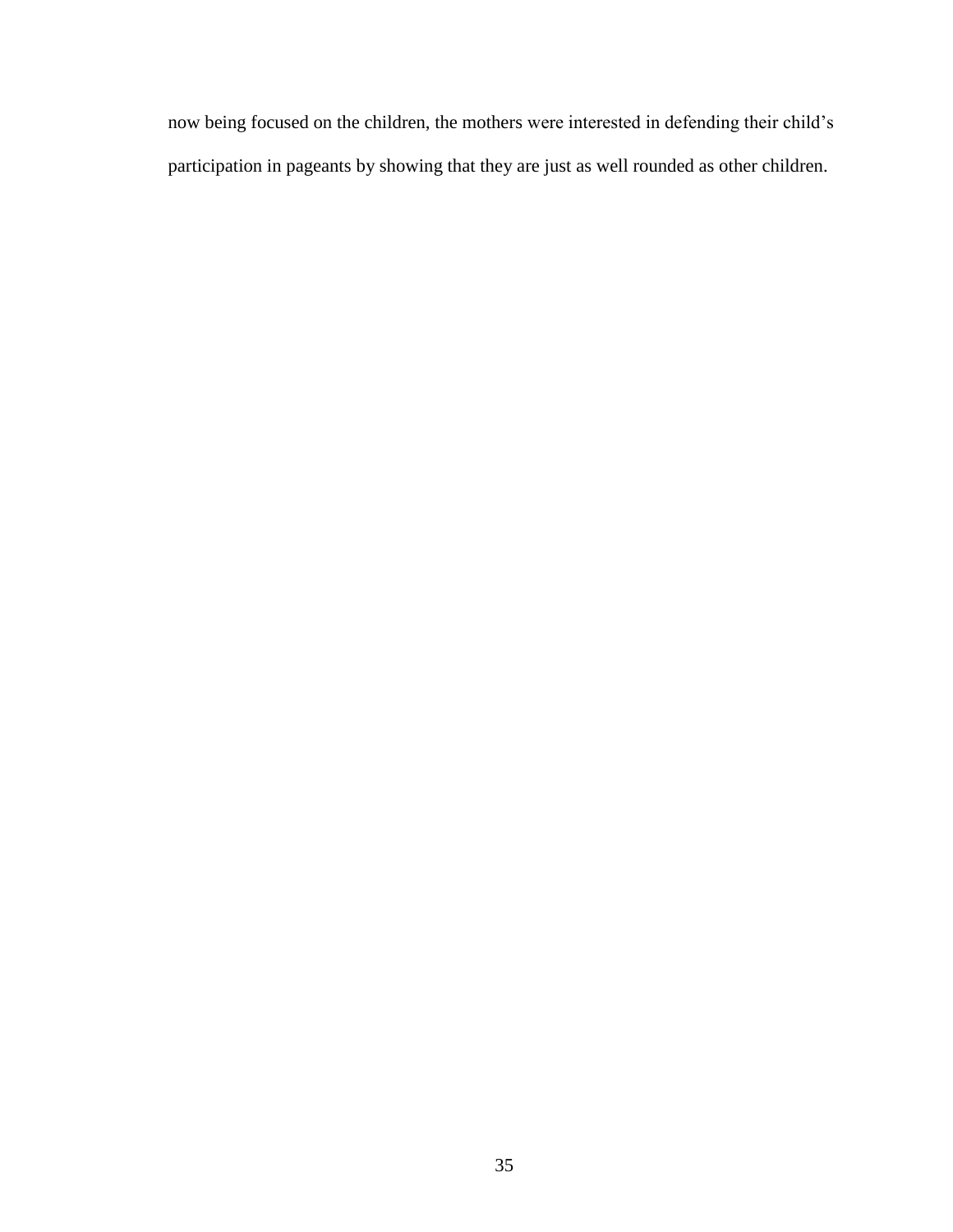now being focused on the children, the mothers were interested in defending their child's participation in pageants by showing that they are just as well rounded as other children.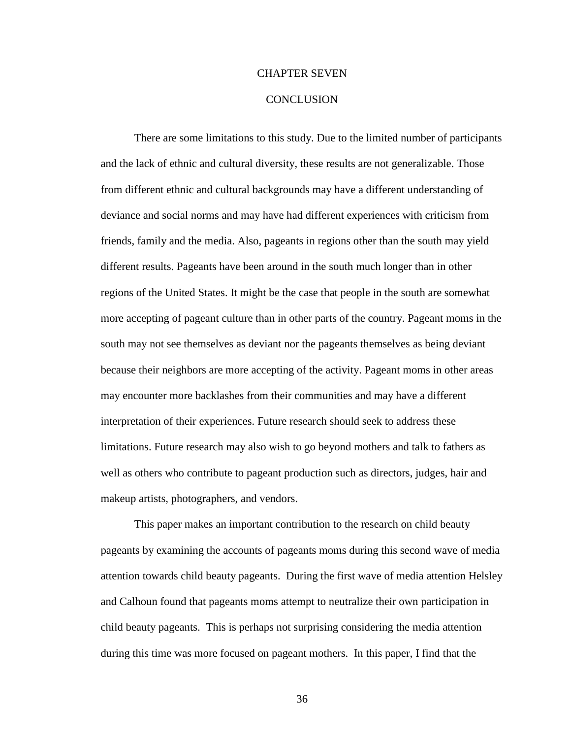# CHAPTER SEVEN

## CONCLUSION

There are some limitations to this study. Due to the limited number of participants and the lack of ethnic and cultural diversity, these results are not generalizable. Those from different ethnic and cultural backgrounds may have a different understanding of deviance and social norms and may have had different experiences with criticism from friends, family and the media. Also, pageants in regions other than the south may yield different results. Pageants have been around in the south much longer than in other regions of the United States. It might be the case that people in the south are somewhat more accepting of pageant culture than in other parts of the country. Pageant moms in the south may not see themselves as deviant nor the pageants themselves as being deviant because their neighbors are more accepting of the activity. Pageant moms in other areas may encounter more backlashes from their communities and may have a different interpretation of their experiences. Future research should seek to address these limitations. Future research may also wish to go beyond mothers and talk to fathers as well as others who contribute to pageant production such as directors, judges, hair and makeup artists, photographers, and vendors.

This paper makes an important contribution to the research on child beauty pageants by examining the accounts of pageants moms during this second wave of media attention towards child beauty pageants. During the first wave of media attention Helsley and Calhoun found that pageants moms attempt to neutralize their own participation in child beauty pageants. This is perhaps not surprising considering the media attention during this time was more focused on pageant mothers. In this paper, I find that the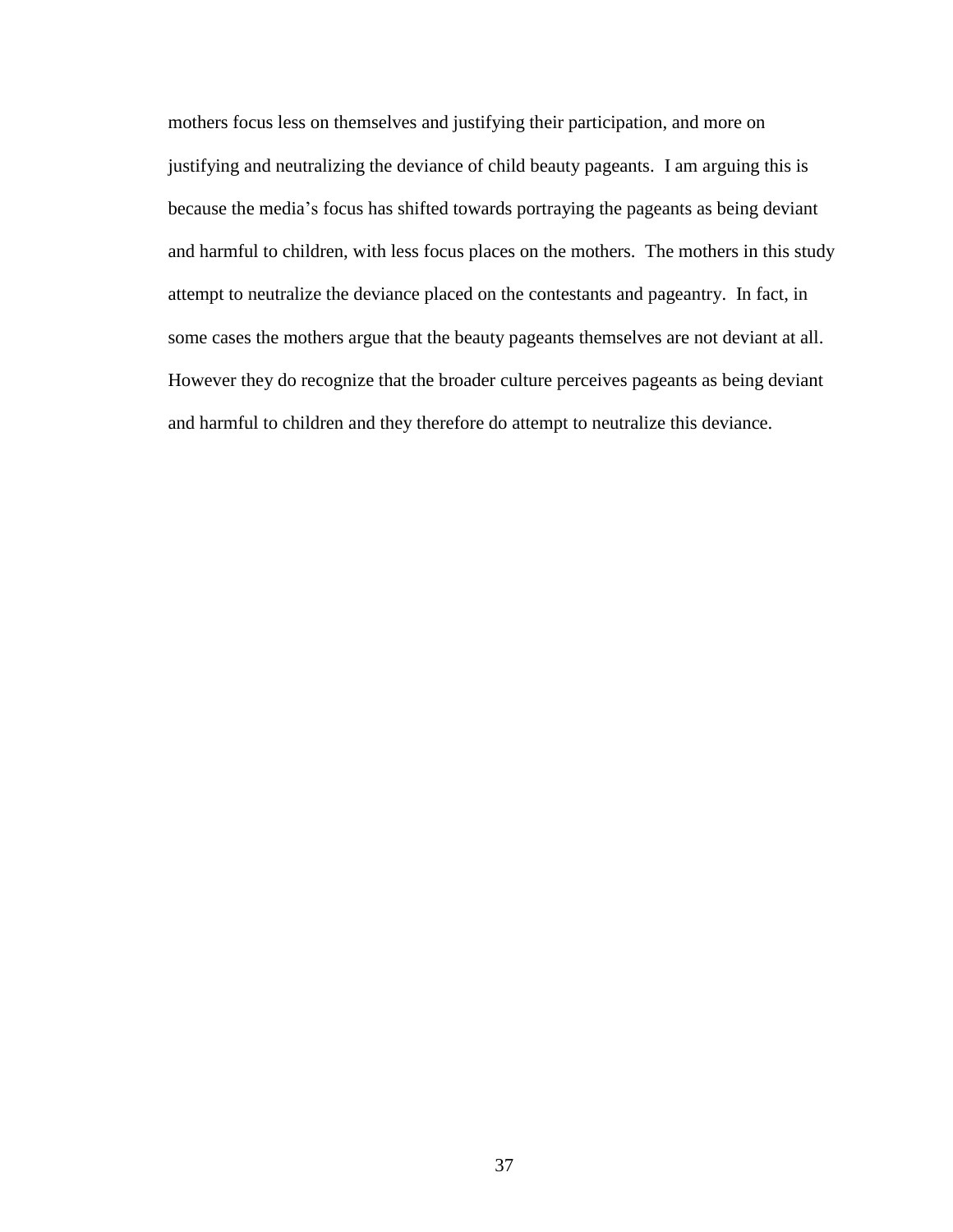mothers focus less on themselves and justifying their participation, and more on justifying and neutralizing the deviance of child beauty pageants. I am arguing this is because the media's focus has shifted towards portraying the pageants as being deviant and harmful to children, with less focus places on the mothers. The mothers in this study attempt to neutralize the deviance placed on the contestants and pageantry. In fact, in some cases the mothers argue that the beauty pageants themselves are not deviant at all. However they do recognize that the broader culture perceives pageants as being deviant and harmful to children and they therefore do attempt to neutralize this deviance.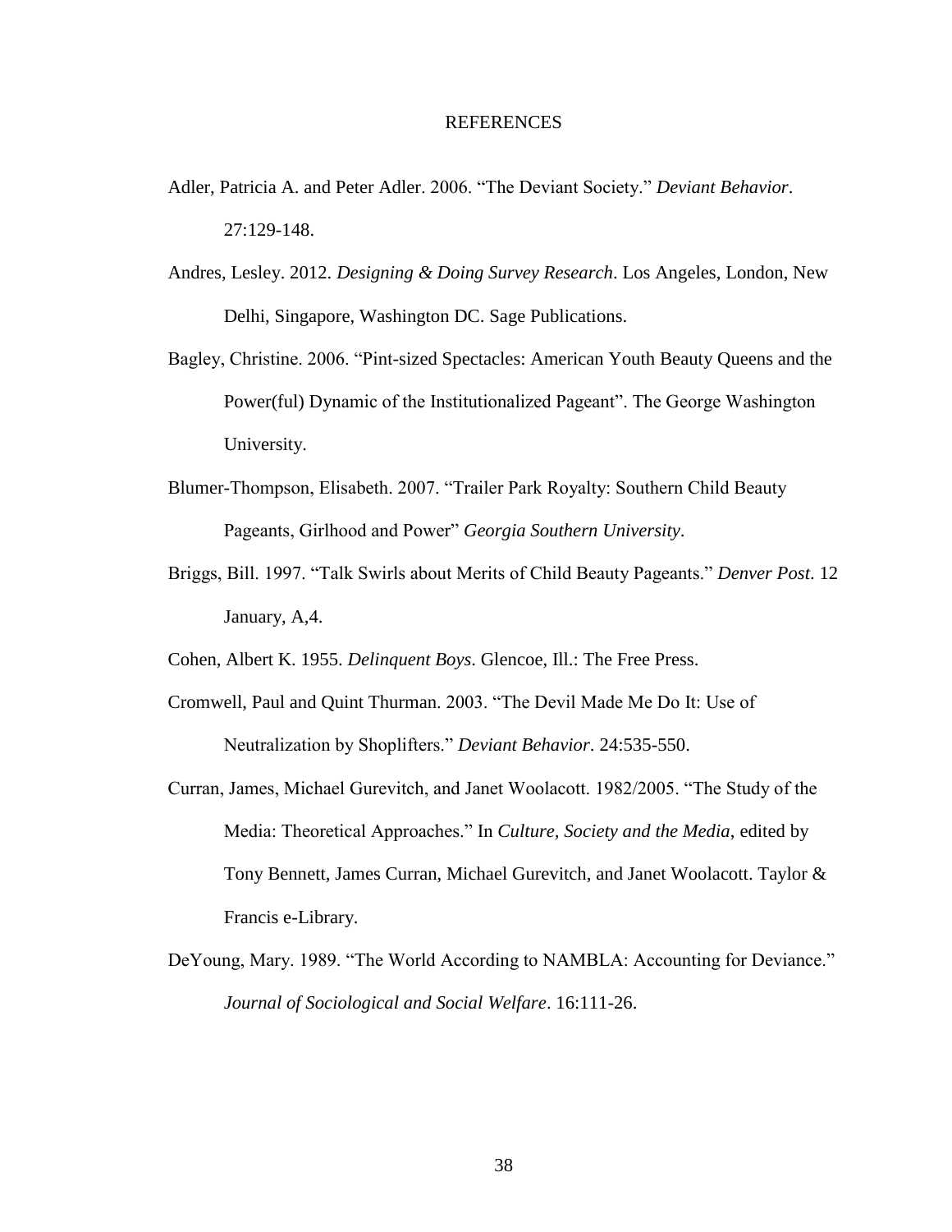# REFERENCES

Adler, Patricia A. and Peter Adler. 2006. "The Deviant Society." *Deviant Behavior*. 27:129-148.

Andres, Lesley. 2012. *Designing & Doing Survey Research*. Los Angeles, London, New Delhi, Singapore, Washington DC. Sage Publications.

Bagley, Christine. 2006. "Pint-sized Spectacles: American Youth Beauty Queens and the Power(ful) Dynamic of the Institutionalized Pageant". The George Washington University.

Blumer-Thompson, Elisabeth. 2007. "Trailer Park Royalty: Southern Child Beauty Pageants, Girlhood and Power" *Georgia Southern University*.

Briggs, Bill. 1997. "Talk Swirls about Merits of Child Beauty Pageants." *Denver Post*. 12 January, A,4.

Cohen, Albert K. 1955. *Delinquent Boys*. Glencoe, Ill.: The Free Press.

Cromwell, Paul and Quint Thurman. 2003. "The Devil Made Me Do It: Use of Neutralization by Shoplifters." *Deviant Behavior*. 24:535-550.

Curran, James, Michael Gurevitch, and Janet Woolacott. 1982/2005. "The Study of the Media: Theoretical Approaches." In *Culture, Society and the Media*, edited by Tony Bennett, James Curran, Michael Gurevitch, and Janet Woolacott. Taylor & Francis e-Library.

DeYoung, Mary. 1989. "The World According to NAMBLA: Accounting for Deviance." *Journal of Sociological and Social Welfare*. 16:111-26.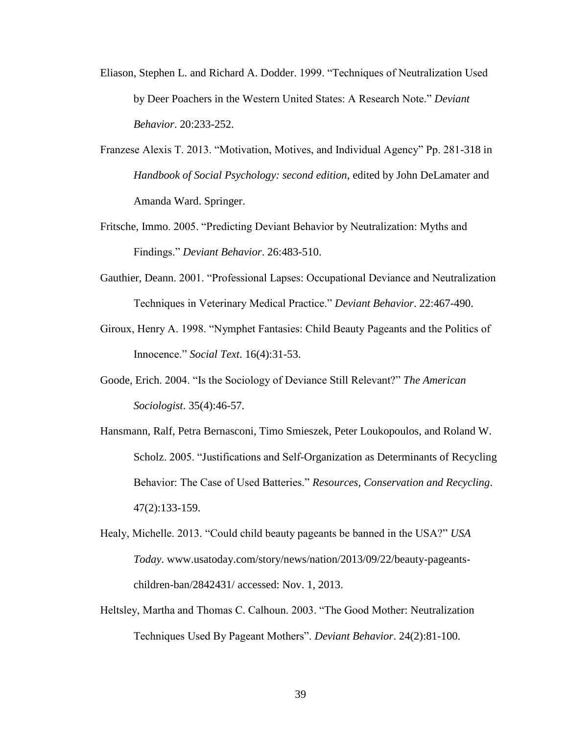Eliason, Stephen L. and Richard A. Dodder. 1999. "Techniques of Neutralization Used by Deer Poachers in the Western United States: A Research Note." *Deviant Behavior*. 20:233-252.

Franzese Alexis T. 2013. "Motivation, Motives, and Individual Agency" Pp. 281-318 in *Handbook of Social Psychology: second edition*, edited by John DeLamater and Amanda Ward. Springer.

Fritsche, Immo. 2005. "Predicting Deviant Behavior by Neutralization: Myths and Findings." *Deviant Behavior*. 26:483-510.

Gauthier, Deann. 2001. "Professional Lapses: Occupational Deviance and Neutralization Techniques in Veterinary Medical Practice." *Deviant Behavior*. 22:467-490.

Giroux, Henry A. 1998. "Nymphet Fantasies: Child Beauty Pageants and the Politics of Innocence." *Social Text*. 16(4):31-53.

Goode, Erich. 2004. "Is the Sociology of Deviance Still Relevant?" *The American Sociologist*. 35(4):46-57.

Hansmann, Ralf, Petra Bernasconi, Timo Smieszek, Peter Loukopoulos, and Roland W. Scholz. 2005. "Justifications and Self-Organization as Determinants of Recycling Behavior: The Case of Used Batteries." *Resources, Conservation and Recycling*. 47(2):133-159.

Healy, Michelle. 2013. "Could child beauty pageants be banned in the USA?" *USA Today*. www.usatoday.com/story/news/nation/2013/09/22/beauty-pageants-children-ban/2842431/ accessed: Nov. 1, 2013.

Heltsley, Martha and Thomas C. Calhoun. 2003. "The Good Mother: Neutralization Techniques Used By Pageant Mothers". *Deviant Behavior*. 24(2):81-100.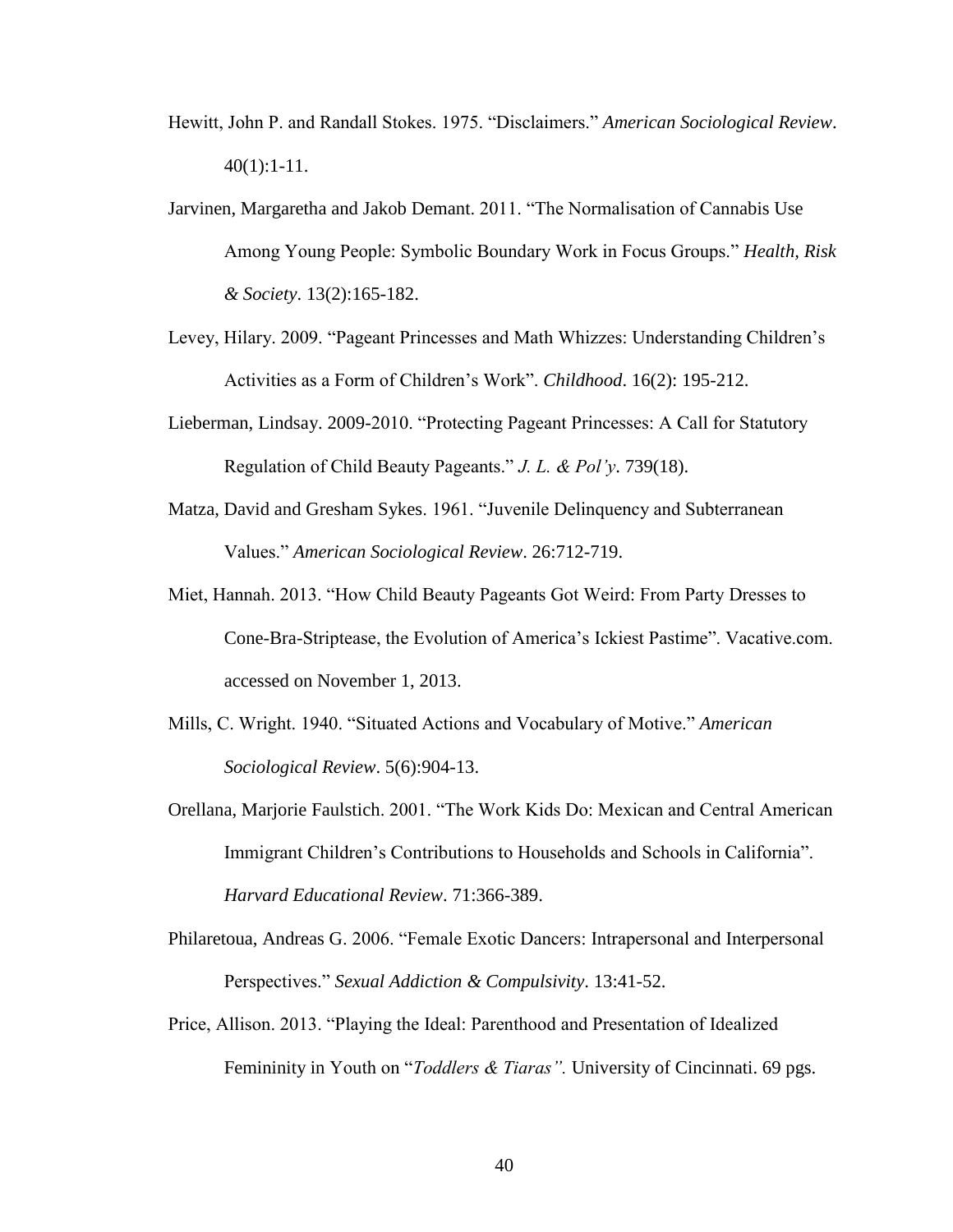Hewitt, John P. and Randall Stokes. 1975. "Disclaimers." *American Sociological Review*. 40(1):1-11.

Jarvinen, Margaretha and Jakob Demant. 2011. "The Normalisation of Cannabis Use Among Young People: Symbolic Boundary Work in Focus Groups." *Health, Risk & Society*. 13(2):165-182.

Levey, Hilary. 2009. "Pageant Princesses and Math Whizzes: Understanding Children's Activities as a Form of Children's Work". *Childhood*. 16(2): 195-212.

Lieberman, Lindsay. 2009-2010. "Protecting Pageant Princesses: A Call for Statutory Regulation of Child Beauty Pageants." *J. L. & Pol'y*. 739(18).

Matza, David and Gresham Sykes. 1961. "Juvenile Delinquency and Subterranean Values." *American Sociological Review*. 26:712-719.

Miet, Hannah. 2013. "How Child Beauty Pageants Got Weird: From Party Dresses to Cone-Bra-Striptease, the Evolution of America's Ickiest Pastime". Vacative.com. accessed on November 1, 2013.

Mills, C. Wright. 1940. "Situated Actions and Vocabulary of Motive." *American Sociological Review*. 5(6):904-13.

Orellana, Marjorie Faulstich. 2001. "The Work Kids Do: Mexican and Central American Immigrant Children's Contributions to Households and Schools in California". *Harvard Educational Review*. 71:366-389.

Philaretoua, Andreas G. 2006. "Female Exotic Dancers: Intrapersonal and Interpersonal Perspectives." *Sexual Addiction & Compulsivity*. 13:41-52.

Price, Allison. 2013. "Playing the Ideal: Parenthood and Presentation of Idealized Femininity in Youth on "*Toddlers & Tiaras".* University of Cincinnati. 69 pgs.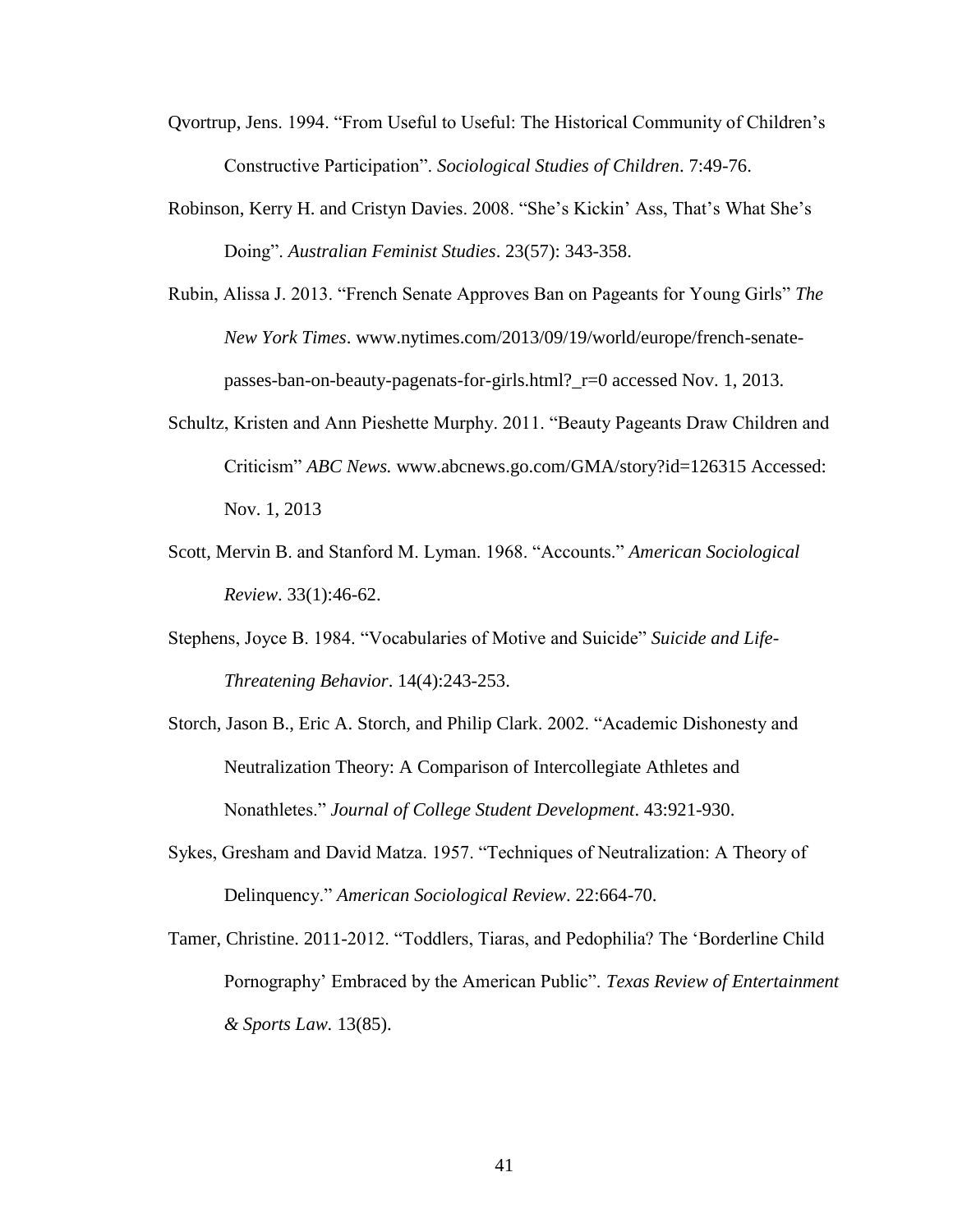Qvortrup, Jens. 1994. "From Useful to Useful: The Historical Community of Children's Constructive Participation". *Sociological Studies of Children*. 7:49-76.

Robinson, Kerry H. and Cristyn Davies. 2008. "She's Kickin' Ass, That's What She's Doing". *Australian Feminist Studies*. 23(57): 343-358.

Rubin, Alissa J. 2013. "French Senate Approves Ban on Pageants for Young Girls" *The New York Times*. www.nytimes.com/2013/09/19/world/europe/french-senate-passes-ban-on-beauty-pagenats-for-girls.html?_r=0 accessed Nov. 1, 2013.

Schultz, Kristen and Ann Pieshette Murphy. 2011. "Beauty Pageants Draw Children and Criticism" *ABC News.* www.abcnews.go.com/GMA/story?id=126315 Accessed: Nov. 1, 2013

Scott, Mervin B. and Stanford M. Lyman. 1968. "Accounts." *American Sociological Review*. 33(1):46-62.

Stephens, Joyce B. 1984. "Vocabularies of Motive and Suicide" *Suicide and Life-Threatening Behavior*. 14(4):243-253.

Storch, Jason B., Eric A. Storch, and Philip Clark. 2002. "Academic Dishonesty and Neutralization Theory: A Comparison of Intercollegiate Athletes and Nonathletes." *Journal of College Student Development*. 43:921-930.

Sykes, Gresham and David Matza. 1957. "Techniques of Neutralization: A Theory of Delinquency." *American Sociological Review*. 22:664-70.

Tamer, Christine. 2011-2012. "Toddlers, Tiaras, and Pedophilia? The 'Borderline Child Pornography' Embraced by the American Public". *Texas Review of Entertainment & Sports Law.* 13(85).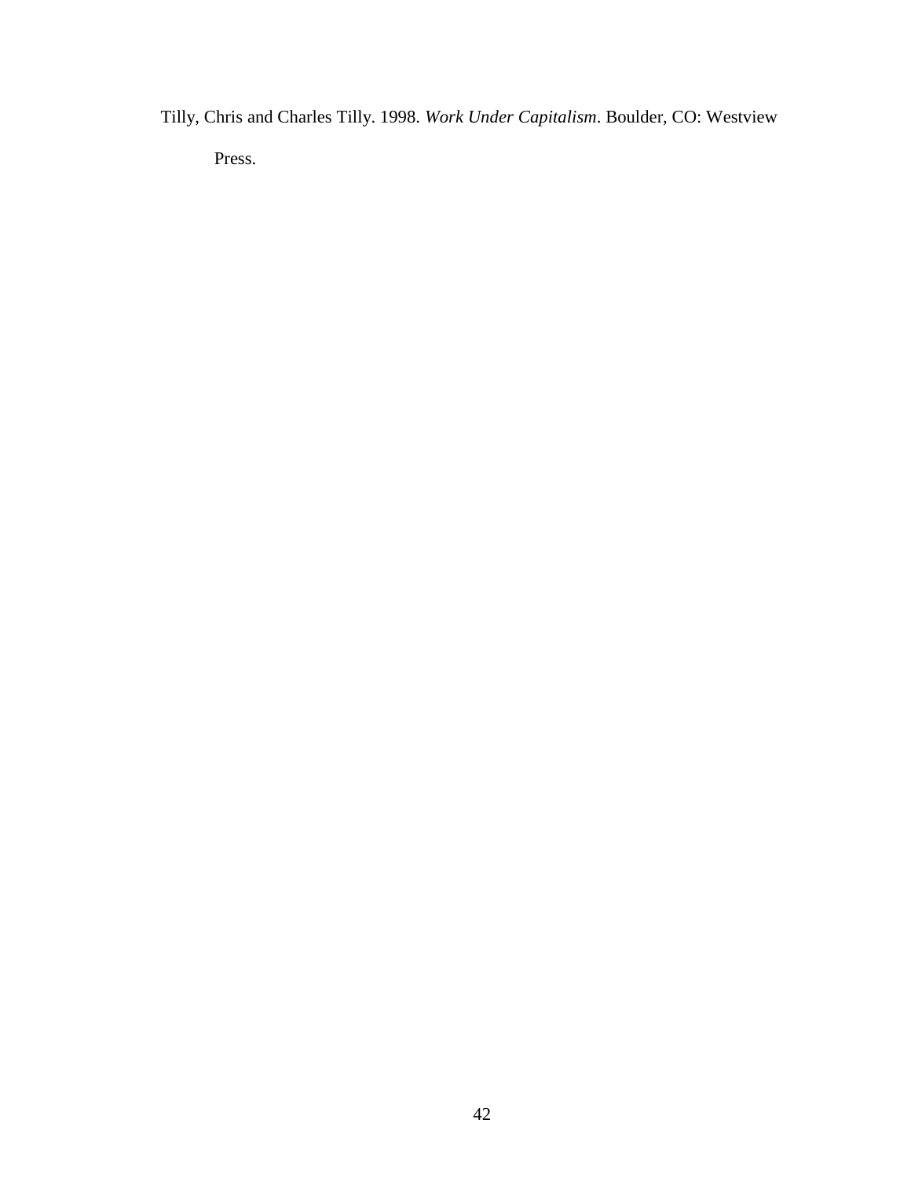Tilly, Chris and Charles Tilly. 1998. *Work Under Capitalism*. Boulder, CO: Westview Press.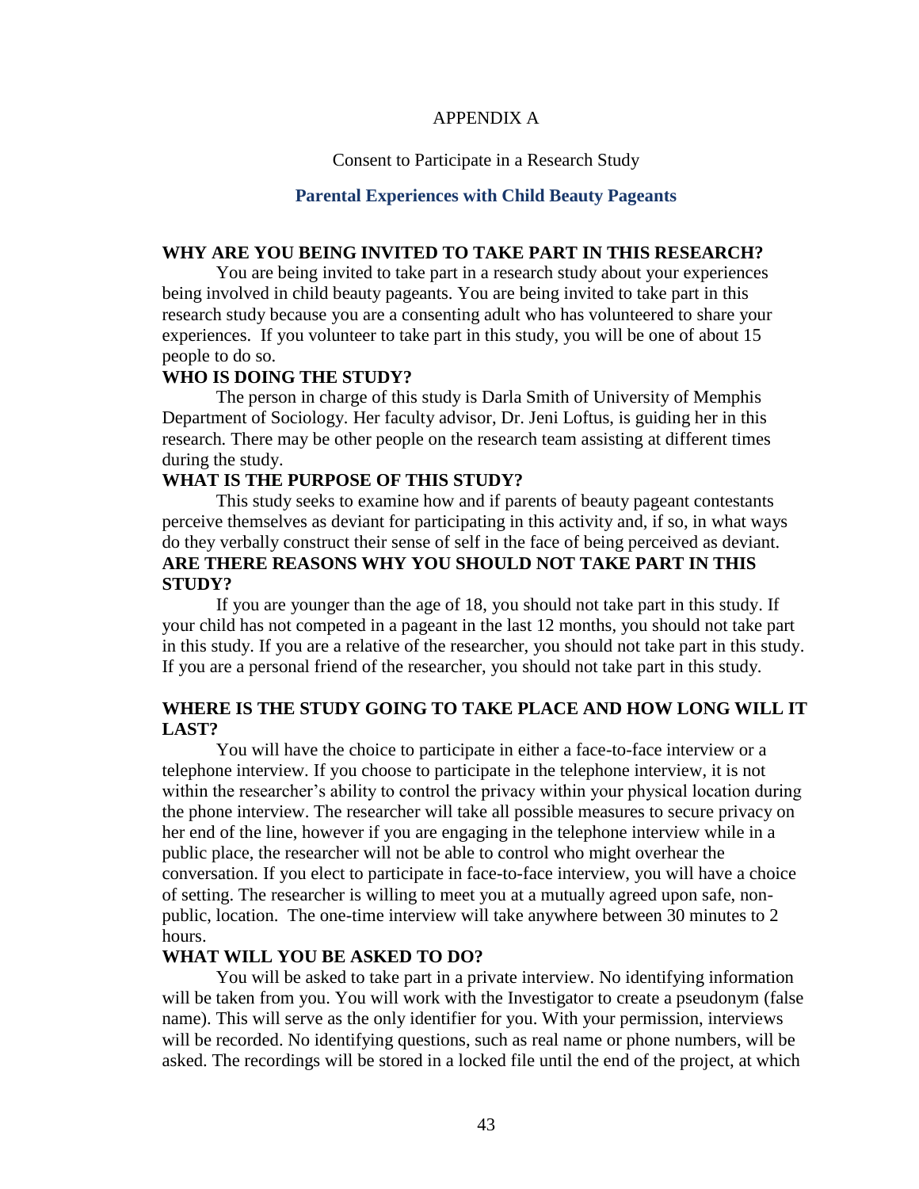# APPENDIX A

## Consent to Participate in a Research Study

## Parental Experiences with Child Beauty Pageants

**WHY ARE YOU BEING INVITED TO TAKE PART IN THIS RESEARCH?**

You are being invited to take part in a research study about your experiences being involved in child beauty pageants. You are being invited to take part in this research study because you are a consenting adult who has volunteered to share your experiences. If you volunteer to take part in this study, you will be one of about 15 people to do so.

**WHO IS DOING THE STUDY?**

The person in charge of this study is Darla Smith of University of Memphis Department of Sociology. Her faculty advisor, Dr. Jeni Loftus, is guiding her in this research. There may be other people on the research team assisting at different times during the study.

**WHAT IS THE PURPOSE OF THIS STUDY?**

This study seeks to examine how and if parents of beauty pageant contestants perceive themselves as deviant for participating in this activity and, if so, in what ways do they verbally construct their sense of self in the face of being perceived as deviant.

**ARE THERE REASONS WHY YOU SHOULD NOT TAKE PART IN THIS STUDY?**

If you are younger than the age of 18, you should not take part in this study. If your child has not competed in a pageant in the last 12 months, you should not take part in this study. If you are a relative of the researcher, you should not take part in this study. If you are a personal friend of the researcher, you should not take part in this study.

**WHERE IS THE STUDY GOING TO TAKE PLACE AND HOW LONG WILL IT LAST?**

You will have the choice to participate in either a face-to-face interview or a telephone interview. If you choose to participate in the telephone interview, it is not within the researcher's ability to control the privacy within your physical location during the phone interview. The researcher will take all possible measures to secure privacy on her end of the line, however if you are engaging in the telephone interview while in a public place, the researcher will not be able to control who might overhear the conversation. If you elect to participate in face-to-face interview, you will have a choice of setting. The researcher is willing to meet you at a mutually agreed upon safe, non-public, location. The one-time interview will take anywhere between 30 minutes to 2 hours.

**WHAT WILL YOU BE ASKED TO DO?**

You will be asked to take part in a private interview. No identifying information will be taken from you. You will work with the Investigator to create a pseudonym (false name). This will serve as the only identifier for you. With your permission, interviews will be recorded. No identifying questions, such as real name or phone numbers, will be asked. The recordings will be stored in a locked file until the end of the project, at which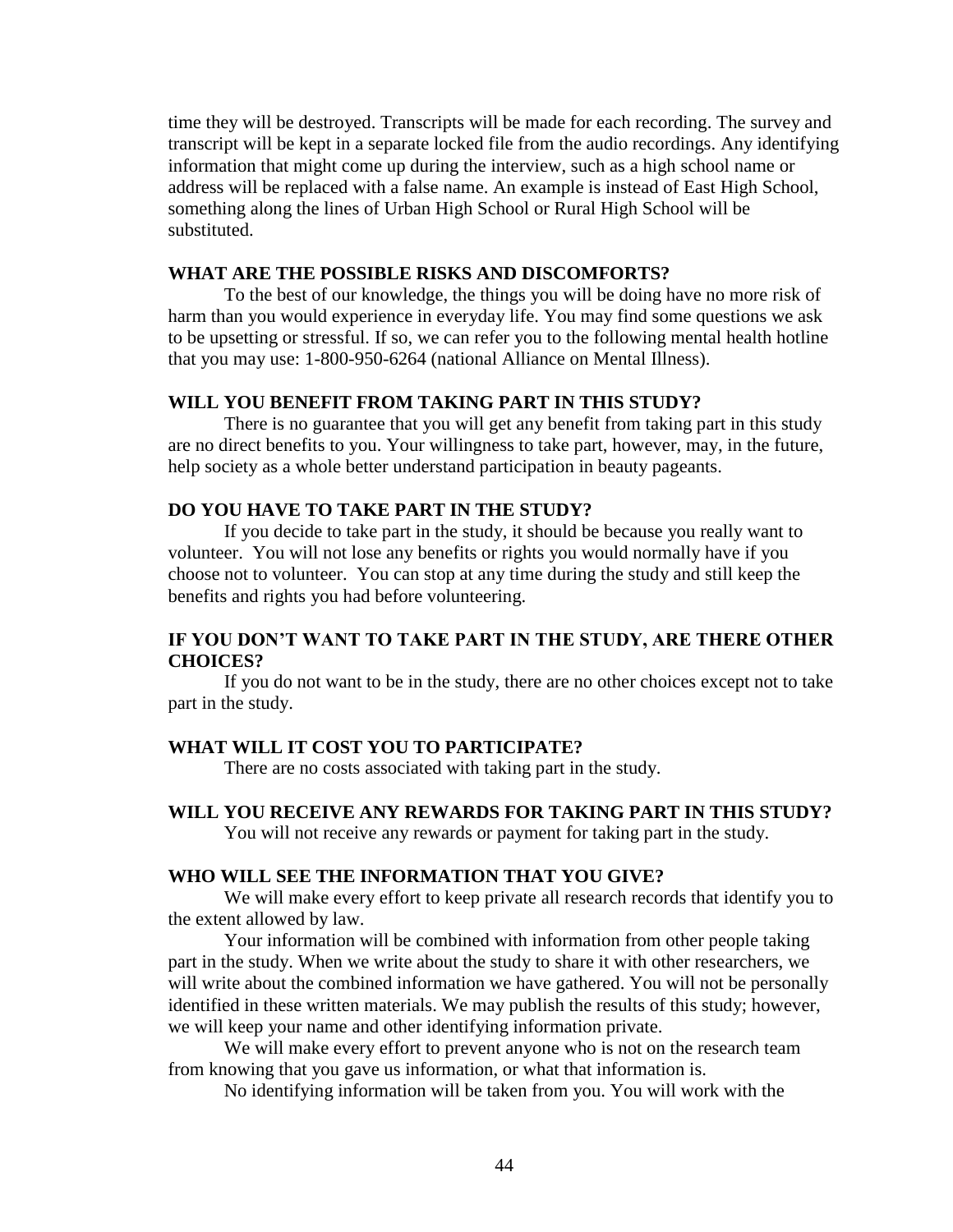time they will be destroyed. Transcripts will be made for each recording. The survey and transcript will be kept in a separate locked file from the audio recordings. Any identifying information that might come up during the interview, such as a high school name or address will be replaced with a false name. An example is instead of East High School, something along the lines of Urban High School or Rural High School will be substituted.

**WHAT ARE THE POSSIBLE RISKS AND DISCOMFORTS?**

To the best of our knowledge, the things you will be doing have no more risk of harm than you would experience in everyday life. You may find some questions we ask to be upsetting or stressful. If so, we can refer you to the following mental health hotline that you may use: 1-800-950-6264 (national Alliance on Mental Illness).

**WILL YOU BENEFIT FROM TAKING PART IN THIS STUDY?**

There is no guarantee that you will get any benefit from taking part in this study are no direct benefits to you. Your willingness to take part, however, may, in the future, help society as a whole better understand participation in beauty pageants.

**DO YOU HAVE TO TAKE PART IN THE STUDY?**

If you decide to take part in the study, it should be because you really want to volunteer. You will not lose any benefits or rights you would normally have if you choose not to volunteer. You can stop at any time during the study and still keep the benefits and rights you had before volunteering.

**IF YOU DON'T WANT TO TAKE PART IN THE STUDY, ARE THERE OTHER CHOICES?**

If you do not want to be in the study, there are no other choices except not to take part in the study.

**WHAT WILL IT COST YOU TO PARTICIPATE?**

There are no costs associated with taking part in the study.

**WILL YOU RECEIVE ANY REWARDS FOR TAKING PART IN THIS STUDY?**

You will not receive any rewards or payment for taking part in the study.

**WHO WILL SEE THE INFORMATION THAT YOU GIVE?**

We will make every effort to keep private all research records that identify you to the extent allowed by law.

Your information will be combined with information from other people taking part in the study. When we write about the study to share it with other researchers, we will write about the combined information we have gathered. You will not be personally identified in these written materials. We may publish the results of this study; however, we will keep your name and other identifying information private.

We will make every effort to prevent anyone who is not on the research team from knowing that you gave us information, or what that information is.

No identifying information will be taken from you. You will work with the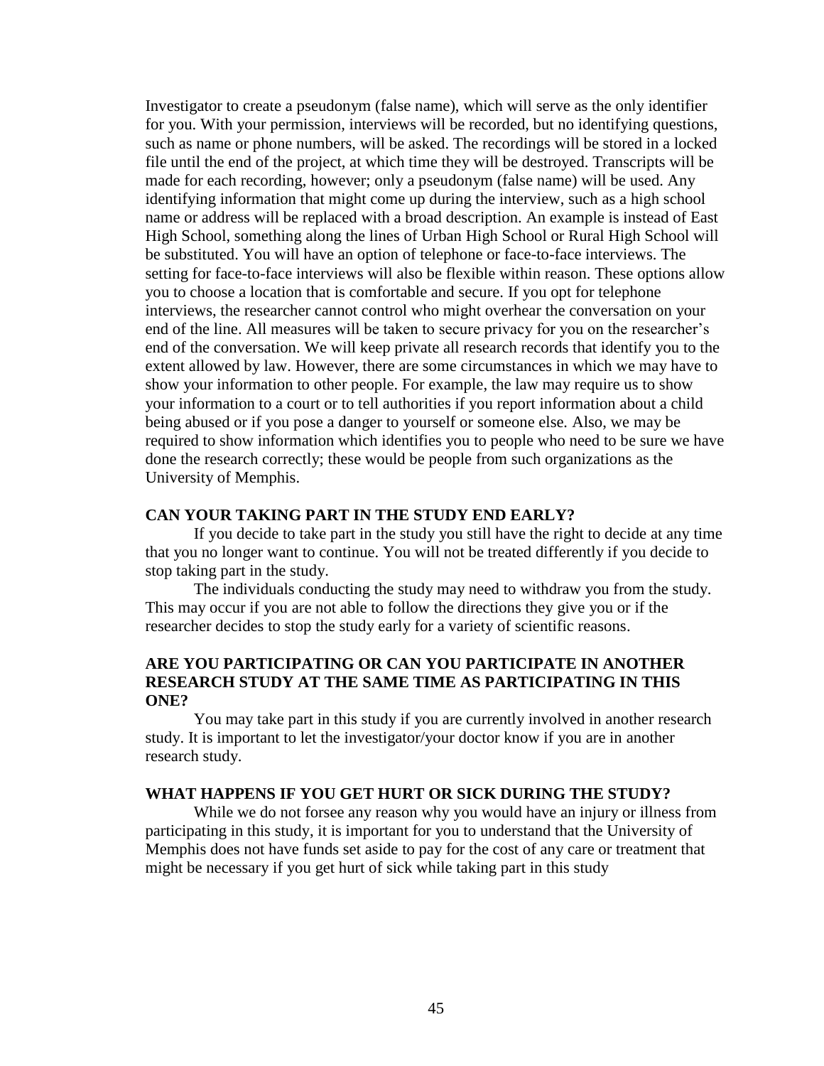Investigator to create a pseudonym (false name), which will serve as the only identifier for you. With your permission, interviews will be recorded, but no identifying questions, such as name or phone numbers, will be asked. The recordings will be stored in a locked file until the end of the project, at which time they will be destroyed. Transcripts will be made for each recording, however; only a pseudonym (false name) will be used. Any identifying information that might come up during the interview, such as a high school name or address will be replaced with a broad description. An example is instead of East High School, something along the lines of Urban High School or Rural High School will be substituted. You will have an option of telephone or face-to-face interviews. The setting for face-to-face interviews will also be flexible within reason. These options allow you to choose a location that is comfortable and secure. If you opt for telephone interviews, the researcher cannot control who might overhear the conversation on your end of the line. All measures will be taken to secure privacy for you on the researcher's end of the conversation. We will keep private all research records that identify you to the extent allowed by law. However, there are some circumstances in which we may have to show your information to other people. For example, the law may require us to show your information to a court or to tell authorities if you report information about a child being abused or if you pose a danger to yourself or someone else. Also, we may be required to show information which identifies you to people who need to be sure we have done the research correctly; these would be people from such organizations as the University of Memphis.

**CAN YOUR TAKING PART IN THE STUDY END EARLY?**

If you decide to take part in the study you still have the right to decide at any time that you no longer want to continue. You will not be treated differently if you decide to stop taking part in the study.

The individuals conducting the study may need to withdraw you from the study. This may occur if you are not able to follow the directions they give you or if the researcher decides to stop the study early for a variety of scientific reasons.

**ARE YOU PARTICIPATING OR CAN YOU PARTICIPATE IN ANOTHER RESEARCH STUDY AT THE SAME TIME AS PARTICIPATING IN THIS ONE?**

You may take part in this study if you are currently involved in another research study. It is important to let the investigator/your doctor know if you are in another research study.

**WHAT HAPPENS IF YOU GET HURT OR SICK DURING THE STUDY?**

While we do not forsee any reason why you would have an injury or illness from participating in this study, it is important for you to understand that the University of Memphis does not have funds set aside to pay for the cost of any care or treatment that might be necessary if you get hurt of sick while taking part in this study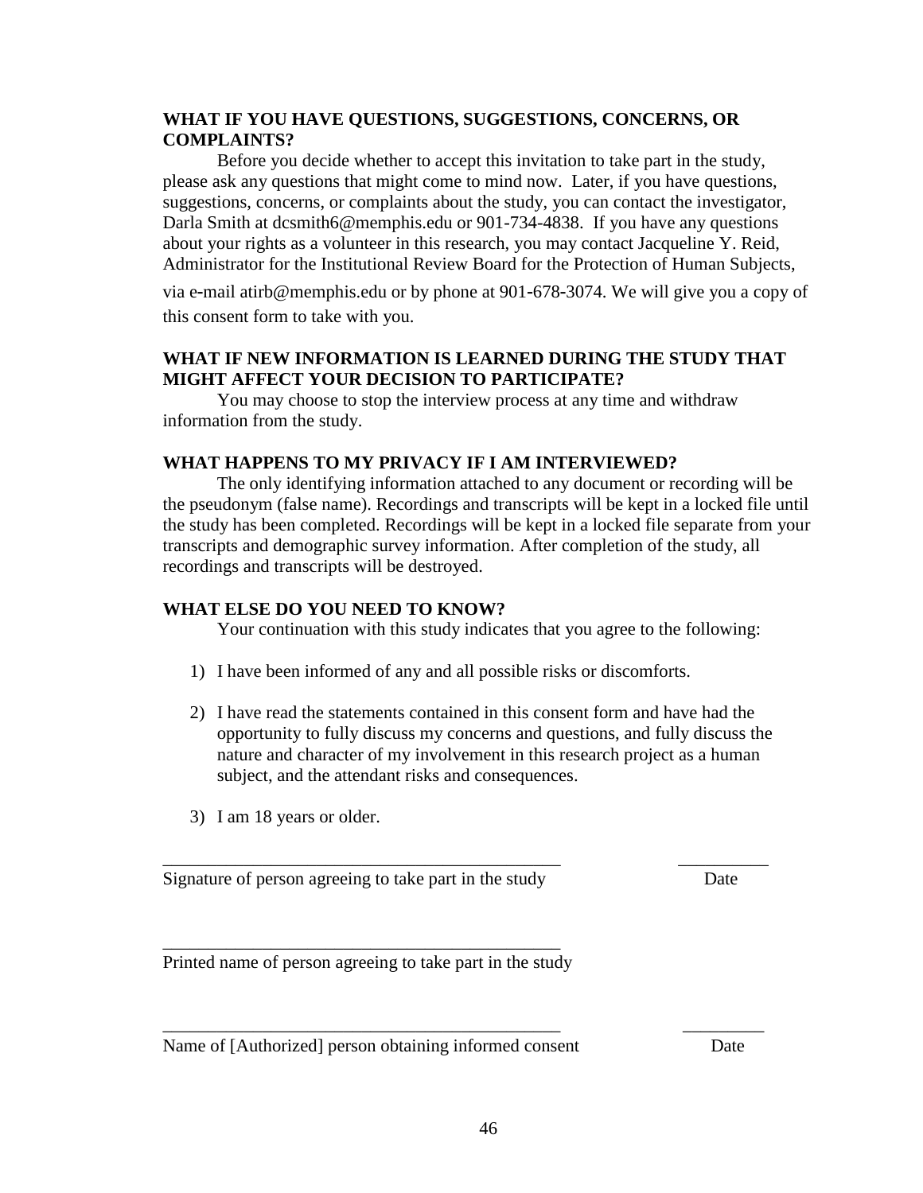**WHAT IF YOU HAVE QUESTIONS, SUGGESTIONS, CONCERNS, OR COMPLAINTS?**

Before you decide whether to accept this invitation to take part in the study, please ask any questions that might come to mind now. Later, if you have questions, suggestions, concerns, or complaints about the study, you can contact the investigator, Darla Smith at dcsmith6@memphis.edu or 901-734-4838. If you have any questions about your rights as a volunteer in this research, you may contact Jacqueline Y. Reid, Administrator for the Institutional Review Board for the Protection of Human Subjects, via e-mail atirb@memphis.edu or by phone at 901-678-3074. We will give you a copy of this consent form to take with you.

**WHAT IF NEW INFORMATION IS LEARNED DURING THE STUDY THAT MIGHT AFFECT YOUR DECISION TO PARTICIPATE?**

You may choose to stop the interview process at any time and withdraw information from the study.

**WHAT HAPPENS TO MY PRIVACY IF I AM INTERVIEWED?**

The only identifying information attached to any document or recording will be the pseudonym (false name). Recordings and transcripts will be kept in a locked file until the study has been completed. Recordings will be kept in a locked file separate from your transcripts and demographic survey information. After completion of the study, all recordings and transcripts will be destroyed.

**WHAT ELSE DO YOU NEED TO KNOW?**

Your continuation with this study indicates that you agree to the following:

1) I have been informed of any and all possible risks or discomforts.

2) I have read the statements contained in this consent form and have had the opportunity to fully discuss my concerns and questions, and fully discuss the nature and character of my involvement in this research project as a human subject, and the attendant risks and consequences.

3) I am 18 years or older.

_____________________________________________ __________

Signature of person agreeing to take part in the study Date

_____________________________________________

Printed name of person agreeing to take part in the study

_____________________________________________ _________

Name of [Authorized] person obtaining informed consent Date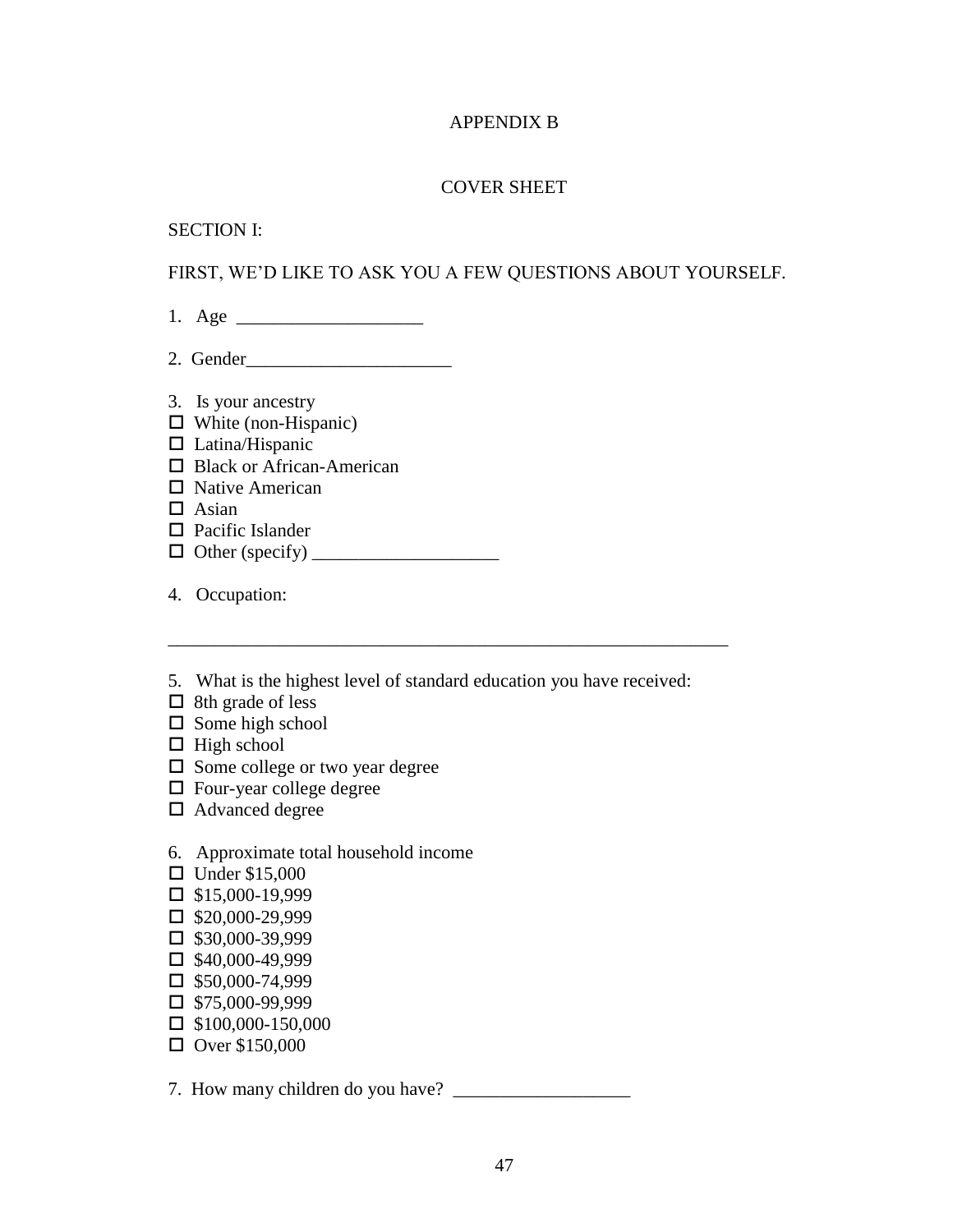# APPENDIX B

## COVER SHEET

SECTION I:

FIRST, WE'D LIKE TO ASK YOU A FEW QUESTIONS ABOUT YOURSELF.

1. Age ____________________

2. Gender______________________

3. Is your ancestry
- ☐ White (non-Hispanic)
- ☐ Latina/Hispanic
- ☐ Black or African-American
- ☐ Native American
- ☐ Asian
- ☐ Pacific Islander
- ☐ Other (specify) ____________________

4. Occupation:

_______________________________________________________________

5. What is the highest level of standard education you have received:
- ☐ 8th grade of less
- ☐ Some high school
- ☐ High school
- ☐ Some college or two year degree
- ☐ Four-year college degree
- ☐ Advanced degree

6. Approximate total household income
- ☐ Under $15,000
- ☐ $15,000-19,999
- ☐ $20,000-29,999
- ☐ $30,000-39,999
- ☐ $40,000-49,999
- ☐ $50,000-74,999
- ☐ $75,000-99,999
- ☐ $100,000-150,000
- ☐ Over $150,000

7. How many children do you have? ___________________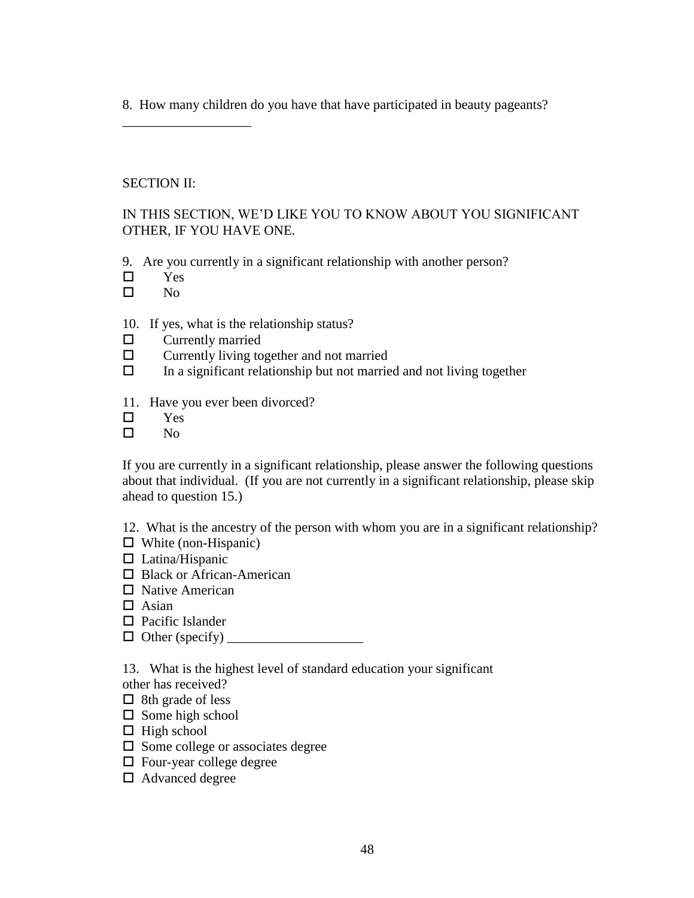8. How many children do you have that have participated in beauty pageants?

___________________

SECTION II:

IN THIS SECTION, WE'D LIKE YOU TO KNOW ABOUT YOU SIGNIFICANT OTHER, IF YOU HAVE ONE.

9. Are you currently in a significant relationship with another person?

- ☐ Yes
- ☐ No

10. If yes, what is the relationship status?

- ☐ Currently married
- ☐ Currently living together and not married
- ☐ In a significant relationship but not married and not living together

11. Have you ever been divorced?

- ☐ Yes
- ☐ No

If you are currently in a significant relationship, please answer the following questions about that individual. (If you are not currently in a significant relationship, please skip ahead to question 15.)

12. What is the ancestry of the person with whom you are in a significant relationship?

- ☐ White (non-Hispanic)
- ☐ Latina/Hispanic
- ☐ Black or African-American
- ☐ Native American
- ☐ Asian
- ☐ Pacific Islander
- ☐ Other (specify) ____________________

13. What is the highest level of standard education your significant other has received?

- ☐ 8th grade of less
- ☐ Some high school
- ☐ High school
- ☐ Some college or associates degree
- ☐ Four-year college degree
- ☐ Advanced degree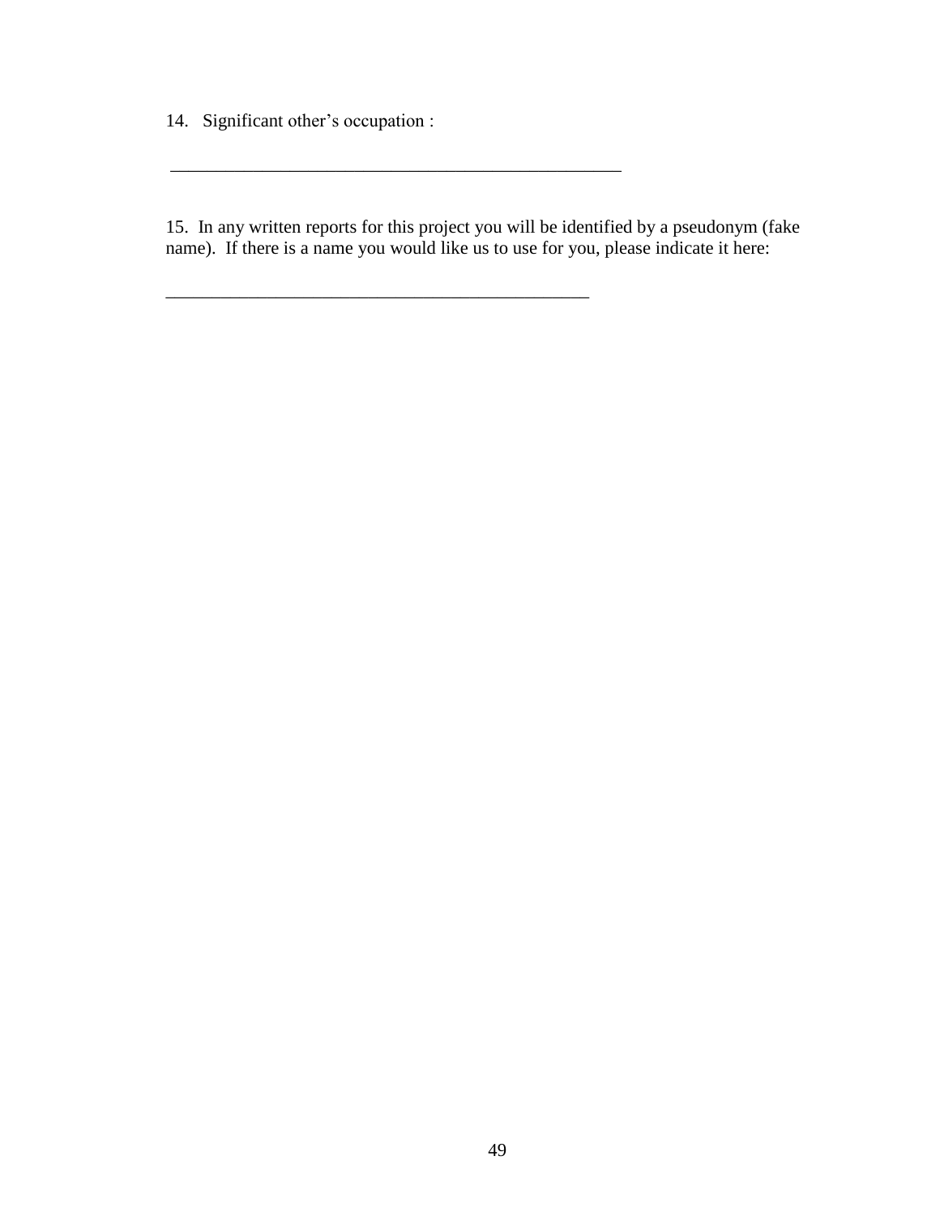14. Significant other's occupation :

\_\_\_\_\_\_\_\_\_\_\_\_\_\_\_\_\_\_\_\_\_\_\_\_\_\_\_\_\_\_\_\_\_\_\_\_\_\_\_\_\_\_\_\_\_\_\_\_\_\_

15. In any written reports for this project you will be identified by a pseudonym (fake name). If there is a name you would like us to use for you, please indicate it here:

\_\_\_\_\_\_\_\_\_\_\_\_\_\_\_\_\_\_\_\_\_\_\_\_\_\_\_\_\_\_\_\_\_\_\_\_\_\_\_\_\_\_\_\_\_\_\_\_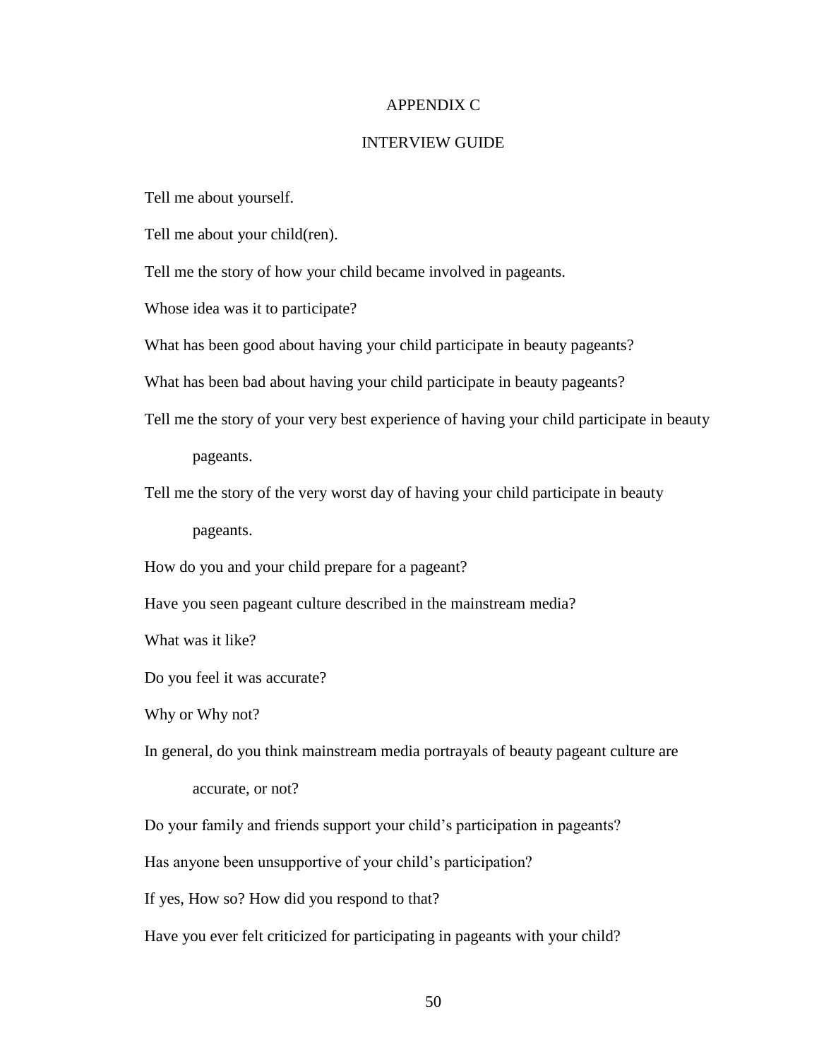# APPENDIX C

## INTERVIEW GUIDE

Tell me about yourself.

Tell me about your child(ren).

Tell me the story of how your child became involved in pageants.

Whose idea was it to participate?

What has been good about having your child participate in beauty pageants?

What has been bad about having your child participate in beauty pageants?

Tell me the story of your very best experience of having your child participate in beauty pageants.

Tell me the story of the very worst day of having your child participate in beauty pageants.

How do you and your child prepare for a pageant?

Have you seen pageant culture described in the mainstream media?

What was it like?

Do you feel it was accurate?

Why or Why not?

In general, do you think mainstream media portrayals of beauty pageant culture are accurate, or not?

Do your family and friends support your child's participation in pageants?

Has anyone been unsupportive of your child's participation?

If yes, How so? How did you respond to that?

Have you ever felt criticized for participating in pageants with your child?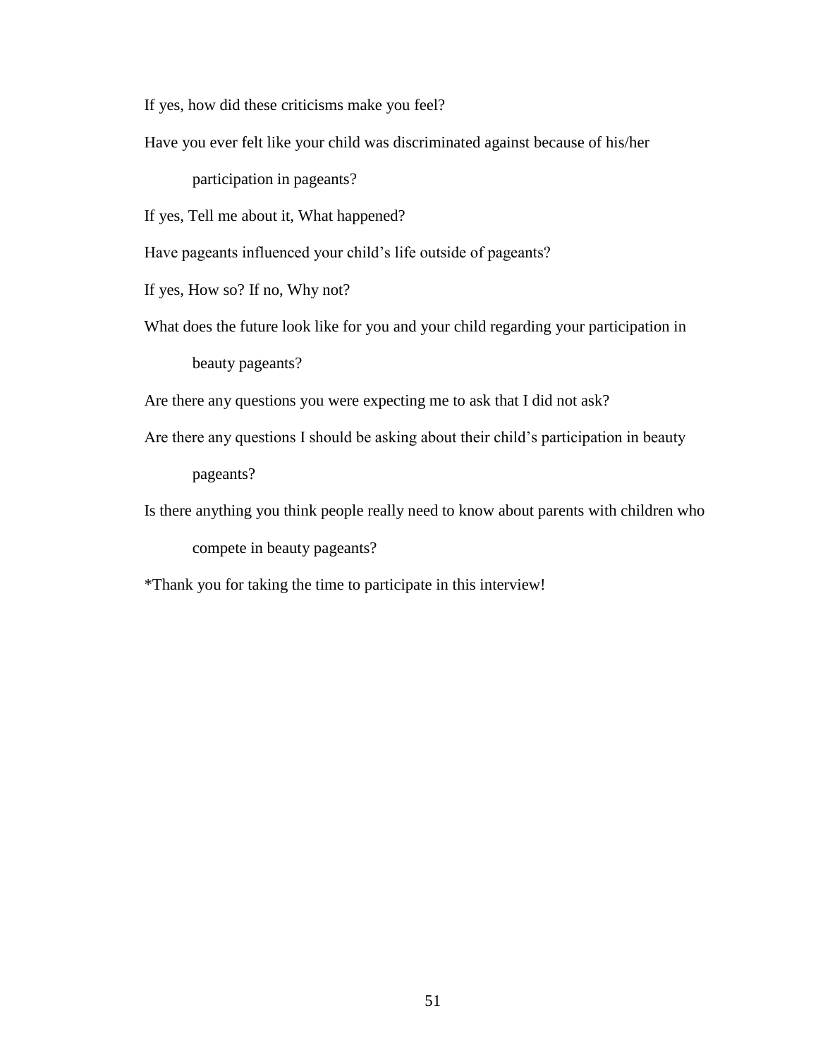If yes, how did these criticisms make you feel?

Have you ever felt like your child was discriminated against because of his/her participation in pageants?

If yes, Tell me about it, What happened?

Have pageants influenced your child's life outside of pageants?

If yes, How so? If no, Why not?

What does the future look like for you and your child regarding your participation in beauty pageants?

Are there any questions you were expecting me to ask that I did not ask?

Are there any questions I should be asking about their child's participation in beauty pageants?

Is there anything you think people really need to know about parents with children who compete in beauty pageants?

*Thank you for taking the time to participate in this interview!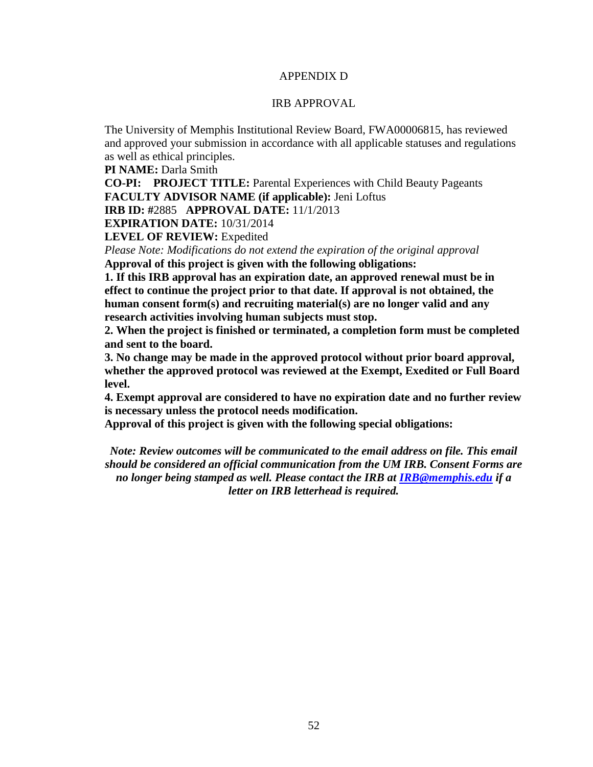# APPENDIX D

## IRB APPROVAL

The University of Memphis Institutional Review Board, FWA00006815, has reviewed and approved your submission in accordance with all applicable statuses and regulations as well as ethical principles.

**PI NAME:** Darla Smith

**CO-PI: PROJECT TITLE:** Parental Experiences with Child Beauty Pageants

**FACULTY ADVISOR NAME (if applicable):** Jeni Loftus

**IRB ID: #**2885 **APPROVAL DATE:** 11/1/2013

**EXPIRATION DATE:** 10/31/2014

**LEVEL OF REVIEW:** Expedited

*Please Note: Modifications do not extend the expiration of the original approval*

**Approval of this project is given with the following obligations:**

**1. If this IRB approval has an expiration date, an approved renewal must be in effect to continue the project prior to that date. If approval is not obtained, the human consent form(s) and recruiting material(s) are no longer valid and any research activities involving human subjects must stop.**

**2. When the project is finished or terminated, a completion form must be completed and sent to the board.**

**3. No change may be made in the approved protocol without prior board approval, whether the approved protocol was reviewed at the Exempt, Exedited or Full Board level.**

**4. Exempt approval are considered to have no expiration date and no further review is necessary unless the protocol needs modification.**

**Approval of this project is given with the following special obligations:**

***Note: Review outcomes will be communicated to the email address on file. This email should be considered an official communication from the UM IRB. Consent Forms are no longer being stamped as well. Please contact the IRB at IRB@memphis.edu if a letter on IRB letterhead is required.***